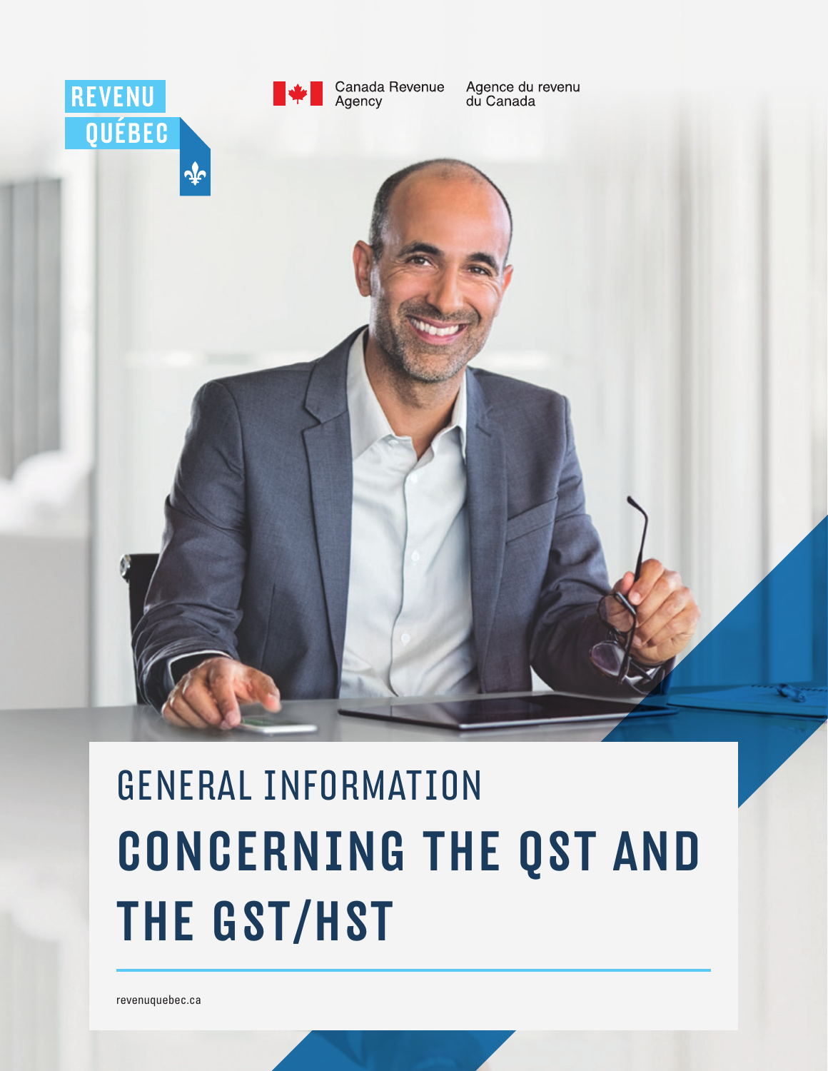REVENU QUÉBEC

Canada Revenue Agency | Agence du revenu du Canada

# GENERAL INFORMATION CONCERNING THE QST AND THE GST/HST

revenuquebec.ca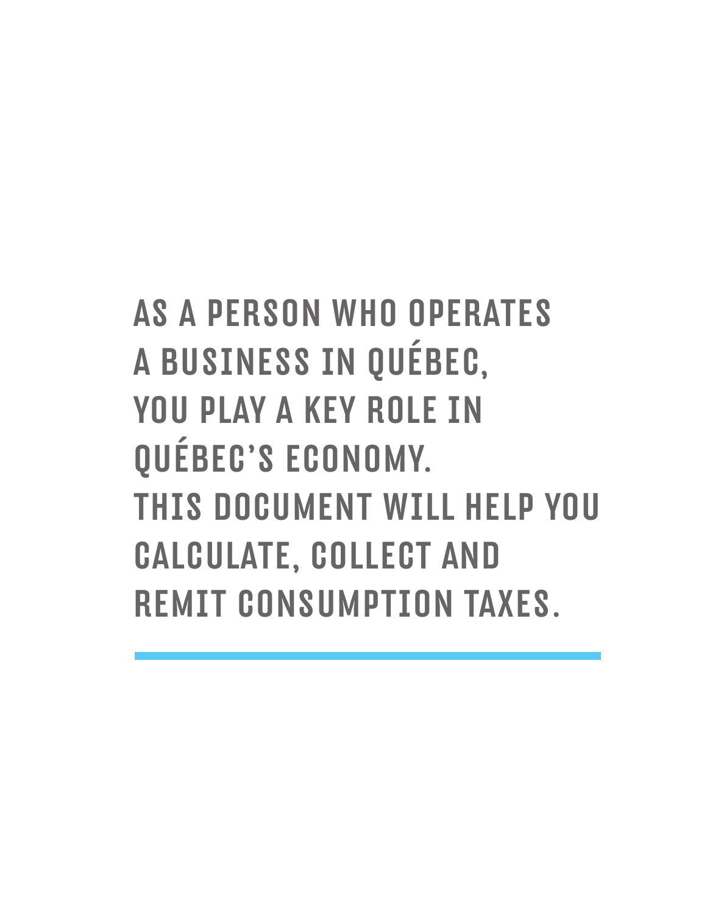AS A PERSON WHO OPERATES A BUSINESS IN QUÉBEC, YOU PLAY A KEY ROLE IN QUÉBEC'S ECONOMY. THIS DOCUMENT WILL HELP YOU CALCULATE, COLLECT AND REMIT CONSUMPTION TAXES.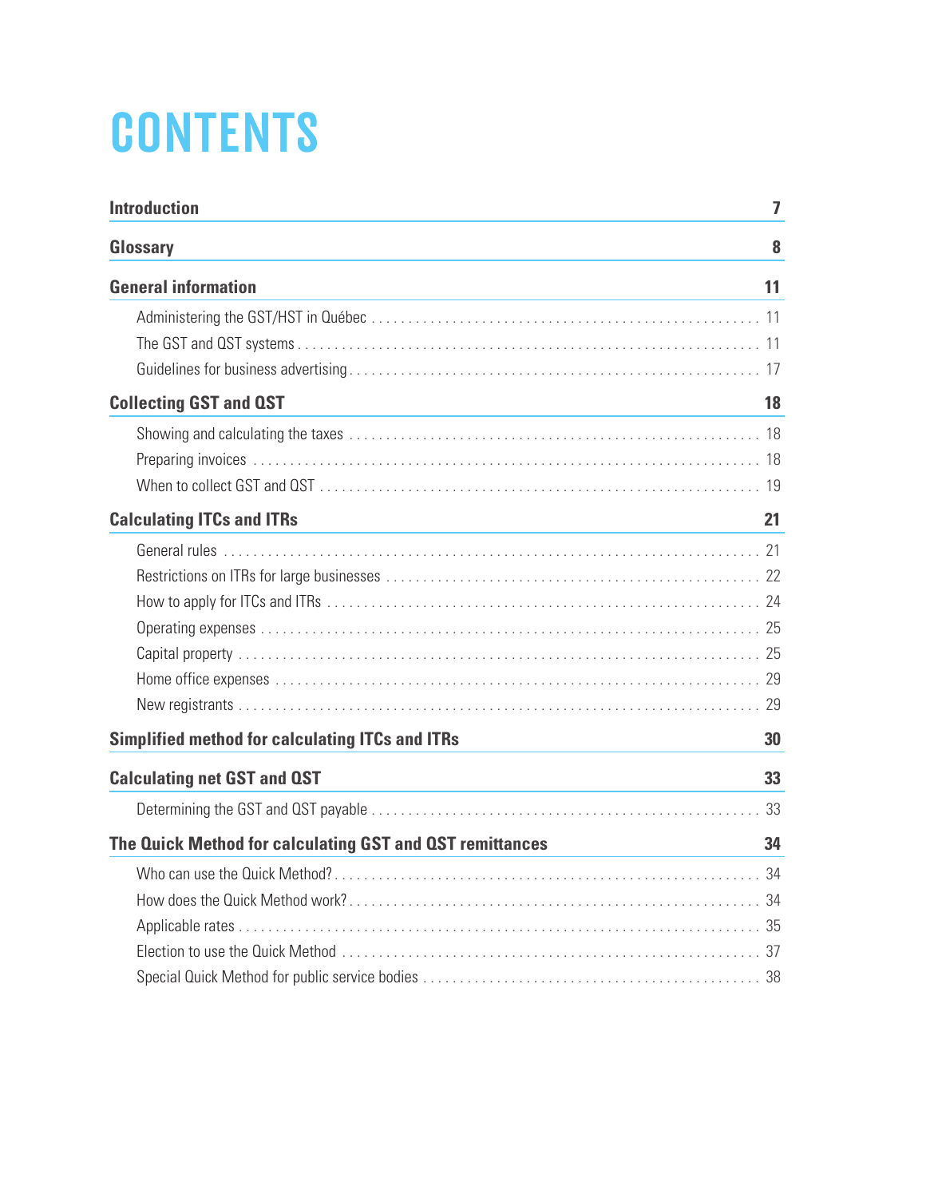# CONTENTS

| | |
|---|---|
| **Introduction** | **7** |
| **Glossary** | **8** |
| **General information** | **11** |
| Administering the GST/HST in Québec | 11 |
| The GST and QST systems | 11 |
| Guidelines for business advertising | 17 |
| **Collecting GST and QST** | **18** |
| Showing and calculating the taxes | 18 |
| Preparing invoices | 18 |
| When to collect GST and QST | 19 |
| **Calculating ITCs and ITRs** | **21** |
| General rules | 21 |
| Restrictions on ITRs for large businesses | 22 |
| How to apply for ITCs and ITRs | 24 |
| Operating expenses | 25 |
| Capital property | 25 |
| Home office expenses | 29 |
| New registrants | 29 |
| **Simplified method for calculating ITCs and ITRs** | **30** |
| **Calculating net GST and QST** | **33** |
| Determining the GST and QST payable | 33 |
| **The Quick Method for calculating GST and QST remittances** | **34** |
| Who can use the Quick Method? | 34 |
| How does the Quick Method work? | 34 |
| Applicable rates | 35 |
| Election to use the Quick Method | 37 |
| Special Quick Method for public service bodies | 38 |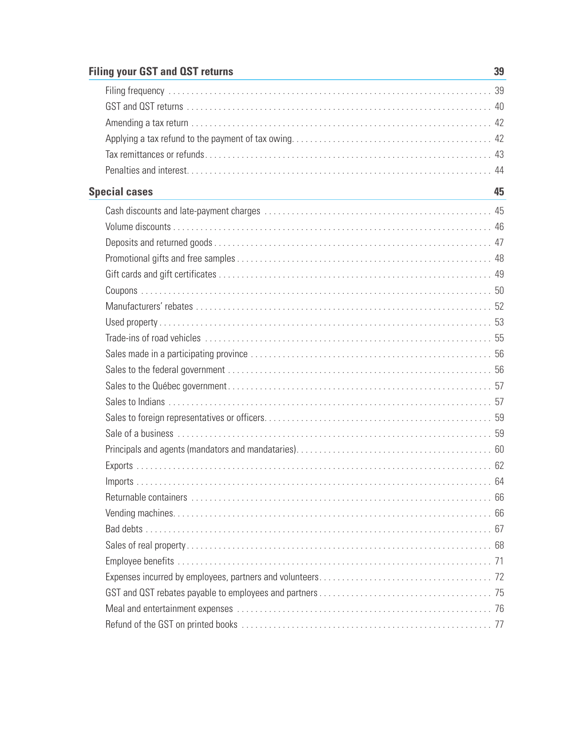**Filing your GST and QST returns** 39

- Filing frequency 39
- GST and QST returns 40
- Amending a tax return 42
- Applying a tax refund to the payment of tax owing 42
- Tax remittances or refunds 43
- Penalties and interest 44

**Special cases** 45

- Cash discounts and late-payment charges 45
- Volume discounts 46
- Deposits and returned goods 47
- Promotional gifts and free samples 48
- Gift cards and gift certificates 49
- Coupons 50
- Manufacturers' rebates 52
- Used property 53
- Trade-ins of road vehicles 55
- Sales made in a participating province 56
- Sales to the federal government 56
- Sales to the Québec government 57
- Sales to Indians 57
- Sales to foreign representatives or officers 59
- Sale of a business 59
- Principals and agents (mandators and mandataries) 60
- Exports 62
- Imports 64
- Returnable containers 66
- Vending machines 66
- Bad debts 67
- Sales of real property 68
- Employee benefits 71
- Expenses incurred by employees, partners and volunteers 72
- GST and QST rebates payable to employees and partners 75
- Meal and entertainment expenses 76
- Refund of the GST on printed books 77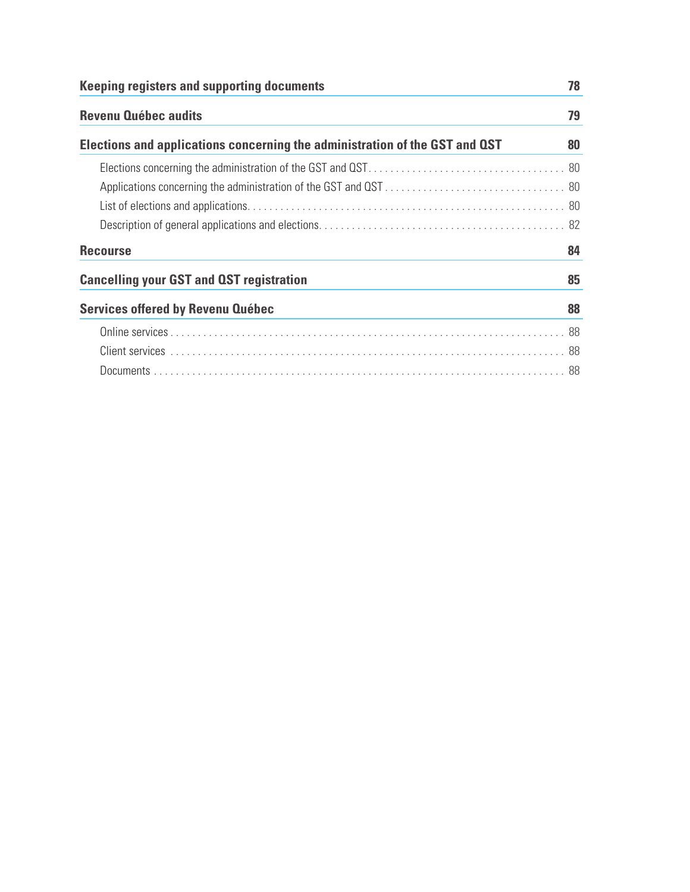**Keeping registers and supporting documents** 78

**Revenu Québec audits** 79

**Elections and applications concerning the administration of the GST and QST** 80

- Elections concerning the administration of the GST and QST . . . . . . . . . . 80
- Applications concerning the administration of the GST and QST . . . . . . . . . . 80
- List of elections and applications . . . . . . . . . . 80
- Description of general applications and elections . . . . . . . . . . 82

**Recourse** 84

**Cancelling your GST and QST registration** 85

**Services offered by Revenu Québec** 88

- Online services . . . . . . . . . . 88
- Client services . . . . . . . . . . 88
- Documents . . . . . . . . . . 88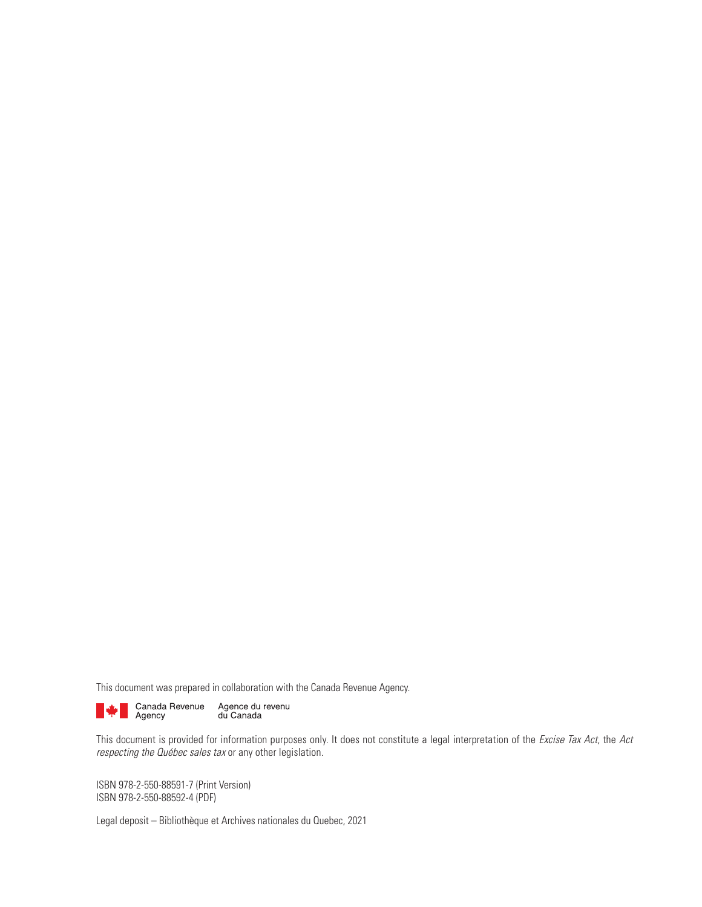This document was prepared in collaboration with the Canada Revenue Agency.

Canada Revenue Agency Agence du revenu du Canada

This document is provided for information purposes only. It does not constitute a legal interpretation of the *Excise Tax Act*, the *Act respecting the Québec sales tax* or any other legislation.

ISBN 978-2-550-88591-7 (Print Version)
ISBN 978-2-550-88592-4 (PDF)

Legal deposit – Bibliothèque et Archives nationales du Quebec, 2021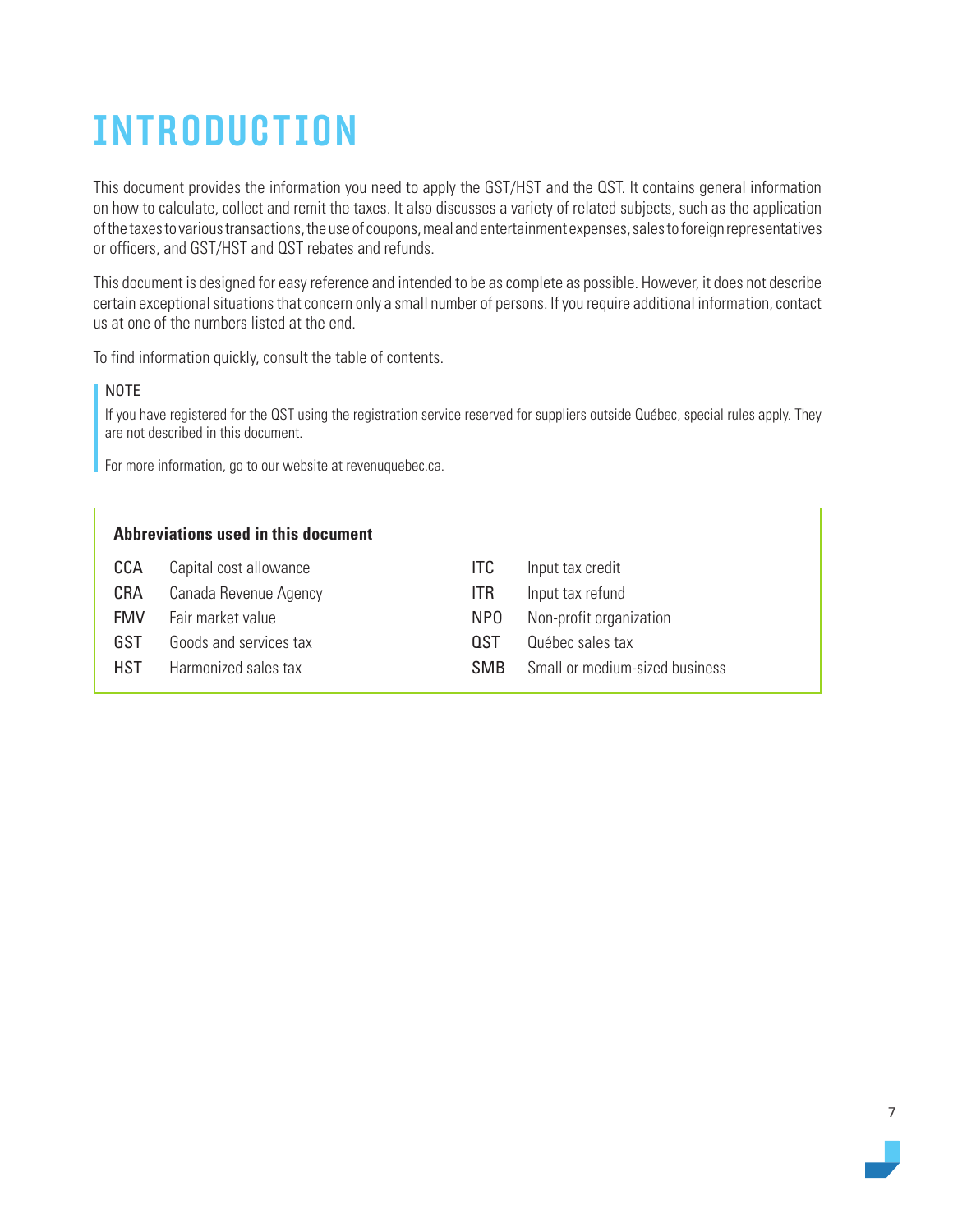# INTRODUCTION

This document provides the information you need to apply the GST/HST and the QST. It contains general information on how to calculate, collect and remit the taxes. It also discusses a variety of related subjects, such as the application of the taxes to various transactions, the use of coupons, meal and entertainment expenses, sales to foreign representatives or officers, and GST/HST and QST rebates and refunds.

This document is designed for easy reference and intended to be as complete as possible. However, it does not describe certain exceptional situations that concern only a small number of persons. If you require additional information, contact us at one of the numbers listed at the end.

To find information quickly, consult the table of contents.

> NOTE
>
> If you have registered for the QST using the registration service reserved for suppliers outside Québec, special rules apply. They are not described in this document.
>
> For more information, go to our website at revenuquebec.ca.

**Abbreviations used in this document**

| | | | |
|---|---|---|---|
| CCA | Capital cost allowance | ITC | Input tax credit |
| CRA | Canada Revenue Agency | ITR | Input tax refund |
| FMV | Fair market value | NPO | Non-profit organization |
| GST | Goods and services tax | QST | Québec sales tax |
| HST | Harmonized sales tax | SMB | Small or medium-sized business |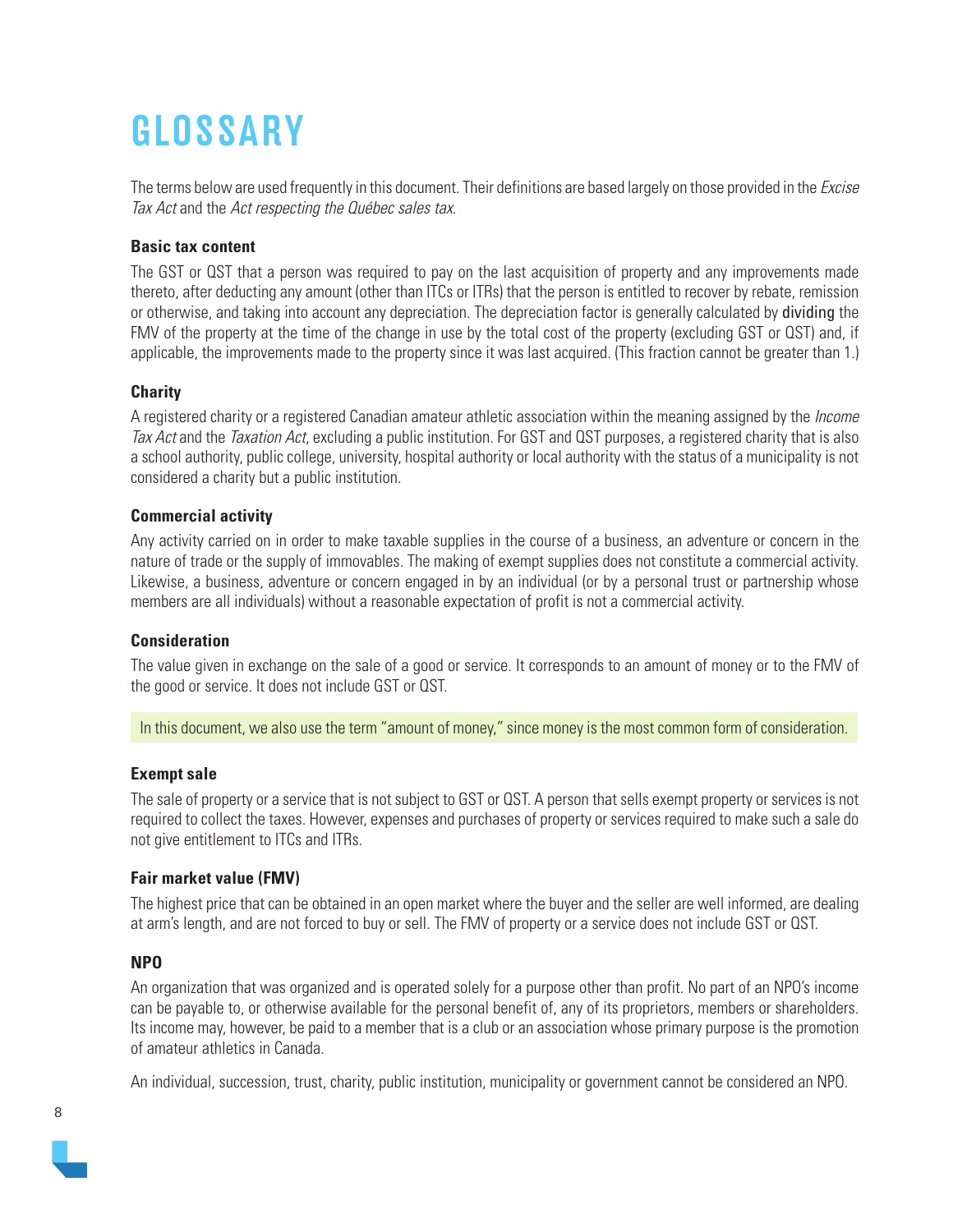# GLOSSARY

The terms below are used frequently in this document. Their definitions are based largely on those provided in the *Excise Tax Act* and the *Act respecting the Québec sales tax*.

### Basic tax content

The GST or QST that a person was required to pay on the last acquisition of property and any improvements made thereto, after deducting any amount (other than ITCs or ITRs) that the person is entitled to recover by rebate, remission or otherwise, and taking into account any depreciation. The depreciation factor is generally calculated by dividing the FMV of the property at the time of the change in use by the total cost of the property (excluding GST or QST) and, if applicable, the improvements made to the property since it was last acquired. (This fraction cannot be greater than 1.)

### Charity

A registered charity or a registered Canadian amateur athletic association within the meaning assigned by the *Income Tax Act* and the *Taxation Act*, excluding a public institution. For GST and QST purposes, a registered charity that is also a school authority, public college, university, hospital authority or local authority with the status of a municipality is not considered a charity but a public institution.

### Commercial activity

Any activity carried on in order to make taxable supplies in the course of a business, an adventure or concern in the nature of trade or the supply of immovables. The making of exempt supplies does not constitute a commercial activity. Likewise, a business, adventure or concern engaged in by an individual (or by a personal trust or partnership whose members are all individuals) without a reasonable expectation of profit is not a commercial activity.

### Consideration

The value given in exchange on the sale of a good or service. It corresponds to an amount of money or to the FMV of the good or service. It does not include GST or QST.

In this document, we also use the term "amount of money," since money is the most common form of consideration.

### Exempt sale

The sale of property or a service that is not subject to GST or QST. A person that sells exempt property or services is not required to collect the taxes. However, expenses and purchases of property or services required to make such a sale do not give entitlement to ITCs and ITRs.

### Fair market value (FMV)

The highest price that can be obtained in an open market where the buyer and the seller are well informed, are dealing at arm's length, and are not forced to buy or sell. The FMV of property or a service does not include GST or QST.

### NPO

An organization that was organized and is operated solely for a purpose other than profit. No part of an NPO's income can be payable to, or otherwise available for the personal benefit of, any of its proprietors, members or shareholders. Its income may, however, be paid to a member that is a club or an association whose primary purpose is the promotion of amateur athletics in Canada.

An individual, succession, trust, charity, public institution, municipality or government cannot be considered an NPO.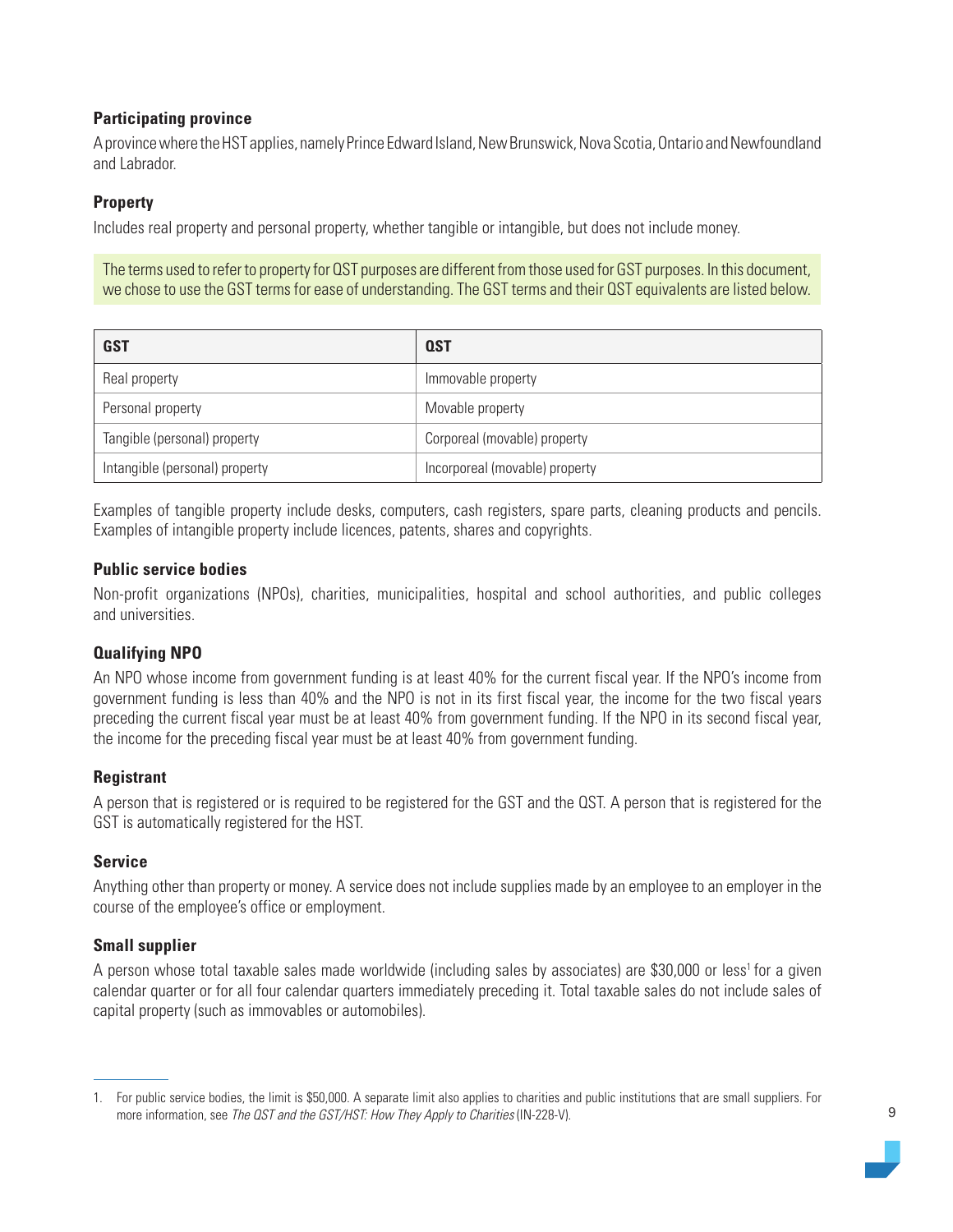### Participating province

A province where the HST applies, namely Prince Edward Island, New Brunswick, Nova Scotia, Ontario and Newfoundland and Labrador.

### Property

Includes real property and personal property, whether tangible or intangible, but does not include money.

> The terms used to refer to property for QST purposes are different from those used for GST purposes. In this document, we chose to use the GST terms for ease of understanding. The GST terms and their QST equivalents are listed below.

| GST | QST |
|---|---|
| Real property | Immovable property |
| Personal property | Movable property |
| Tangible (personal) property | Corporeal (movable) property |
| Intangible (personal) property | Incorporeal (movable) property |

Examples of tangible property include desks, computers, cash registers, spare parts, cleaning products and pencils. Examples of intangible property include licences, patents, shares and copyrights.

### Public service bodies

Non-profit organizations (NPOs), charities, municipalities, hospital and school authorities, and public colleges and universities.

### Qualifying NPO

An NPO whose income from government funding is at least 40% for the current fiscal year. If the NPO's income from government funding is less than 40% and the NPO is not in its first fiscal year, the income for the two fiscal years preceding the current fiscal year must be at least 40% from government funding. If the NPO in its second fiscal year, the income for the preceding fiscal year must be at least 40% from government funding.

### Registrant

A person that is registered or is required to be registered for the GST and the QST. A person that is registered for the GST is automatically registered for the HST.

### Service

Anything other than property or money. A service does not include supplies made by an employee to an employer in the course of the employee's office or employment.

### Small supplier

A person whose total taxable sales made worldwide (including sales by associates) are $30,000 or less[1] for a given calendar quarter or for all four calendar quarters immediately preceding it. Total taxable sales do not include sales of capital property (such as immovables or automobiles).

---

1. For public service bodies, the limit is $50,000. A separate limit also applies to charities and public institutions that are small suppliers. For more information, see *The QST and the GST/HST: How They Apply to Charities* (IN-228-V).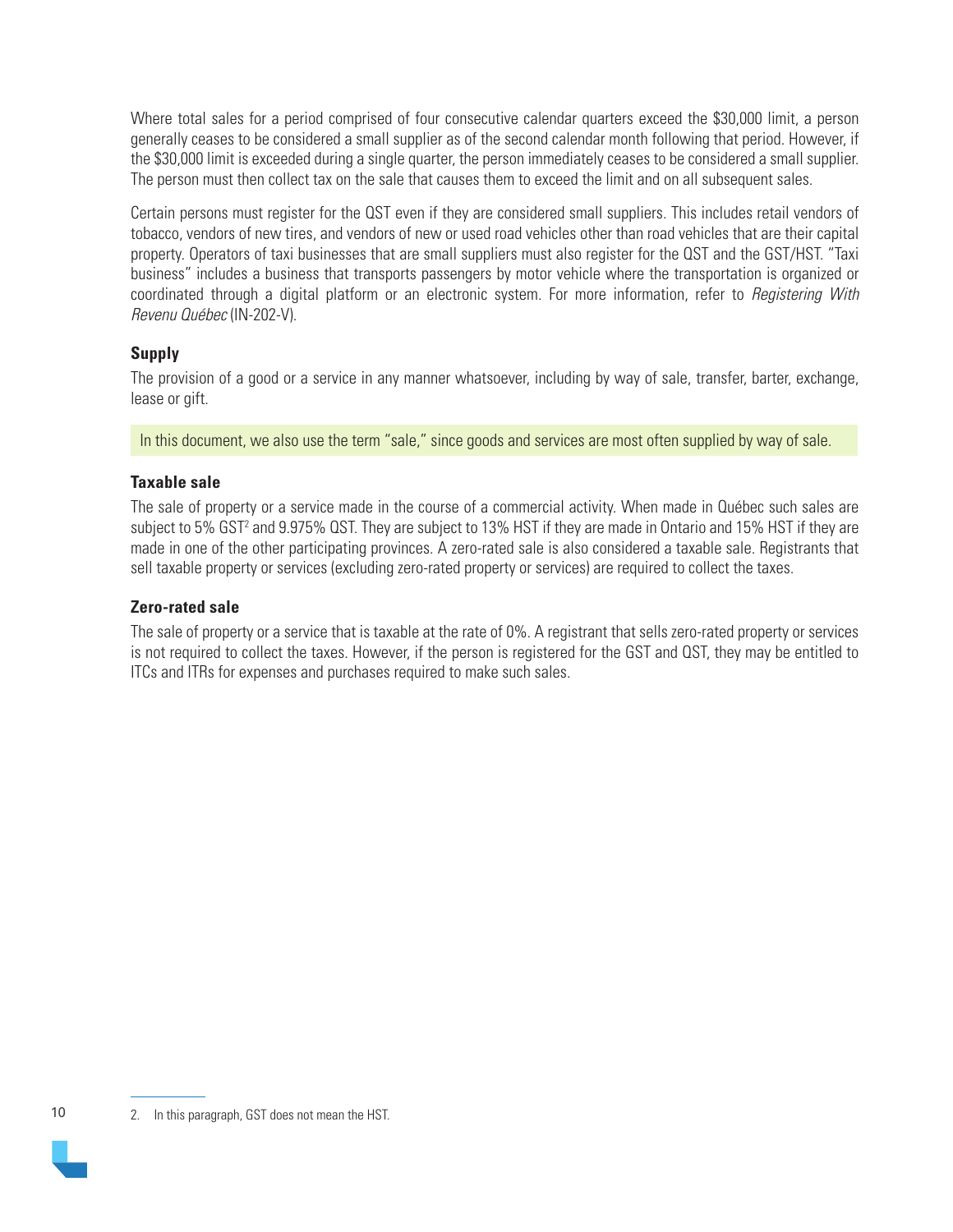Where total sales for a period comprised of four consecutive calendar quarters exceed the $30,000 limit, a person generally ceases to be considered a small supplier as of the second calendar month following that period. However, if the $30,000 limit is exceeded during a single quarter, the person immediately ceases to be considered a small supplier. The person must then collect tax on the sale that causes them to exceed the limit and on all subsequent sales.

Certain persons must register for the QST even if they are considered small suppliers. This includes retail vendors of tobacco, vendors of new tires, and vendors of new or used road vehicles other than road vehicles that are their capital property. Operators of taxi businesses that are small suppliers must also register for the QST and the GST/HST. "Taxi business" includes a business that transports passengers by motor vehicle where the transportation is organized or coordinated through a digital platform or an electronic system. For more information, refer to *Registering With Revenu Québec* (IN-202-V).

**Supply**

The provision of a good or a service in any manner whatsoever, including by way of sale, transfer, barter, exchange, lease or gift.

In this document, we also use the term "sale," since goods and services are most often supplied by way of sale.

**Taxable sale**

The sale of property or a service made in the course of a commercial activity. When made in Québec such sales are subject to 5% GST[2] and 9.975% QST. They are subject to 13% HST if they are made in Ontario and 15% HST if they are made in one of the other participating provinces. A zero-rated sale is also considered a taxable sale. Registrants that sell taxable property or services (excluding zero-rated property or services) are required to collect the taxes.

**Zero-rated sale**

The sale of property or a service that is taxable at the rate of 0%. A registrant that sells zero-rated property or services is not required to collect the taxes. However, if the person is registered for the GST and QST, they may be entitled to ITCs and ITRs for expenses and purchases required to make such sales.

---

2. In this paragraph, GST does not mean the HST.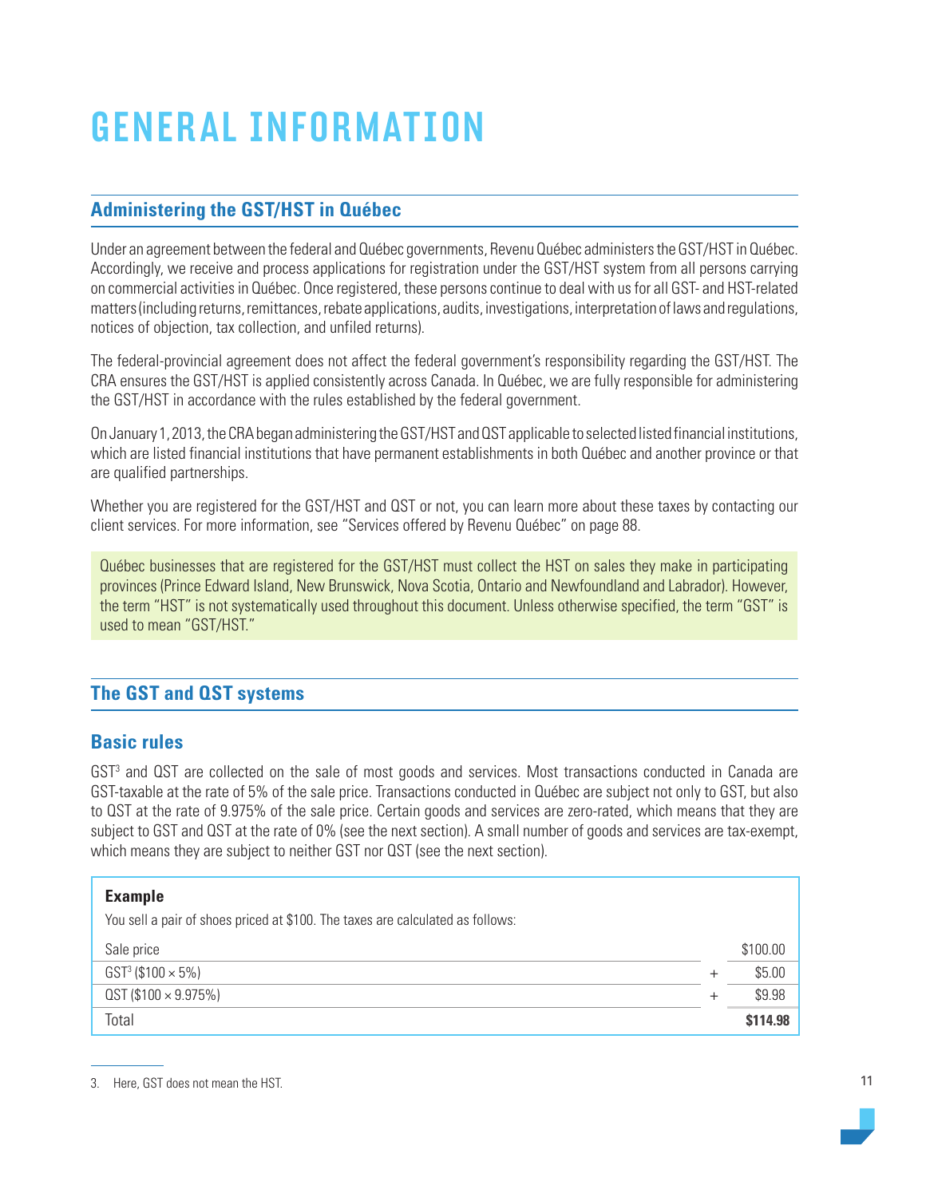# GENERAL INFORMATION

## Administering the GST/HST in Québec

Under an agreement between the federal and Québec governments, Revenu Québec administers the GST/HST in Québec. Accordingly, we receive and process applications for registration under the GST/HST system from all persons carrying on commercial activities in Québec. Once registered, these persons continue to deal with us for all GST- and HST-related matters (including returns, remittances, rebate applications, audits, investigations, interpretation of laws and regulations, notices of objection, tax collection, and unfiled returns).

The federal-provincial agreement does not affect the federal government's responsibility regarding the GST/HST. The CRA ensures the GST/HST is applied consistently across Canada. In Québec, we are fully responsible for administering the GST/HST in accordance with the rules established by the federal government.

On January 1, 2013, the CRA began administering the GST/HST and QST applicable to selected listed financial institutions, which are listed financial institutions that have permanent establishments in both Québec and another province or that are qualified partnerships.

Whether you are registered for the GST/HST and QST or not, you can learn more about these taxes by contacting our client services. For more information, see "Services offered by Revenu Québec" on page 88.

> Québec businesses that are registered for the GST/HST must collect the HST on sales they make in participating provinces (Prince Edward Island, New Brunswick, Nova Scotia, Ontario and Newfoundland and Labrador). However, the term "HST" is not systematically used throughout this document. Unless otherwise specified, the term "GST" is used to mean "GST/HST."

## The GST and QST systems

### Basic rules

GST[3] and QST are collected on the sale of most goods and services. Most transactions conducted in Canada are GST-taxable at the rate of 5% of the sale price. Transactions conducted in Québec are subject not only to GST, but also to QST at the rate of 9.975% of the sale price. Certain goods and services are zero-rated, which means that they are subject to GST and QST at the rate of 0% (see the next section). A small number of goods and services are tax-exempt, which means they are subject to neither GST nor QST (see the next section).

**Example**

You sell a pair of shoes priced at $100. The taxes are calculated as follows:

| | | |
|---|---|---|
| Sale price | | $100.00 |
| GST[3] ($100 × 5%) | + | $5.00 |
| QST ($100 × 9.975%) | + | $9.98 |
| Total | | **$114.98** |

3. Here, GST does not mean the HST.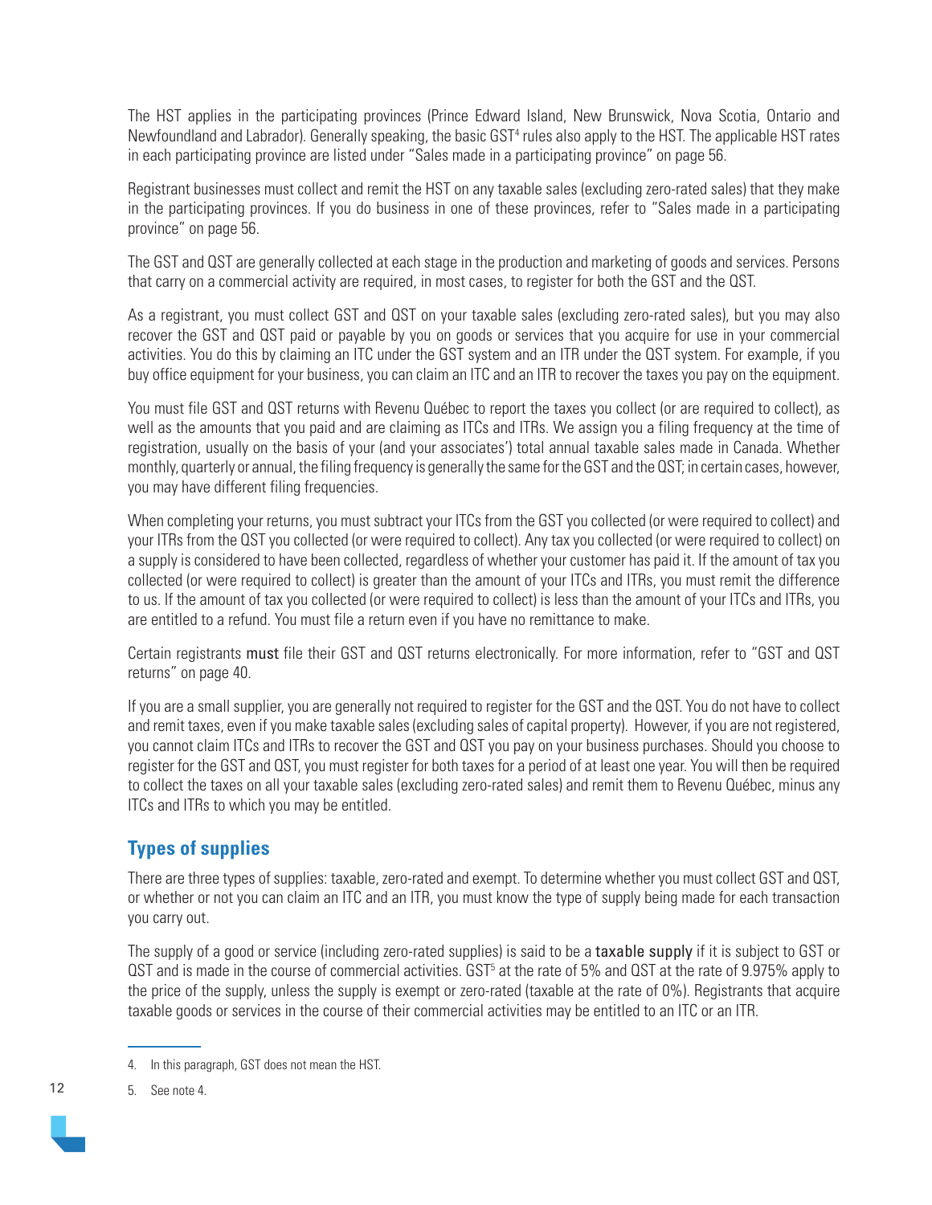The HST applies in the participating provinces (Prince Edward Island, New Brunswick, Nova Scotia, Ontario and Newfoundland and Labrador). Generally speaking, the basic GST[4] rules also apply to the HST. The applicable HST rates in each participating province are listed under "Sales made in a participating province" on page 56.

Registrant businesses must collect and remit the HST on any taxable sales (excluding zero-rated sales) that they make in the participating provinces. If you do business in one of these provinces, refer to "Sales made in a participating province" on page 56.

The GST and QST are generally collected at each stage in the production and marketing of goods and services. Persons that carry on a commercial activity are required, in most cases, to register for both the GST and the QST.

As a registrant, you must collect GST and QST on your taxable sales (excluding zero-rated sales), but you may also recover the GST and QST paid or payable by you on goods or services that you acquire for use in your commercial activities. You do this by claiming an ITC under the GST system and an ITR under the QST system. For example, if you buy office equipment for your business, you can claim an ITC and an ITR to recover the taxes you pay on the equipment.

You must file GST and QST returns with Revenu Québec to report the taxes you collect (or are required to collect), as well as the amounts that you paid and are claiming as ITCs and ITRs. We assign you a filing frequency at the time of registration, usually on the basis of your (and your associates') total annual taxable sales made in Canada. Whether monthly, quarterly or annual, the filing frequency is generally the same for the GST and the QST; in certain cases, however, you may have different filing frequencies.

When completing your returns, you must subtract your ITCs from the GST you collected (or were required to collect) and your ITRs from the QST you collected (or were required to collect). Any tax you collected (or were required to collect) on a supply is considered to have been collected, regardless of whether your customer has paid it. If the amount of tax you collected (or were required to collect) is greater than the amount of your ITCs and ITRs, you must remit the difference to us. If the amount of tax you collected (or were required to collect) is less than the amount of your ITCs and ITRs, you are entitled to a refund. You must file a return even if you have no remittance to make.

Certain registrants **must** file their GST and QST returns electronically. For more information, refer to "GST and QST returns" on page 40.

If you are a small supplier, you are generally not required to register for the GST and the QST. You do not have to collect and remit taxes, even if you make taxable sales (excluding sales of capital property). However, if you are not registered, you cannot claim ITCs and ITRs to recover the GST and QST you pay on your business purchases. Should you choose to register for the GST and QST, you must register for both taxes for a period of at least one year. You will then be required to collect the taxes on all your taxable sales (excluding zero-rated sales) and remit them to Revenu Québec, minus any ITCs and ITRs to which you may be entitled.

## Types of supplies

There are three types of supplies: taxable, zero-rated and exempt. To determine whether you must collect GST and QST, or whether or not you can claim an ITC and an ITR, you must know the type of supply being made for each transaction you carry out.

The supply of a good or service (including zero-rated supplies) is said to be a **taxable supply** if it is subject to GST or QST and is made in the course of commercial activities. GST[5] at the rate of 5% and QST at the rate of 9.975% apply to the price of the supply, unless the supply is exempt or zero-rated (taxable at the rate of 0%). Registrants that acquire taxable goods or services in the course of their commercial activities may be entitled to an ITC or an ITR.

---

4. In this paragraph, GST does not mean the HST.

5. See note 4.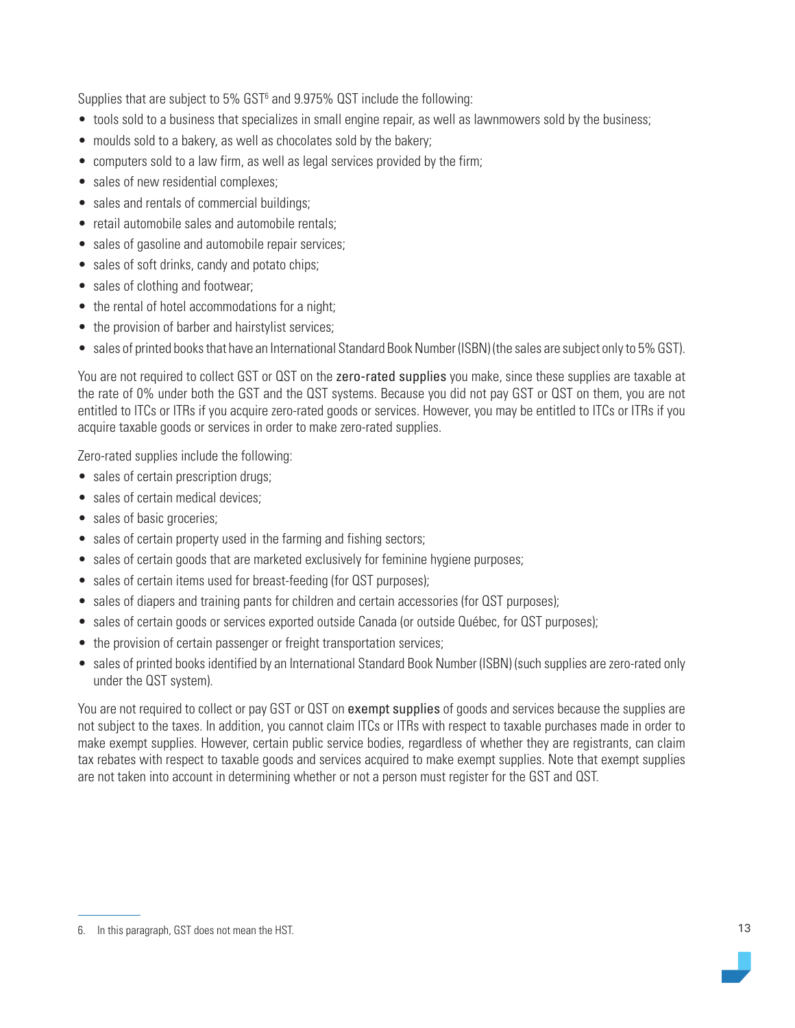Supplies that are subject to 5% GST[6] and 9.975% QST include the following:

- tools sold to a business that specializes in small engine repair, as well as lawnmowers sold by the business;
- moulds sold to a bakery, as well as chocolates sold by the bakery;
- computers sold to a law firm, as well as legal services provided by the firm;
- sales of new residential complexes;
- sales and rentals of commercial buildings;
- retail automobile sales and automobile rentals;
- sales of gasoline and automobile repair services;
- sales of soft drinks, candy and potato chips;
- sales of clothing and footwear;
- the rental of hotel accommodations for a night;
- the provision of barber and hairstylist services;
- sales of printed books that have an International Standard Book Number (ISBN) (the sales are subject only to 5% GST).

You are not required to collect GST or QST on the **zero-rated supplies** you make, since these supplies are taxable at the rate of 0% under both the GST and the QST systems. Because you did not pay GST or QST on them, you are not entitled to ITCs or ITRs if you acquire zero-rated goods or services. However, you may be entitled to ITCs or ITRs if you acquire taxable goods or services in order to make zero-rated supplies.

Zero-rated supplies include the following:

- sales of certain prescription drugs;
- sales of certain medical devices;
- sales of basic groceries;
- sales of certain property used in the farming and fishing sectors;
- sales of certain goods that are marketed exclusively for feminine hygiene purposes;
- sales of certain items used for breast-feeding (for QST purposes);
- sales of diapers and training pants for children and certain accessories (for QST purposes);
- sales of certain goods or services exported outside Canada (or outside Québec, for QST purposes);
- the provision of certain passenger or freight transportation services;
- sales of printed books identified by an International Standard Book Number (ISBN) (such supplies are zero-rated only under the QST system).

You are not required to collect or pay GST or QST on **exempt supplies** of goods and services because the supplies are not subject to the taxes. In addition, you cannot claim ITCs or ITRs with respect to taxable purchases made in order to make exempt supplies. However, certain public service bodies, regardless of whether they are registrants, can claim tax rebates with respect to taxable goods and services acquired to make exempt supplies. Note that exempt supplies are not taken into account in determining whether or not a person must register for the GST and QST.

---

6. In this paragraph, GST does not mean the HST.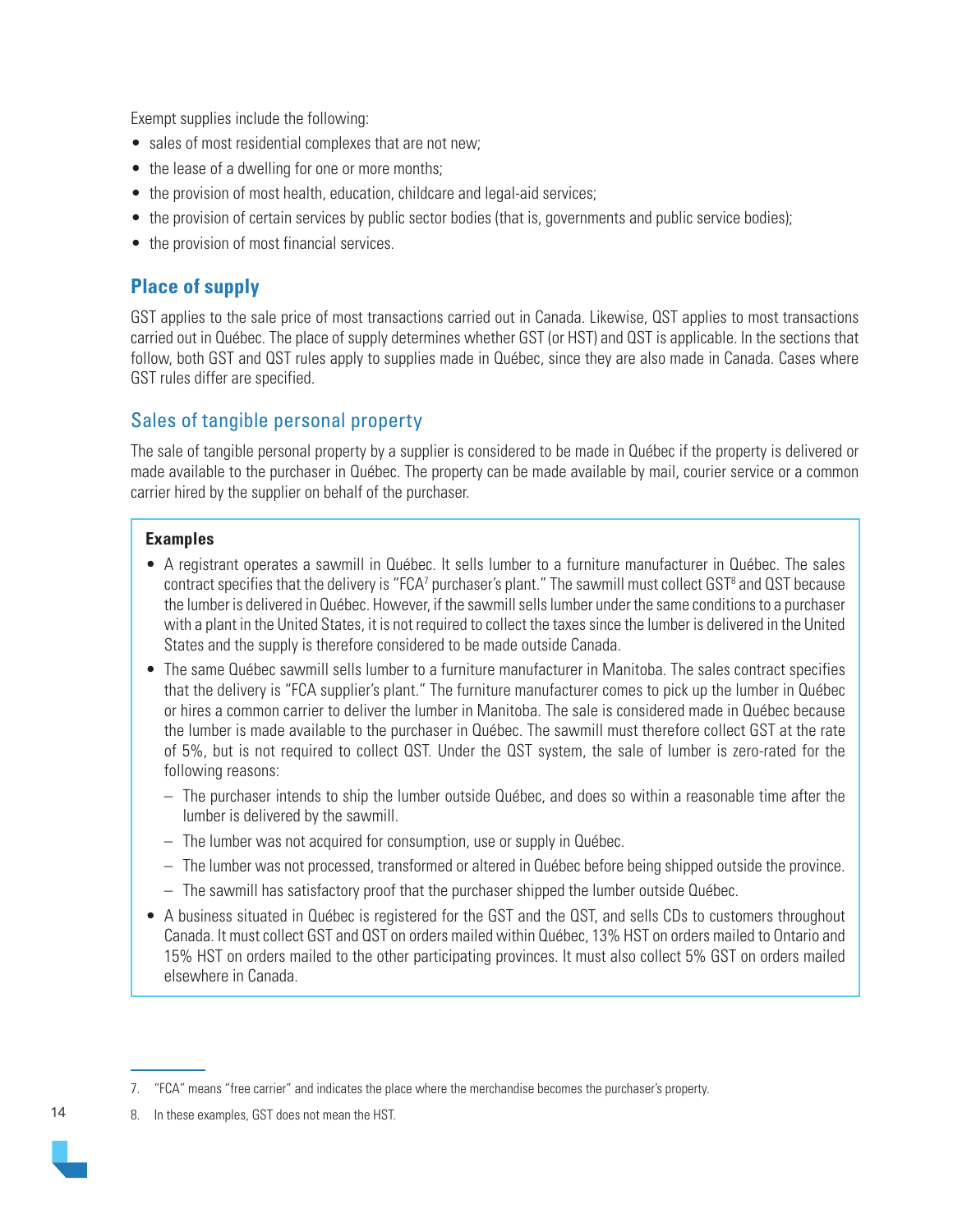Exempt supplies include the following:

- sales of most residential complexes that are not new;
- the lease of a dwelling for one or more months;
- the provision of most health, education, childcare and legal-aid services;
- the provision of certain services by public sector bodies (that is, governments and public service bodies);
- the provision of most financial services.

## Place of supply

GST applies to the sale price of most transactions carried out in Canada. Likewise, QST applies to most transactions carried out in Québec. The place of supply determines whether GST (or HST) and QST is applicable. In the sections that follow, both GST and QST rules apply to supplies made in Québec, since they are also made in Canada. Cases where GST rules differ are specified.

### Sales of tangible personal property

The sale of tangible personal property by a supplier is considered to be made in Québec if the property is delivered or made available to the purchaser in Québec. The property can be made available by mail, courier service or a common carrier hired by the supplier on behalf of the purchaser.

**Examples**

- A registrant operates a sawmill in Québec. It sells lumber to a furniture manufacturer in Québec. The sales contract specifies that the delivery is "FCA[7] purchaser's plant." The sawmill must collect GST[8] and QST because the lumber is delivered in Québec. However, if the sawmill sells lumber under the same conditions to a purchaser with a plant in the United States, it is not required to collect the taxes since the lumber is delivered in the United States and the supply is therefore considered to be made outside Canada.
- The same Québec sawmill sells lumber to a furniture manufacturer in Manitoba. The sales contract specifies that the delivery is "FCA supplier's plant." The furniture manufacturer comes to pick up the lumber in Québec or hires a common carrier to deliver the lumber in Manitoba. The sale is considered made in Québec because the lumber is made available to the purchaser in Québec. The sawmill must therefore collect GST at the rate of 5%, but is not required to collect QST. Under the QST system, the sale of lumber is zero-rated for the following reasons:
  - The purchaser intends to ship the lumber outside Québec, and does so within a reasonable time after the lumber is delivered by the sawmill.
  - The lumber was not acquired for consumption, use or supply in Québec.
  - The lumber was not processed, transformed or altered in Québec before being shipped outside the province.
  - The sawmill has satisfactory proof that the purchaser shipped the lumber outside Québec.
- A business situated in Québec is registered for the GST and the QST, and sells CDs to customers throughout Canada. It must collect GST and QST on orders mailed within Québec, 13% HST on orders mailed to Ontario and 15% HST on orders mailed to the other participating provinces. It must also collect 5% GST on orders mailed elsewhere in Canada.

---

7. "FCA" means "free carrier" and indicates the place where the merchandise becomes the purchaser's property.

8. In these examples, GST does not mean the HST.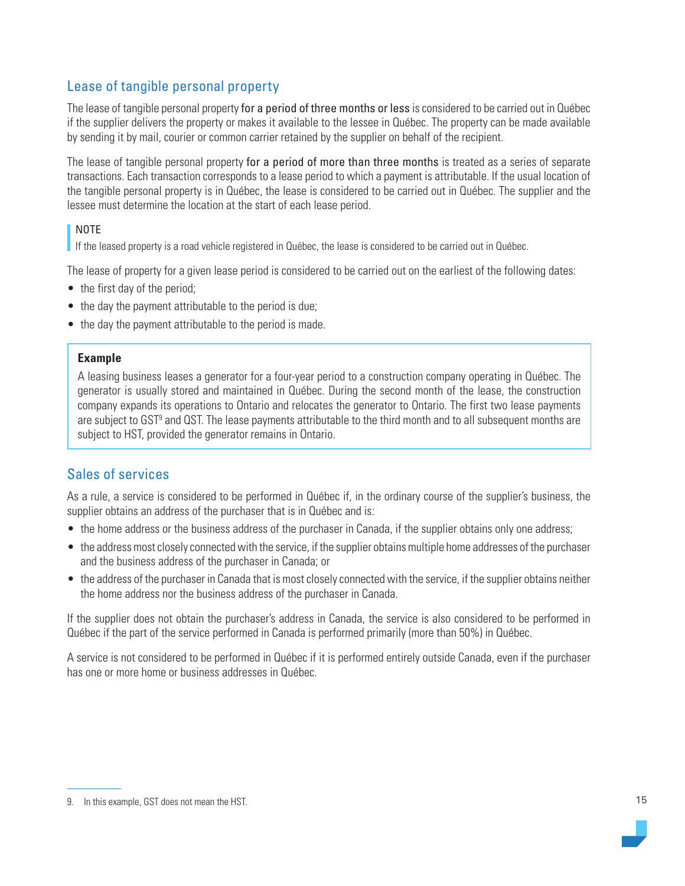## Lease of tangible personal property

The lease of tangible personal property **for a period of three months or less** is considered to be carried out in Québec if the supplier delivers the property or makes it available to the lessee in Québec. The property can be made available by sending it by mail, courier or common carrier retained by the supplier on behalf of the recipient.

The lease of tangible personal property **for a period of more than three months** is treated as a series of separate transactions. Each transaction corresponds to a lease period to which a payment is attributable. If the usual location of the tangible personal property is in Québec, the lease is considered to be carried out in Québec. The supplier and the lessee must determine the location at the start of each lease period.

> NOTE
> If the leased property is a road vehicle registered in Québec, the lease is considered to be carried out in Québec.

The lease of property for a given lease period is considered to be carried out on the earliest of the following dates:

- the first day of the period;
- the day the payment attributable to the period is due;
- the day the payment attributable to the period is made.

> **Example**
>
> A leasing business leases a generator for a four-year period to a construction company operating in Québec. The generator is usually stored and maintained in Québec. During the second month of the lease, the construction company expands its operations to Ontario and relocates the generator to Ontario. The first two lease payments are subject to GST[9] and QST. The lease payments attributable to the third month and to all subsequent months are subject to HST, provided the generator remains in Ontario.

## Sales of services

As a rule, a service is considered to be performed in Québec if, in the ordinary course of the supplier's business, the supplier obtains an address of the purchaser that is in Québec and is:

- the home address or the business address of the purchaser in Canada, if the supplier obtains only one address;
- the address most closely connected with the service, if the supplier obtains multiple home addresses of the purchaser and the business address of the purchaser in Canada; or
- the address of the purchaser in Canada that is most closely connected with the service, if the supplier obtains neither the home address nor the business address of the purchaser in Canada.

If the supplier does not obtain the purchaser's address in Canada, the service is also considered to be performed in Québec if the part of the service performed in Canada is performed primarily (more than 50%) in Québec.

A service is not considered to be performed in Québec if it is performed entirely outside Canada, even if the purchaser has one or more home or business addresses in Québec.

---

9. In this example, GST does not mean the HST.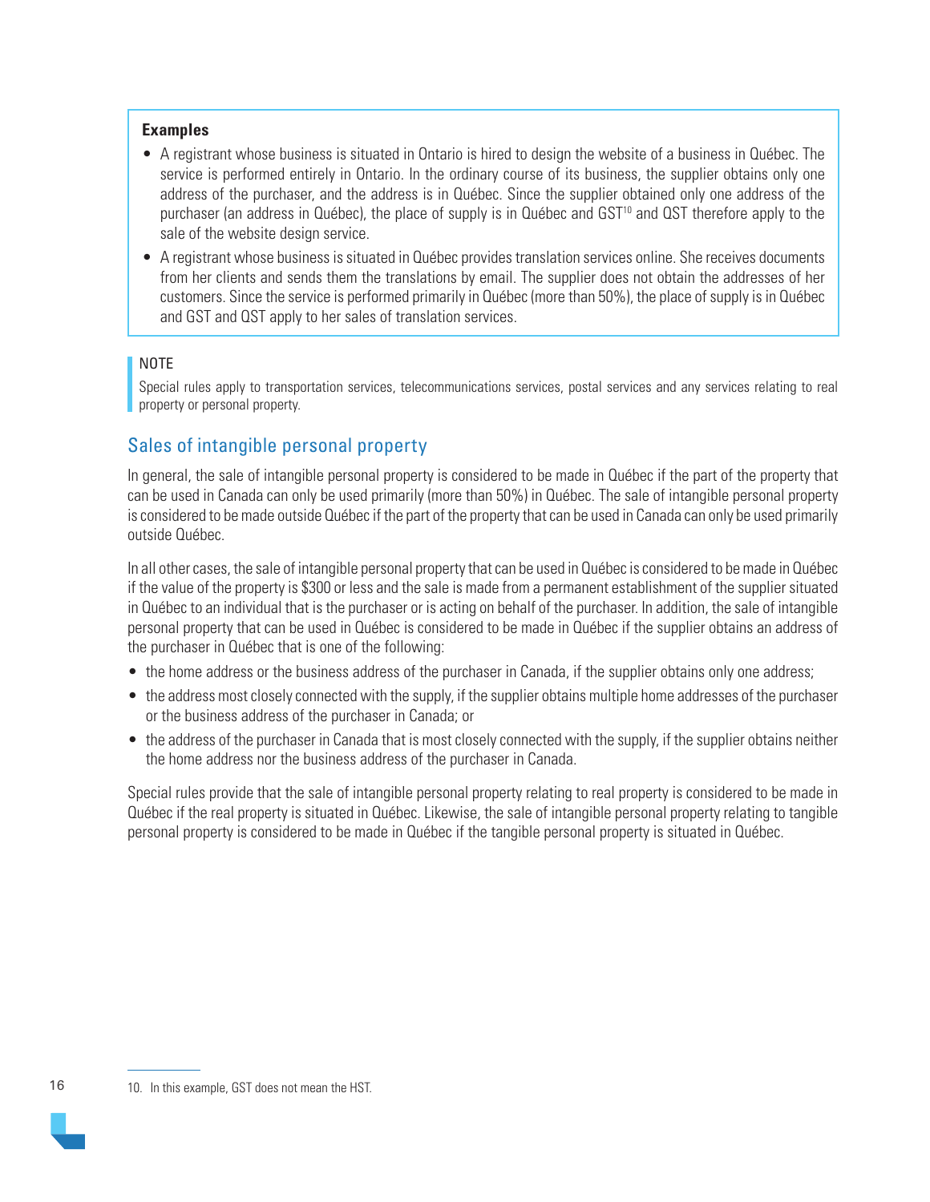**Examples**

- A registrant whose business is situated in Ontario is hired to design the website of a business in Québec. The service is performed entirely in Ontario. In the ordinary course of its business, the supplier obtains only one address of the purchaser, and the address is in Québec. Since the supplier obtained only one address of the purchaser (an address in Québec), the place of supply is in Québec and GST[10] and QST therefore apply to the sale of the website design service.
- A registrant whose business is situated in Québec provides translation services online. She receives documents from her clients and sends them the translations by email. The supplier does not obtain the addresses of her customers. Since the service is performed primarily in Québec (more than 50%), the place of supply is in Québec and GST and QST apply to her sales of translation services.

NOTE

Special rules apply to transportation services, telecommunications services, postal services and any services relating to real property or personal property.

## Sales of intangible personal property

In general, the sale of intangible personal property is considered to be made in Québec if the part of the property that can be used in Canada can only be used primarily (more than 50%) in Québec. The sale of intangible personal property is considered to be made outside Québec if the part of the property that can be used in Canada can only be used primarily outside Québec.

In all other cases, the sale of intangible personal property that can be used in Québec is considered to be made in Québec if the value of the property is $300 or less and the sale is made from a permanent establishment of the supplier situated in Québec to an individual that is the purchaser or is acting on behalf of the purchaser. In addition, the sale of intangible personal property that can be used in Québec is considered to be made in Québec if the supplier obtains an address of the purchaser in Québec that is one of the following:

- the home address or the business address of the purchaser in Canada, if the supplier obtains only one address;
- the address most closely connected with the supply, if the supplier obtains multiple home addresses of the purchaser or the business address of the purchaser in Canada; or
- the address of the purchaser in Canada that is most closely connected with the supply, if the supplier obtains neither the home address nor the business address of the purchaser in Canada.

Special rules provide that the sale of intangible personal property relating to real property is considered to be made in Québec if the real property is situated in Québec. Likewise, the sale of intangible personal property relating to tangible personal property is considered to be made in Québec if the tangible personal property is situated in Québec.

10. In this example, GST does not mean the HST.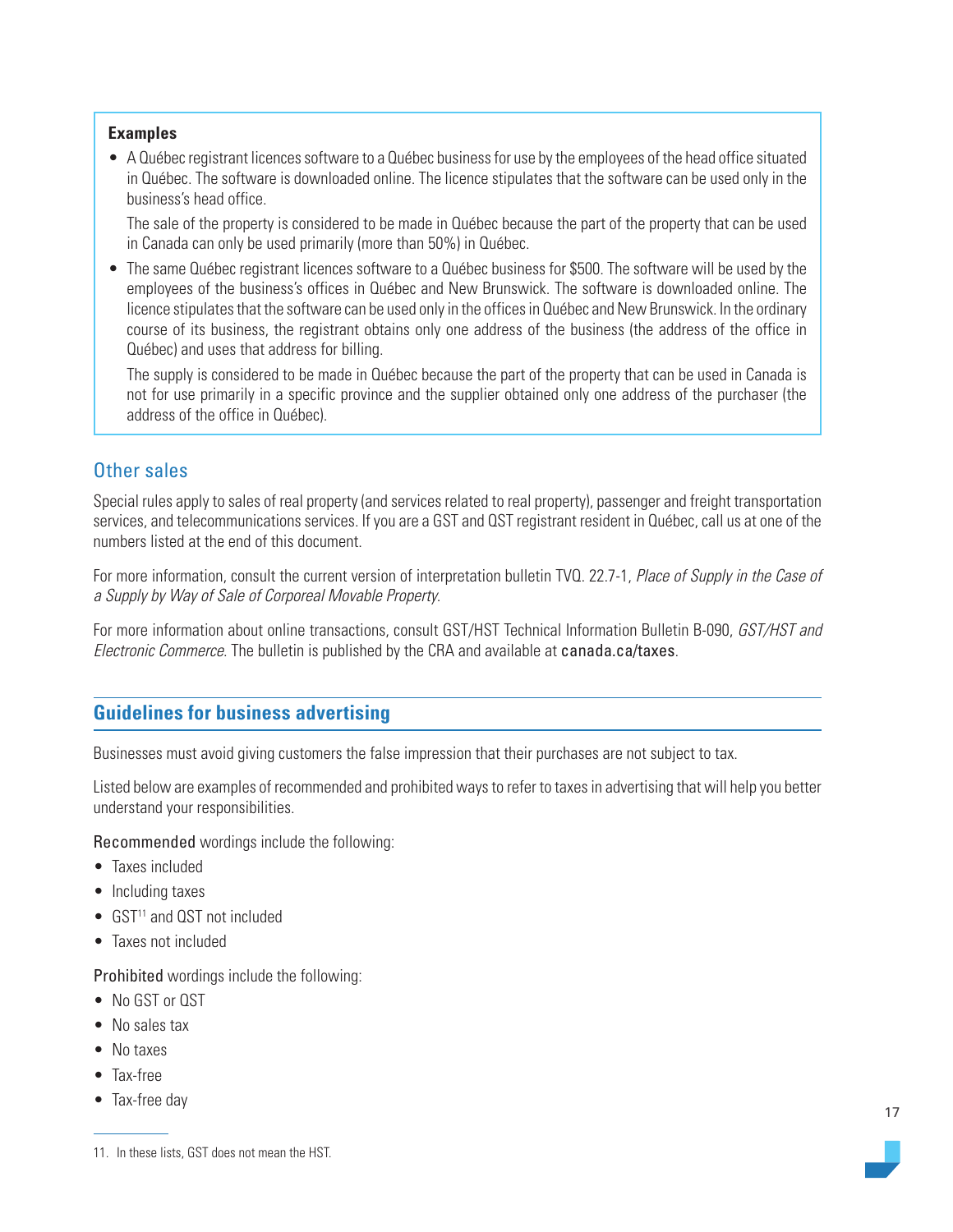**Examples**

- A Québec registrant licences software to a Québec business for use by the employees of the head office situated in Québec. The software is downloaded online. The licence stipulates that the software can be used only in the business's head office.

  The sale of the property is considered to be made in Québec because the part of the property that can be used in Canada can only be used primarily (more than 50%) in Québec.

- The same Québec registrant licences software to a Québec business for $500. The software will be used by the employees of the business's offices in Québec and New Brunswick. The software is downloaded online. The licence stipulates that the software can be used only in the offices in Québec and New Brunswick. In the ordinary course of its business, the registrant obtains only one address of the business (the address of the office in Québec) and uses that address for billing.

  The supply is considered to be made in Québec because the part of the property that can be used in Canada is not for use primarily in a specific province and the supplier obtained only one address of the purchaser (the address of the office in Québec).

### Other sales

Special rules apply to sales of real property (and services related to real property), passenger and freight transportation services, and telecommunications services. If you are a GST and QST registrant resident in Québec, call us at one of the numbers listed at the end of this document.

For more information, consult the current version of interpretation bulletin TVQ. 22.7-1, *Place of Supply in the Case of a Supply by Way of Sale of Corporeal Movable Property*.

For more information about online transactions, consult GST/HST Technical Information Bulletin B-090, *GST/HST and Electronic Commerce*. The bulletin is published by the CRA and available at canada.ca/taxes.

## Guidelines for business advertising

Businesses must avoid giving customers the false impression that their purchases are not subject to tax.

Listed below are examples of recommended and prohibited ways to refer to taxes in advertising that will help you better understand your responsibilities.

Recommended wordings include the following:

- Taxes included
- Including taxes
- GST[11] and QST not included
- Taxes not included

Prohibited wordings include the following:

- No GST or QST
- No sales tax
- No taxes
- Tax-free
- Tax-free day

11. In these lists, GST does not mean the HST.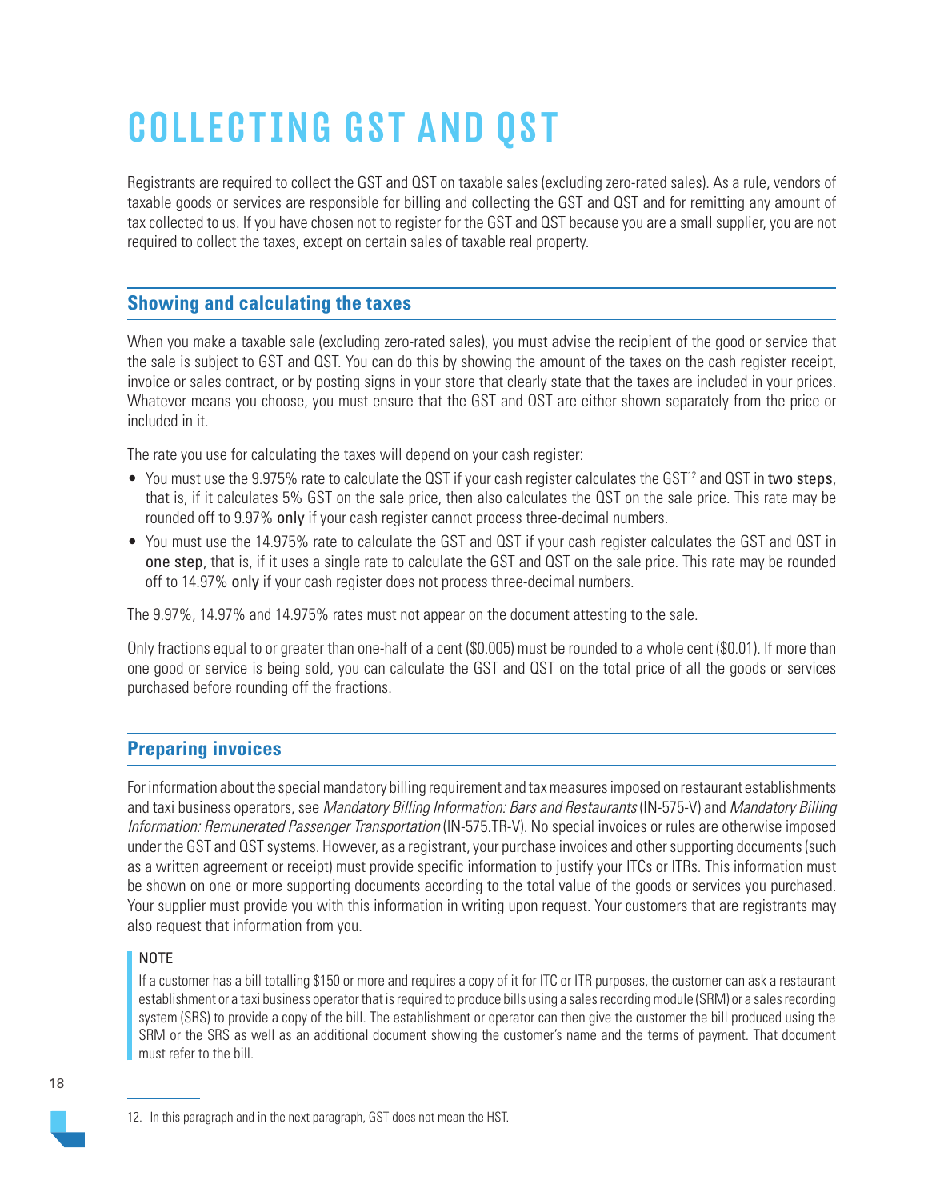# COLLECTING GST AND QST

Registrants are required to collect the GST and QST on taxable sales (excluding zero-rated sales). As a rule, vendors of taxable goods or services are responsible for billing and collecting the GST and QST and for remitting any amount of tax collected to us. If you have chosen not to register for the GST and QST because you are a small supplier, you are not required to collect the taxes, except on certain sales of taxable real property.

## Showing and calculating the taxes

When you make a taxable sale (excluding zero-rated sales), you must advise the recipient of the good or service that the sale is subject to GST and QST. You can do this by showing the amount of the taxes on the cash register receipt, invoice or sales contract, or by posting signs in your store that clearly state that the taxes are included in your prices. Whatever means you choose, you must ensure that the GST and QST are either shown separately from the price or included in it.

The rate you use for calculating the taxes will depend on your cash register:

- You must use the 9.975% rate to calculate the QST if your cash register calculates the GST[12] and QST in **two steps**, that is, if it calculates 5% GST on the sale price, then also calculates the QST on the sale price. This rate may be rounded off to 9.97% **only** if your cash register cannot process three-decimal numbers.
- You must use the 14.975% rate to calculate the GST and QST if your cash register calculates the GST and QST in **one step**, that is, if it uses a single rate to calculate the GST and QST on the sale price. This rate may be rounded off to 14.97% **only** if your cash register does not process three-decimal numbers.

The 9.97%, 14.97% and 14.975% rates must not appear on the document attesting to the sale.

Only fractions equal to or greater than one-half of a cent ($0.005) must be rounded to a whole cent ($0.01). If more than one good or service is being sold, you can calculate the GST and QST on the total price of all the goods or services purchased before rounding off the fractions.

## Preparing invoices

For information about the special mandatory billing requirement and tax measures imposed on restaurant establishments and taxi business operators, see *Mandatory Billing Information: Bars and Restaurants* (IN-575-V) and *Mandatory Billing Information: Remunerated Passenger Transportation* (IN-575.TR-V). No special invoices or rules are otherwise imposed under the GST and QST systems. However, as a registrant, your purchase invoices and other supporting documents (such as a written agreement or receipt) must provide specific information to justify your ITCs or ITRs. This information must be shown on one or more supporting documents according to the total value of the goods or services you purchased. Your supplier must provide you with this information in writing upon request. Your customers that are registrants may also request that information from you.

> NOTE
>
> If a customer has a bill totalling $150 or more and requires a copy of it for ITC or ITR purposes, the customer can ask a restaurant establishment or a taxi business operator that is required to produce bills using a sales recording module (SRM) or a sales recording system (SRS) to provide a copy of the bill. The establishment or operator can then give the customer the bill produced using the SRM or the SRS as well as an additional document showing the customer's name and the terms of payment. That document must refer to the bill.

---

12. In this paragraph and in the next paragraph, GST does not mean the HST.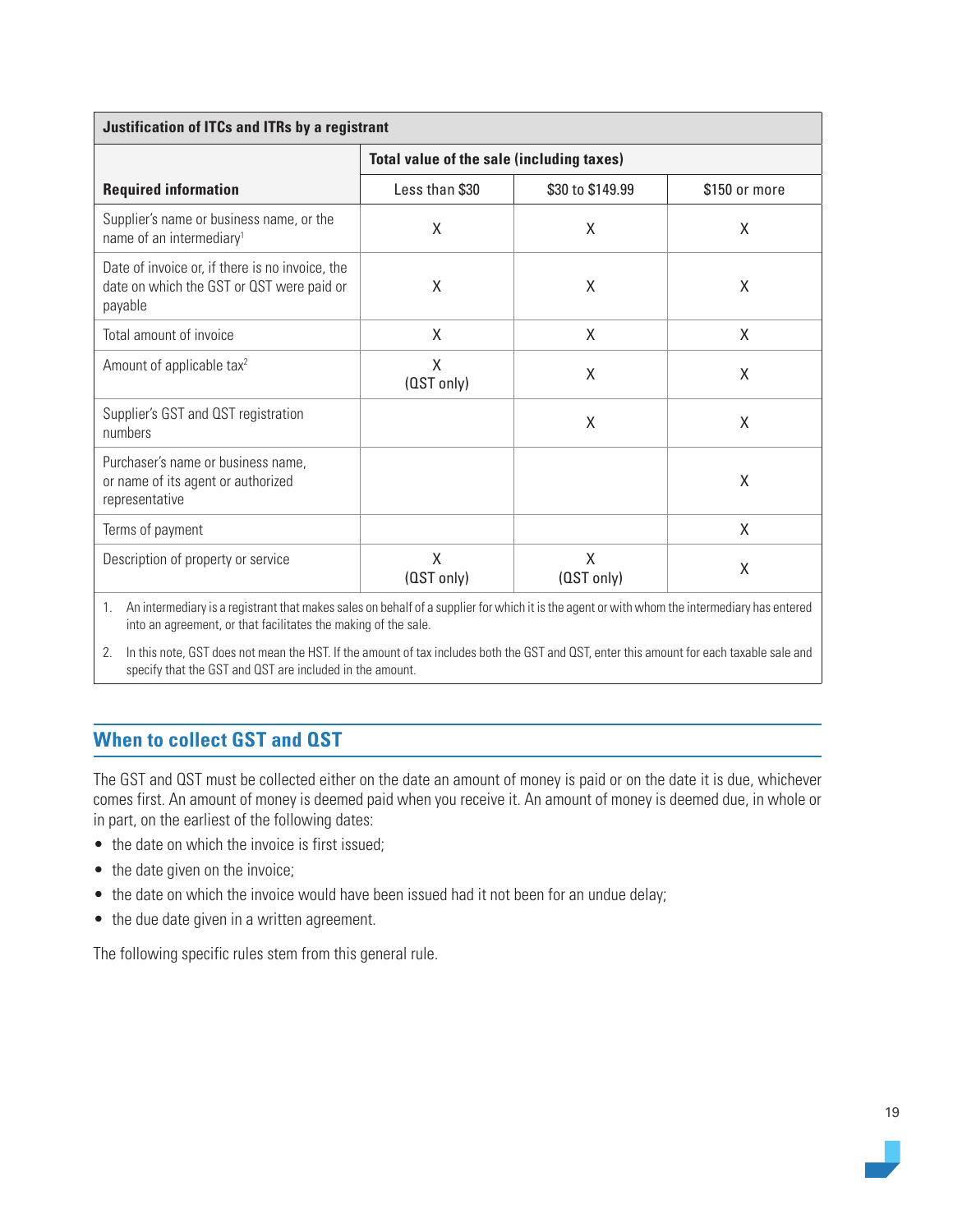| Justification of ITCs and ITRs by a registrant | | | |
|---|---|---|---|
| | Total value of the sale (including taxes) | | |
| **Required information** | Less than $30 | $30 to $149.99 | $150 or more |
| Supplier's name or business name, or the name of an intermediary[1] | X | X | X |
| Date of invoice or, if there is no invoice, the date on which the GST or QST were paid or payable | X | X | X |
| Total amount of invoice | X | X | X |
| Amount of applicable tax[2] | X (QST only) | X | X |
| Supplier's GST and QST registration numbers | | X | X |
| Purchaser's name or business name, or name of its agent or authorized representative | | | X |
| Terms of payment | | | X |
| Description of property or service | X (QST only) | X (QST only) | X |

1. An intermediary is a registrant that makes sales on behalf of a supplier for which it is the agent or with whom the intermediary has entered into an agreement, or that facilitates the making of the sale.
2. In this note, GST does not mean the HST. If the amount of tax includes both the GST and QST, enter this amount for each taxable sale and specify that the GST and QST are included in the amount.

## When to collect GST and QST

The GST and QST must be collected either on the date an amount of money is paid or on the date it is due, whichever comes first. An amount of money is deemed paid when you receive it. An amount of money is deemed due, in whole or in part, on the earliest of the following dates:

- the date on which the invoice is first issued;
- the date given on the invoice;
- the date on which the invoice would have been issued had it not been for an undue delay;
- the due date given in a written agreement.

The following specific rules stem from this general rule.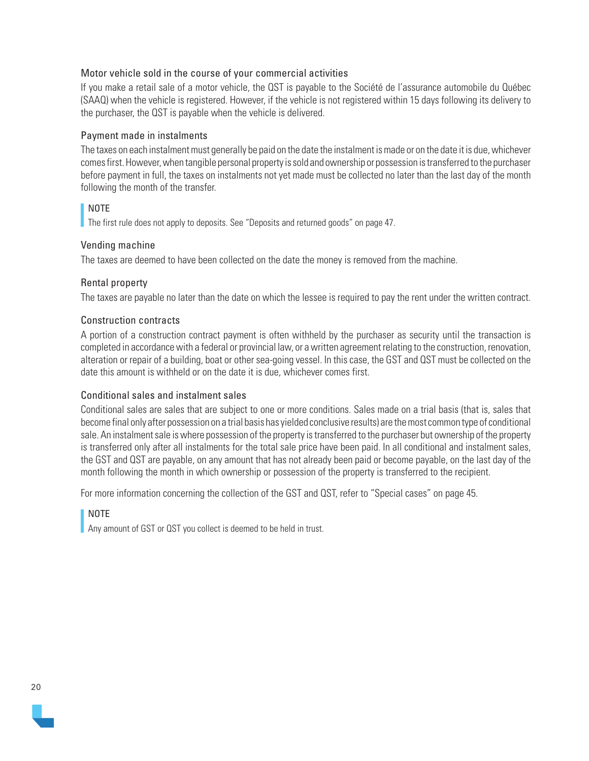### Motor vehicle sold in the course of your commercial activities

If you make a retail sale of a motor vehicle, the QST is payable to the Société de l'assurance automobile du Québec (SAAQ) when the vehicle is registered. However, if the vehicle is not registered within 15 days following its delivery to the purchaser, the QST is payable when the vehicle is delivered.

### Payment made in instalments

The taxes on each instalment must generally be paid on the date the instalment is made or on the date it is due, whichever comes first. However, when tangible personal property is sold and ownership or possession is transferred to the purchaser before payment in full, the taxes on instalments not yet made must be collected no later than the last day of the month following the month of the transfer.

> NOTE
> The first rule does not apply to deposits. See "Deposits and returned goods" on page 47.

### Vending machine

The taxes are deemed to have been collected on the date the money is removed from the machine.

### Rental property

The taxes are payable no later than the date on which the lessee is required to pay the rent under the written contract.

### Construction contracts

A portion of a construction contract payment is often withheld by the purchaser as security until the transaction is completed in accordance with a federal or provincial law, or a written agreement relating to the construction, renovation, alteration or repair of a building, boat or other sea-going vessel. In this case, the GST and QST must be collected on the date this amount is withheld or on the date it is due, whichever comes first.

### Conditional sales and instalment sales

Conditional sales are sales that are subject to one or more conditions. Sales made on a trial basis (that is, sales that become final only after possession on a trial basis has yielded conclusive results) are the most common type of conditional sale. An instalment sale is where possession of the property is transferred to the purchaser but ownership of the property is transferred only after all instalments for the total sale price have been paid. In all conditional and instalment sales, the GST and QST are payable, on any amount that has not already been paid or become payable, on the last day of the month following the month in which ownership or possession of the property is transferred to the recipient.

For more information concerning the collection of the GST and QST, refer to "Special cases" on page 45.

> NOTE
> Any amount of GST or QST you collect is deemed to be held in trust.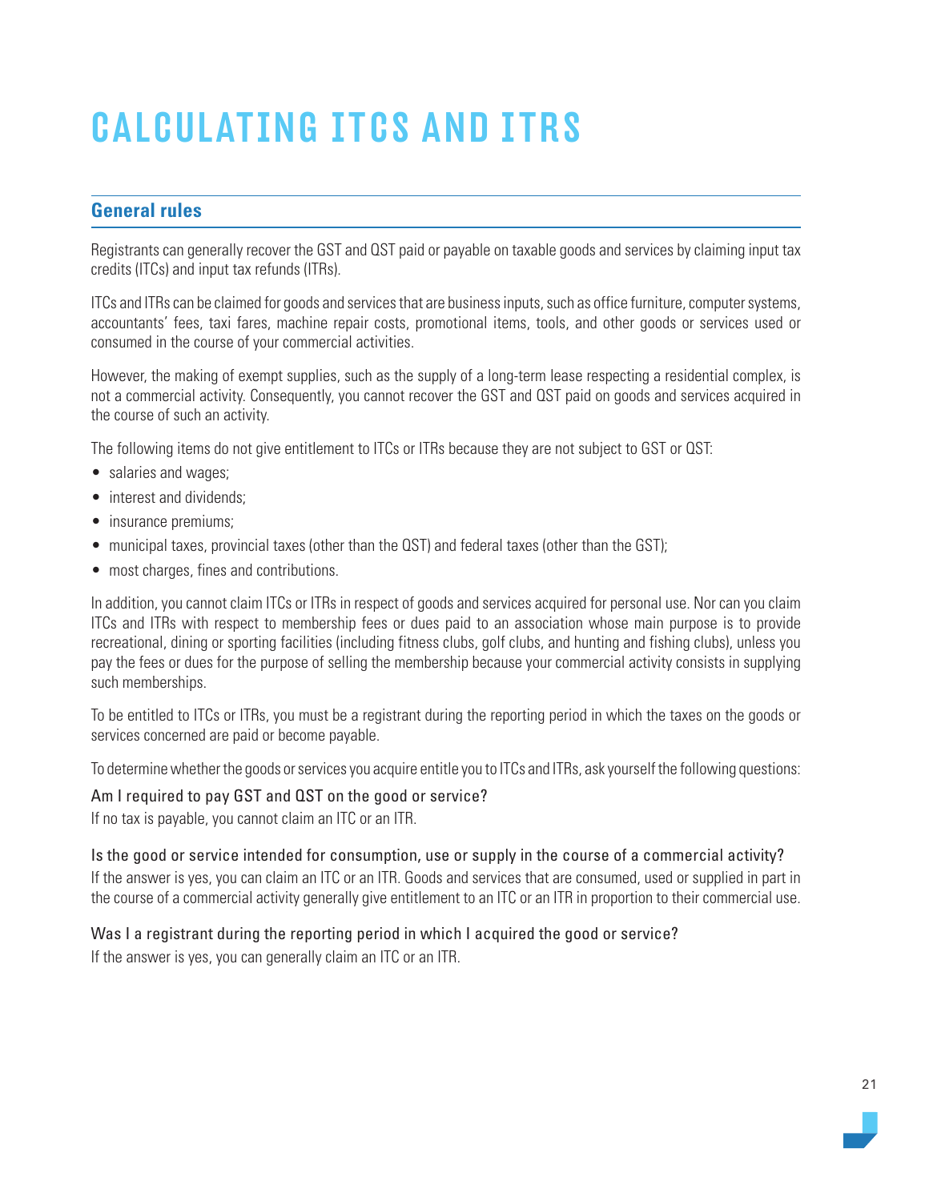# CALCULATING ITCS AND ITRS

## General rules

Registrants can generally recover the GST and QST paid or payable on taxable goods and services by claiming input tax credits (ITCs) and input tax refunds (ITRs).

ITCs and ITRs can be claimed for goods and services that are business inputs, such as office furniture, computer systems, accountants' fees, taxi fares, machine repair costs, promotional items, tools, and other goods or services used or consumed in the course of your commercial activities.

However, the making of exempt supplies, such as the supply of a long-term lease respecting a residential complex, is not a commercial activity. Consequently, you cannot recover the GST and QST paid on goods and services acquired in the course of such an activity.

The following items do not give entitlement to ITCs or ITRs because they are not subject to GST or QST:

- salaries and wages;
- interest and dividends;
- insurance premiums;
- municipal taxes, provincial taxes (other than the QST) and federal taxes (other than the GST);
- most charges, fines and contributions.

In addition, you cannot claim ITCs or ITRs in respect of goods and services acquired for personal use. Nor can you claim ITCs and ITRs with respect to membership fees or dues paid to an association whose main purpose is to provide recreational, dining or sporting facilities (including fitness clubs, golf clubs, and hunting and fishing clubs), unless you pay the fees or dues for the purpose of selling the membership because your commercial activity consists in supplying such memberships.

To be entitled to ITCs or ITRs, you must be a registrant during the reporting period in which the taxes on the goods or services concerned are paid or become payable.

To determine whether the goods or services you acquire entitle you to ITCs and ITRs, ask yourself the following questions:

**Am I required to pay GST and QST on the good or service?**
If no tax is payable, you cannot claim an ITC or an ITR.

**Is the good or service intended for consumption, use or supply in the course of a commercial activity?**
If the answer is yes, you can claim an ITC or an ITR. Goods and services that are consumed, used or supplied in part in the course of a commercial activity generally give entitlement to an ITC or an ITR in proportion to their commercial use.

**Was I a registrant during the reporting period in which I acquired the good or service?**
If the answer is yes, you can generally claim an ITC or an ITR.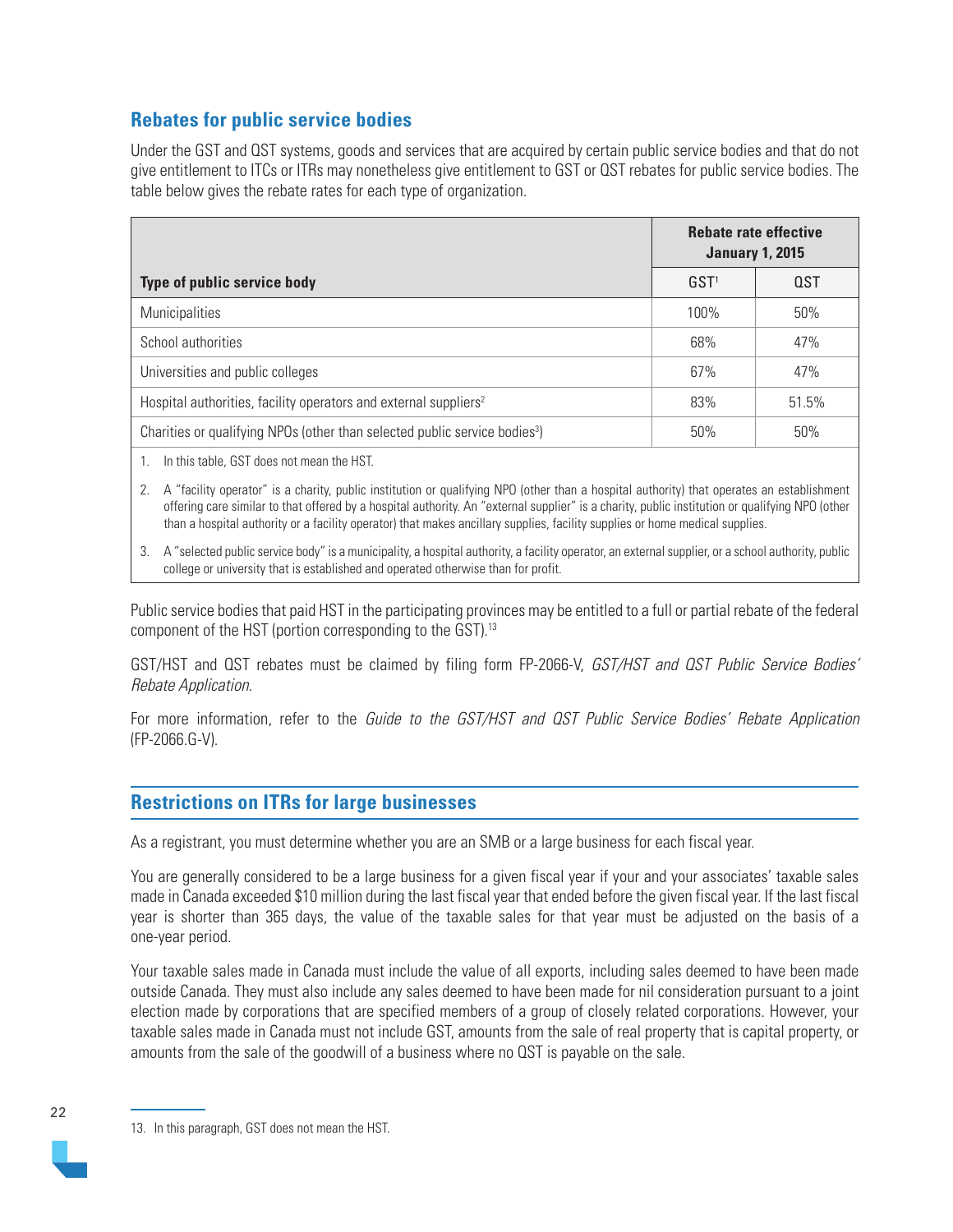## Rebates for public service bodies

Under the GST and QST systems, goods and services that are acquired by certain public service bodies and that do not give entitlement to ITCs or ITRs may nonetheless give entitlement to GST or QST rebates for public service bodies. The table below gives the rebate rates for each type of organization.

| Type of public service body | Rebate rate effective January 1, 2015 | |
|---|---|---|
| | GST[1] | QST |
| Municipalities | 100% | 50% |
| School authorities | 68% | 47% |
| Universities and public colleges | 67% | 47% |
| Hospital authorities, facility operators and external suppliers[2] | 83% | 51.5% |
| Charities or qualifying NPOs (other than selected public service bodies[3]) | 50% | 50% |

1. In this table, GST does not mean the HST.
2. A "facility operator" is a charity, public institution or qualifying NPO (other than a hospital authority) that operates an establishment offering care similar to that offered by a hospital authority. An "external supplier" is a charity, public institution or qualifying NPO (other than a hospital authority or a facility operator) that makes ancillary supplies, facility supplies or home medical supplies.
3. A "selected public service body" is a municipality, a hospital authority, a facility operator, an external supplier, or a school authority, public college or university that is established and operated otherwise than for profit.

Public service bodies that paid HST in the participating provinces may be entitled to a full or partial rebate of the federal component of the HST (portion corresponding to the GST).[13]

GST/HST and QST rebates must be claimed by filing form FP-2066-V, *GST/HST and QST Public Service Bodies' Rebate Application*.

For more information, refer to the *Guide to the GST/HST and QST Public Service Bodies' Rebate Application* (FP-2066.G-V).

## Restrictions on ITRs for large businesses

As a registrant, you must determine whether you are an SMB or a large business for each fiscal year.

You are generally considered to be a large business for a given fiscal year if your and your associates' taxable sales made in Canada exceeded $10 million during the last fiscal year that ended before the given fiscal year. If the last fiscal year is shorter than 365 days, the value of the taxable sales for that year must be adjusted on the basis of a one-year period.

Your taxable sales made in Canada must include the value of all exports, including sales deemed to have been made outside Canada. They must also include any sales deemed to have been made for nil consideration pursuant to a joint election made by corporations that are specified members of a group of closely related corporations. However, your taxable sales made in Canada must not include GST, amounts from the sale of real property that is capital property, or amounts from the sale of the goodwill of a business where no QST is payable on the sale.

13. In this paragraph, GST does not mean the HST.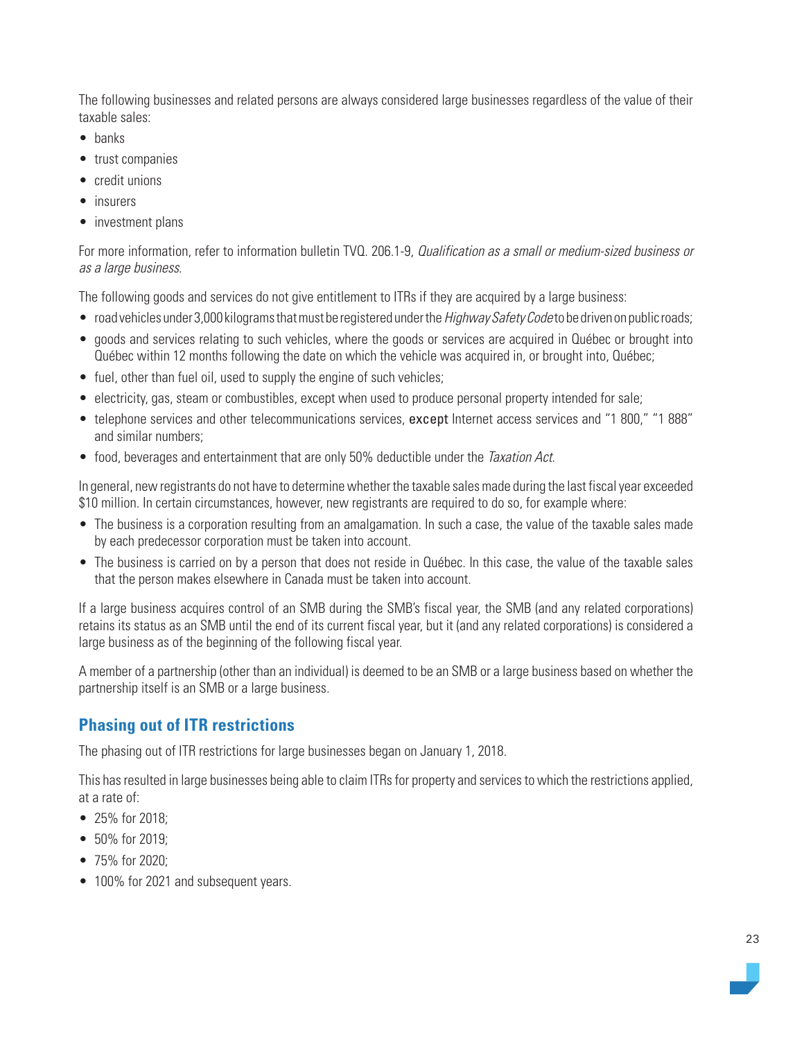The following businesses and related persons are always considered large businesses regardless of the value of their taxable sales:

- banks
- trust companies
- credit unions
- insurers
- investment plans

For more information, refer to information bulletin TVQ. 206.1-9, *Qualification as a small or medium-sized business or as a large business*.

The following goods and services do not give entitlement to ITRs if they are acquired by a large business:

- road vehicles under 3,000 kilograms that must be registered under the *Highway Safety Code* to be driven on public roads;
- goods and services relating to such vehicles, where the goods or services are acquired in Québec or brought into Québec within 12 months following the date on which the vehicle was acquired in, or brought into, Québec;
- fuel, other than fuel oil, used to supply the engine of such vehicles;
- electricity, gas, steam or combustibles, except when used to produce personal property intended for sale;
- telephone services and other telecommunications services, except Internet access services and "1 800," "1 888" and similar numbers;
- food, beverages and entertainment that are only 50% deductible under the *Taxation Act*.

In general, new registrants do not have to determine whether the taxable sales made during the last fiscal year exceeded $10 million. In certain circumstances, however, new registrants are required to do so, for example where:

- The business is a corporation resulting from an amalgamation. In such a case, the value of the taxable sales made by each predecessor corporation must be taken into account.
- The business is carried on by a person that does not reside in Québec. In this case, the value of the taxable sales that the person makes elsewhere in Canada must be taken into account.

If a large business acquires control of an SMB during the SMB's fiscal year, the SMB (and any related corporations) retains its status as an SMB until the end of its current fiscal year, but it (and any related corporations) is considered a large business as of the beginning of the following fiscal year.

A member of a partnership (other than an individual) is deemed to be an SMB or a large business based on whether the partnership itself is an SMB or a large business.

## Phasing out of ITR restrictions

The phasing out of ITR restrictions for large businesses began on January 1, 2018.

This has resulted in large businesses being able to claim ITRs for property and services to which the restrictions applied, at a rate of:

- 25% for 2018;
- 50% for 2019;
- 75% for 2020;
- 100% for 2021 and subsequent years.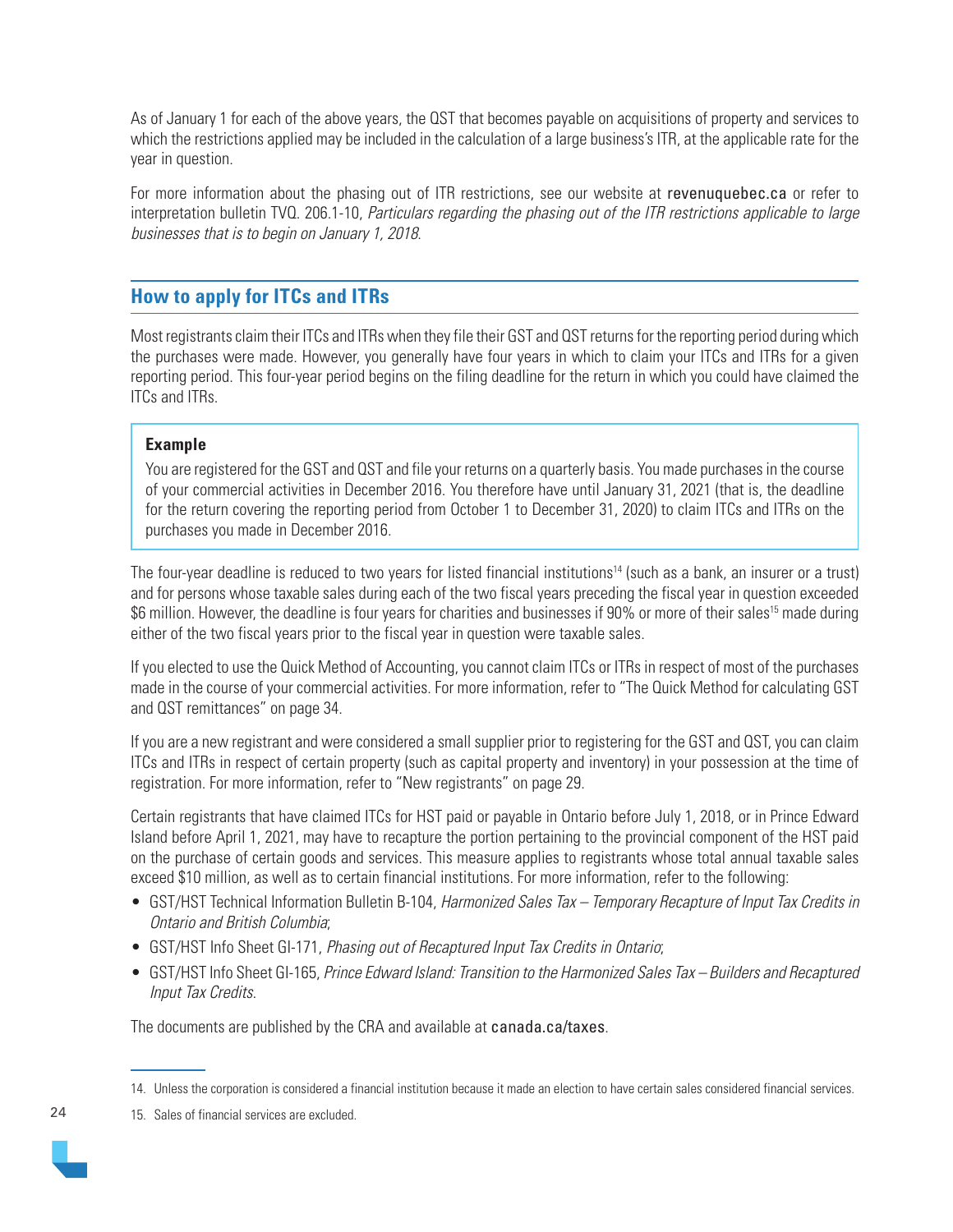As of January 1 for each of the above years, the QST that becomes payable on acquisitions of property and services to which the restrictions applied may be included in the calculation of a large business's ITR, at the applicable rate for the year in question.

For more information about the phasing out of ITR restrictions, see our website at revenuquebec.ca or refer to interpretation bulletin TVQ. 206.1-10, *Particulars regarding the phasing out of the ITR restrictions applicable to large businesses that is to begin on January 1, 2018.*

## How to apply for ITCs and ITRs

Most registrants claim their ITCs and ITRs when they file their GST and QST returns for the reporting period during which the purchases were made. However, you generally have four years in which to claim your ITCs and ITRs for a given reporting period. This four-year period begins on the filing deadline for the return in which you could have claimed the ITCs and ITRs.

> **Example**
>
> You are registered for the GST and QST and file your returns on a quarterly basis. You made purchases in the course of your commercial activities in December 2016. You therefore have until January 31, 2021 (that is, the deadline for the return covering the reporting period from October 1 to December 31, 2020) to claim ITCs and ITRs on the purchases you made in December 2016.

The four-year deadline is reduced to two years for listed financial institutions[14] (such as a bank, an insurer or a trust) and for persons whose taxable sales during each of the two fiscal years preceding the fiscal year in question exceeded \$6 million. However, the deadline is four years for charities and businesses if 90% or more of their sales[15] made during either of the two fiscal years prior to the fiscal year in question were taxable sales.

If you elected to use the Quick Method of Accounting, you cannot claim ITCs or ITRs in respect of most of the purchases made in the course of your commercial activities. For more information, refer to "The Quick Method for calculating GST and QST remittances" on page 34.

If you are a new registrant and were considered a small supplier prior to registering for the GST and QST, you can claim ITCs and ITRs in respect of certain property (such as capital property and inventory) in your possession at the time of registration. For more information, refer to "New registrants" on page 29.

Certain registrants that have claimed ITCs for HST paid or payable in Ontario before July 1, 2018, or in Prince Edward Island before April 1, 2021, may have to recapture the portion pertaining to the provincial component of the HST paid on the purchase of certain goods and services. This measure applies to registrants whose total annual taxable sales exceed \$10 million, as well as to certain financial institutions. For more information, refer to the following:

- GST/HST Technical Information Bulletin B-104, *Harmonized Sales Tax – Temporary Recapture of Input Tax Credits in Ontario and British Columbia*;
- GST/HST Info Sheet GI-171, *Phasing out of Recaptured Input Tax Credits in Ontario*;
- GST/HST Info Sheet GI-165, *Prince Edward Island: Transition to the Harmonized Sales Tax – Builders and Recaptured Input Tax Credits*.

The documents are published by the CRA and available at canada.ca/taxes.

---

14. Unless the corporation is considered a financial institution because it made an election to have certain sales considered financial services.

15. Sales of financial services are excluded.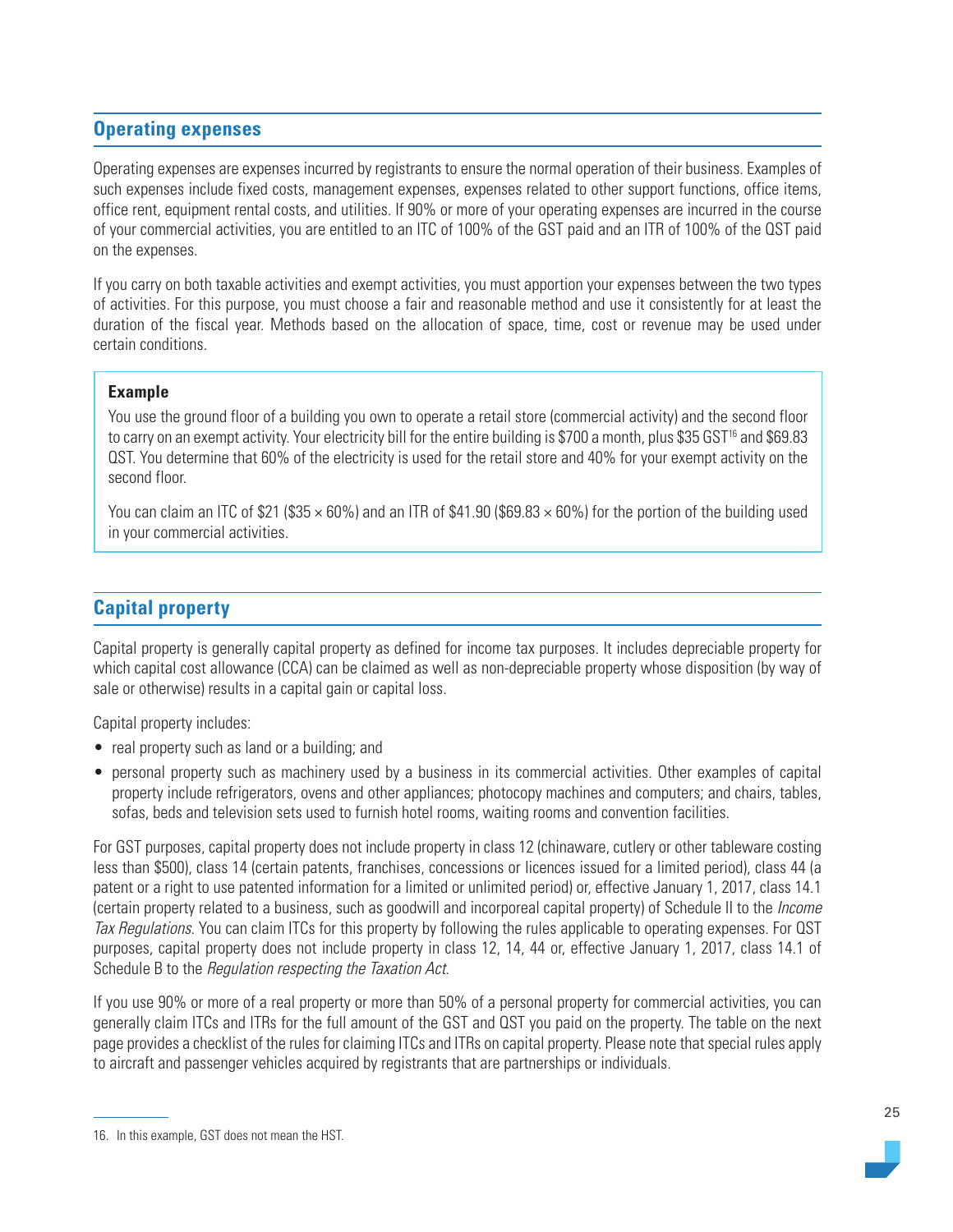## Operating expenses

Operating expenses are expenses incurred by registrants to ensure the normal operation of their business. Examples of such expenses include fixed costs, management expenses, expenses related to other support functions, office items, office rent, equipment rental costs, and utilities. If 90% or more of your operating expenses are incurred in the course of your commercial activities, you are entitled to an ITC of 100% of the GST paid and an ITR of 100% of the QST paid on the expenses.

If you carry on both taxable activities and exempt activities, you must apportion your expenses between the two types of activities. For this purpose, you must choose a fair and reasonable method and use it consistently for at least the duration of the fiscal year. Methods based on the allocation of space, time, cost or revenue may be used under certain conditions.

> **Example**
>
> You use the ground floor of a building you own to operate a retail store (commercial activity) and the second floor to carry on an exempt activity. Your electricity bill for the entire building is $700 a month, plus $35 GST[16] and $69.83 QST. You determine that 60% of the electricity is used for the retail store and 40% for your exempt activity on the second floor.
>
> You can claim an ITC of $21 ($35 × 60%) and an ITR of $41.90 ($69.83 × 60%) for the portion of the building used in your commercial activities.

## Capital property

Capital property is generally capital property as defined for income tax purposes. It includes depreciable property for which capital cost allowance (CCA) can be claimed as well as non-depreciable property whose disposition (by way of sale or otherwise) results in a capital gain or capital loss.

Capital property includes:

- real property such as land or a building; and
- personal property such as machinery used by a business in its commercial activities. Other examples of capital property include refrigerators, ovens and other appliances; photocopy machines and computers; and chairs, tables, sofas, beds and television sets used to furnish hotel rooms, waiting rooms and convention facilities.

For GST purposes, capital property does not include property in class 12 (chinaware, cutlery or other tableware costing less than $500), class 14 (certain patents, franchises, concessions or licences issued for a limited period), class 44 (a patent or a right to use patented information for a limited or unlimited period) or, effective January 1, 2017, class 14.1 (certain property related to a business, such as goodwill and incorporeal capital property) of Schedule II to the *Income Tax Regulations*. You can claim ITCs for this property by following the rules applicable to operating expenses. For QST purposes, capital property does not include property in class 12, 14, 44 or, effective January 1, 2017, class 14.1 of Schedule B to the *Regulation respecting the Taxation Act*.

If you use 90% or more of a real property or more than 50% of a personal property for commercial activities, you can generally claim ITCs and ITRs for the full amount of the GST and QST you paid on the property. The table on the next page provides a checklist of the rules for claiming ITCs and ITRs on capital property. Please note that special rules apply to aircraft and passenger vehicles acquired by registrants that are partnerships or individuals.

16. In this example, GST does not mean the HST.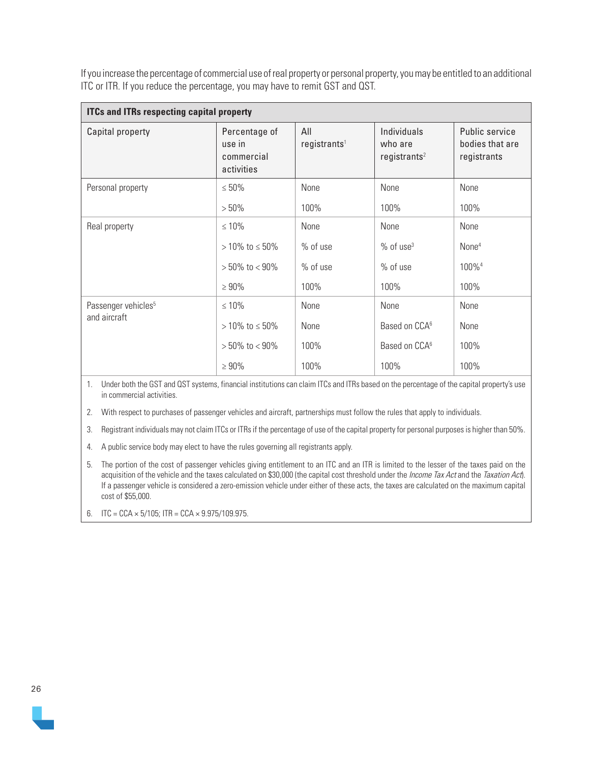If you increase the percentage of commercial use of real property or personal property, you may be entitled to an additional ITC or ITR. If you reduce the percentage, you may have to remit GST and QST.

**ITCs and ITRs respecting capital property**

| Capital property | Percentage of use in commercial activities | All registrants[1] | Individuals who are registrants[2] | Public service bodies that are registrants |
|---|---|---|---|---|
| Personal property | ≤ 50% | None | None | None |
| | > 50% | 100% | 100% | 100% |
| Real property | ≤ 10% | None | None | None |
| | > 10% to ≤ 50% | % of use | % of use[3] | None[4] |
| | > 50% to < 90% | % of use | % of use | 100%[4] |
| | ≥ 90% | 100% | 100% | 100% |
| Passenger vehicles[5] and aircraft | ≤ 10% | None | None | None |
| | > 10% to ≤ 50% | None | Based on CCA[6] | None |
| | > 50% to < 90% | 100% | Based on CCA[6] | 100% |
| | ≥ 90% | 100% | 100% | 100% |

1. Under both the GST and QST systems, financial institutions can claim ITCs and ITRs based on the percentage of the capital property's use in commercial activities.
2. With respect to purchases of passenger vehicles and aircraft, partnerships must follow the rules that apply to individuals.
3. Registrant individuals may not claim ITCs or ITRs if the percentage of use of the capital property for personal purposes is higher than 50%.
4. A public service body may elect to have the rules governing all registrants apply.
5. The portion of the cost of passenger vehicles giving entitlement to an ITC and an ITR is limited to the lesser of the taxes paid on the acquisition of the vehicle and the taxes calculated on $30,000 (the capital cost threshold under the *Income Tax Act* and the *Taxation Act*). If a passenger vehicle is considered a zero-emission vehicle under either of these acts, the taxes are calculated on the maximum capital cost of $55,000.
6. ITC = CCA × 5/105; ITR = CCA × 9.975/109.975.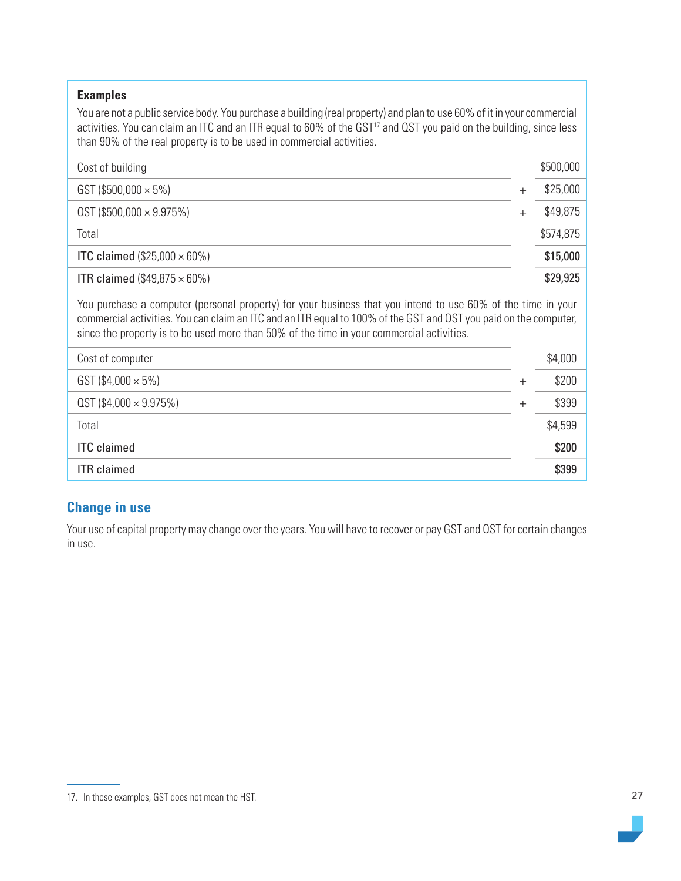**Examples**

You are not a public service body. You purchase a building (real property) and plan to use 60% of it in your commercial activities. You can claim an ITC and an ITR equal to 60% of the GST[17] and QST you paid on the building, since less than 90% of the real property is to be used in commercial activities.

| | | |
|---|---|---|
| Cost of building | | $500,000 |
| GST ($500,000 × 5%) | + | $25,000 |
| QST ($500,000 × 9.975%) | + | $49,875 |
| Total | | $574,875 |
| **ITC claimed** ($25,000 × 60%) | | **$15,000** |
| **ITR claimed** ($49,875 × 60%) | | **$29,925** |

You purchase a computer (personal property) for your business that you intend to use 60% of the time in your commercial activities. You can claim an ITC and an ITR equal to 100% of the GST and QST you paid on the computer, since the property is to be used more than 50% of the time in your commercial activities.

| | | |
|---|---|---|
| Cost of computer | | $4,000 |
| GST ($4,000 × 5%) | + | $200 |
| QST ($4,000 × 9.975%) | + | $399 |
| Total | | $4,599 |
| **ITC claimed** | | **$200** |
| **ITR claimed** | | **$399** |

## Change in use

Your use of capital property may change over the years. You will have to recover or pay GST and QST for certain changes in use.

17. In these examples, GST does not mean the HST.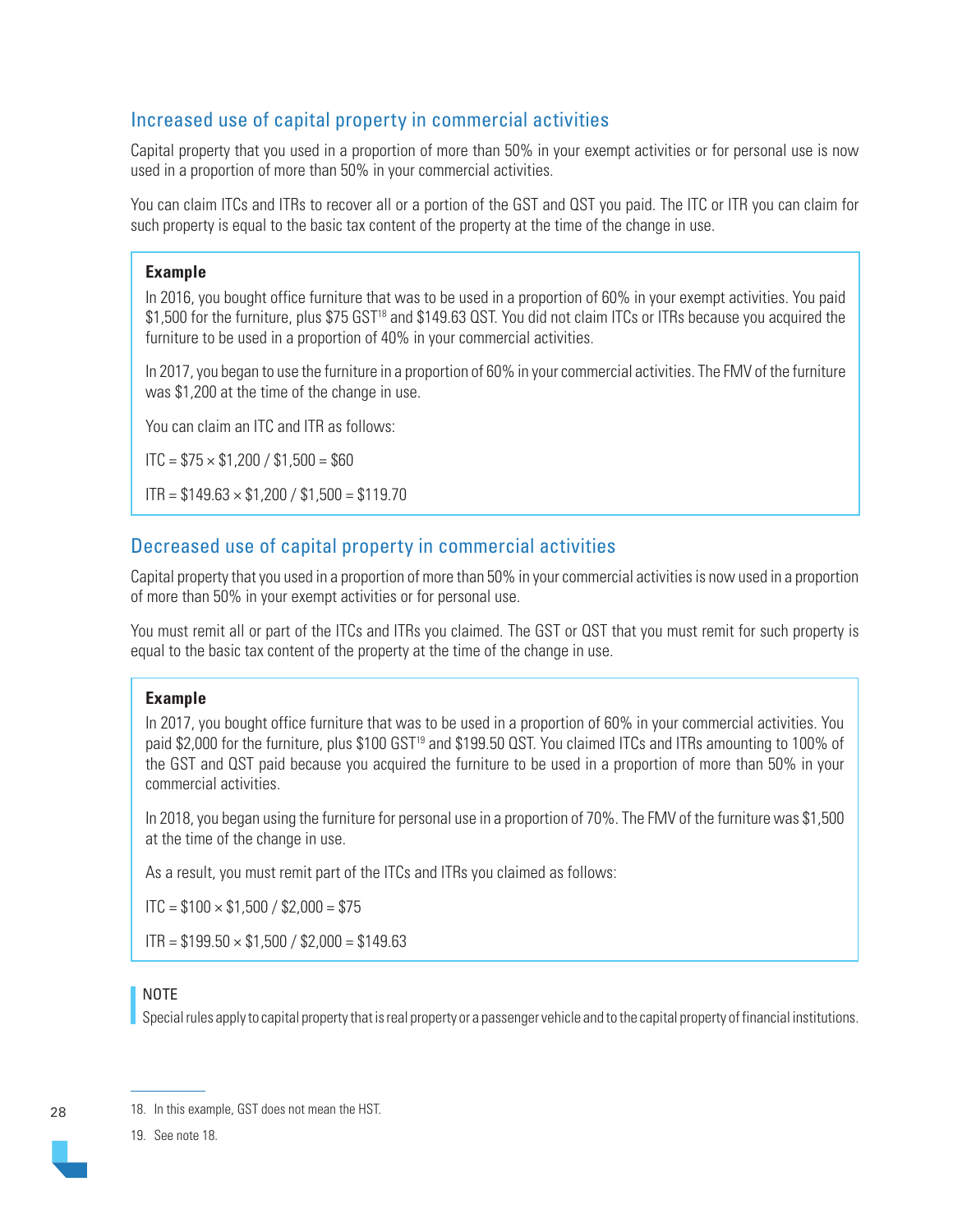## Increased use of capital property in commercial activities

Capital property that you used in a proportion of more than 50% in your exempt activities or for personal use is now used in a proportion of more than 50% in your commercial activities.

You can claim ITCs and ITRs to recover all or a portion of the GST and QST you paid. The ITC or ITR you can claim for such property is equal to the basic tax content of the property at the time of the change in use.

> **Example**
>
> In 2016, you bought office furniture that was to be used in a proportion of 60% in your exempt activities. You paid $1,500 for the furniture, plus $75 GST[18] and $149.63 QST. You did not claim ITCs or ITRs because you acquired the furniture to be used in a proportion of 40% in your commercial activities.
>
> In 2017, you began to use the furniture in a proportion of 60% in your commercial activities. The FMV of the furniture was $1,200 at the time of the change in use.
>
> You can claim an ITC and ITR as follows:
>
> ITC = $75 × $1,200 / $1,500 = $60
>
> ITR = $149.63 × $1,200 / $1,500 = $119.70

## Decreased use of capital property in commercial activities

Capital property that you used in a proportion of more than 50% in your commercial activities is now used in a proportion of more than 50% in your exempt activities or for personal use.

You must remit all or part of the ITCs and ITRs you claimed. The GST or QST that you must remit for such property is equal to the basic tax content of the property at the time of the change in use.

> **Example**
>
> In 2017, you bought office furniture that was to be used in a proportion of 60% in your commercial activities. You paid $2,000 for the furniture, plus $100 GST[19] and $199.50 QST. You claimed ITCs and ITRs amounting to 100% of the GST and QST paid because you acquired the furniture to be used in a proportion of more than 50% in your commercial activities.
>
> In 2018, you began using the furniture for personal use in a proportion of 70%. The FMV of the furniture was $1,500 at the time of the change in use.
>
> As a result, you must remit part of the ITCs and ITRs you claimed as follows:
>
> ITC = $100 × $1,500 / $2,000 = $75
>
> ITR = $199.50 × $1,500 / $2,000 = $149.63

> NOTE
>
> Special rules apply to capital property that is real property or a passenger vehicle and to the capital property of financial institutions.

18. In this example, GST does not mean the HST.

19. See note 18.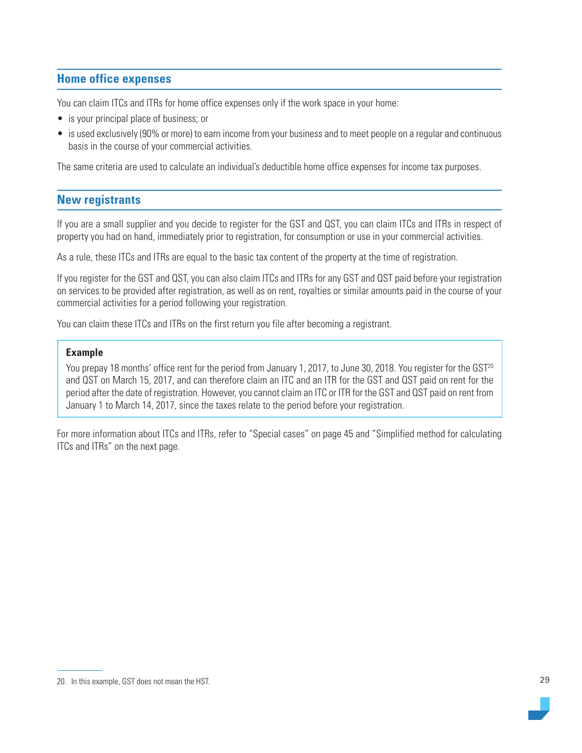## Home office expenses

You can claim ITCs and ITRs for home office expenses only if the work space in your home:

- is your principal place of business; or
- is used exclusively (90% or more) to earn income from your business and to meet people on a regular and continuous basis in the course of your commercial activities.

The same criteria are used to calculate an individual's deductible home office expenses for income tax purposes.

## New registrants

If you are a small supplier and you decide to register for the GST and QST, you can claim ITCs and ITRs in respect of property you had on hand, immediately prior to registration, for consumption or use in your commercial activities.

As a rule, these ITCs and ITRs are equal to the basic tax content of the property at the time of registration.

If you register for the GST and QST, you can also claim ITCs and ITRs for any GST and QST paid before your registration on services to be provided after registration, as well as on rent, royalties or similar amounts paid in the course of your commercial activities for a period following your registration.

You can claim these ITCs and ITRs on the first return you file after becoming a registrant.

> **Example**
>
> You prepay 18 months' office rent for the period from January 1, 2017, to June 30, 2018. You register for the GST[20] and QST on March 15, 2017, and can therefore claim an ITC and an ITR for the GST and QST paid on rent for the period after the date of registration. However, you cannot claim an ITC or ITR for the GST and QST paid on rent from January 1 to March 14, 2017, since the taxes relate to the period before your registration.

For more information about ITCs and ITRs, refer to "Special cases" on page 45 and "Simplified method for calculating ITCs and ITRs" on the next page.

20. In this example, GST does not mean the HST.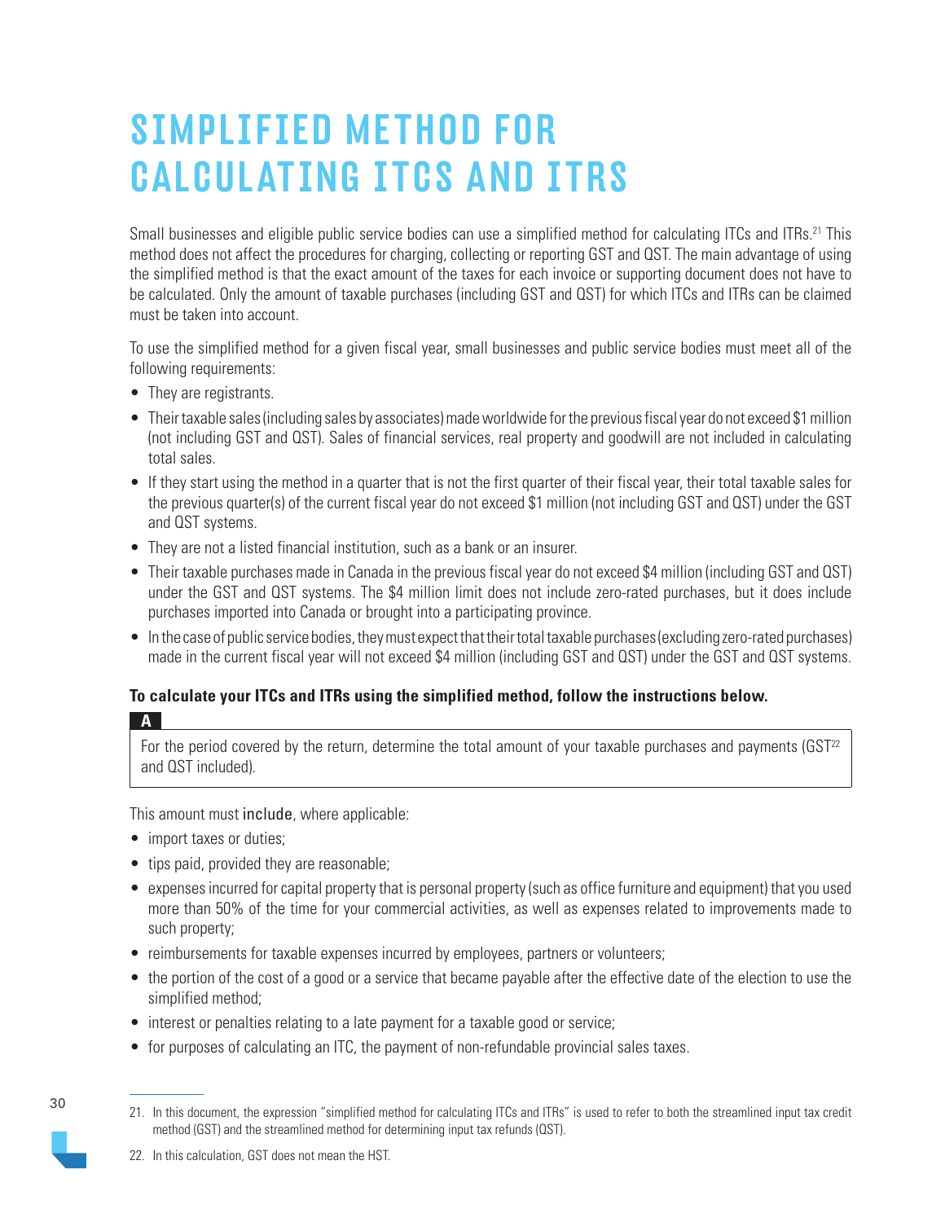# SIMPLIFIED METHOD FOR CALCULATING ITCS AND ITRS

Small businesses and eligible public service bodies can use a simplified method for calculating ITCs and ITRs.[21] This method does not affect the procedures for charging, collecting or reporting GST and QST. The main advantage of using the simplified method is that the exact amount of the taxes for each invoice or supporting document does not have to be calculated. Only the amount of taxable purchases (including GST and QST) for which ITCs and ITRs can be claimed must be taken into account.

To use the simplified method for a given fiscal year, small businesses and public service bodies must meet all of the following requirements:

- They are registrants.
- Their taxable sales (including sales by associates) made worldwide for the previous fiscal year do not exceed $1 million (not including GST and QST). Sales of financial services, real property and goodwill are not included in calculating total sales.
- If they start using the method in a quarter that is not the first quarter of their fiscal year, their total taxable sales for the previous quarter(s) of the current fiscal year do not exceed $1 million (not including GST and QST) under the GST and QST systems.
- They are not a listed financial institution, such as a bank or an insurer.
- Their taxable purchases made in Canada in the previous fiscal year do not exceed $4 million (including GST and QST) under the GST and QST systems. The $4 million limit does not include zero-rated purchases, but it does include purchases imported into Canada or brought into a participating province.
- In the case of public service bodies, they must expect that their total taxable purchases (excluding zero-rated purchases) made in the current fiscal year will not exceed $4 million (including GST and QST) under the GST and QST systems.

**To calculate your ITCs and ITRs using the simplified method, follow the instructions below.**

**A**

For the period covered by the return, determine the total amount of your taxable purchases and payments (GST[22] and QST included).

This amount must include, where applicable:

- import taxes or duties;
- tips paid, provided they are reasonable;
- expenses incurred for capital property that is personal property (such as office furniture and equipment) that you used more than 50% of the time for your commercial activities, as well as expenses related to improvements made to such property;
- reimbursements for taxable expenses incurred by employees, partners or volunteers;
- the portion of the cost of a good or a service that became payable after the effective date of the election to use the simplified method;
- interest or penalties relating to a late payment for a taxable good or service;
- for purposes of calculating an ITC, the payment of non-refundable provincial sales taxes.

---

21. In this document, the expression "simplified method for calculating ITCs and ITRs" is used to refer to both the streamlined input tax credit method (GST) and the streamlined method for determining input tax refunds (QST).

22. In this calculation, GST does not mean the HST.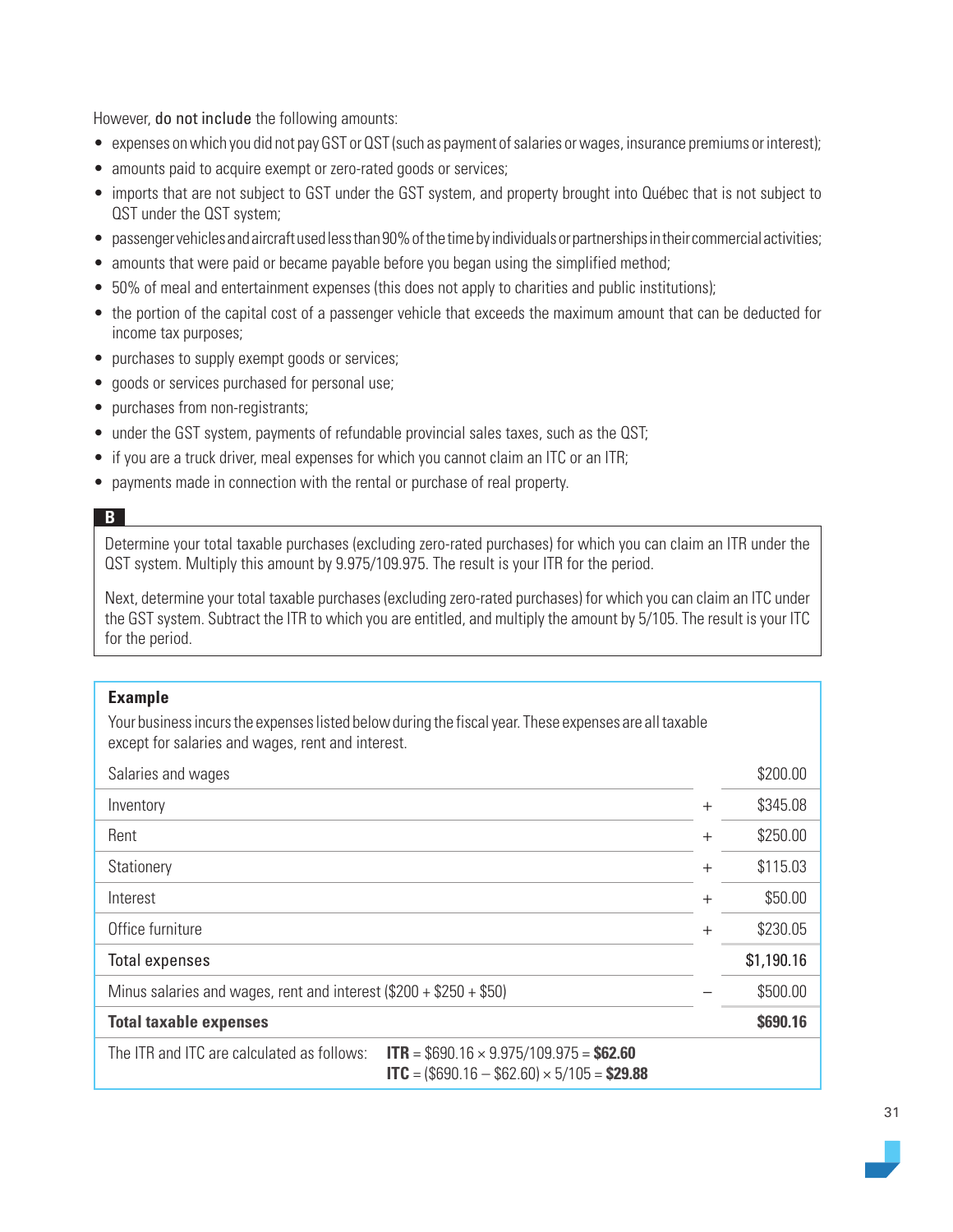However, do not include the following amounts:

- expenses on which you did not pay GST or QST (such as payment of salaries or wages, insurance premiums or interest);
- amounts paid to acquire exempt or zero-rated goods or services;
- imports that are not subject to GST under the GST system, and property brought into Québec that is not subject to QST under the QST system;
- passenger vehicles and aircraft used less than 90% of the time by individuals or partnerships in their commercial activities;
- amounts that were paid or became payable before you began using the simplified method;
- 50% of meal and entertainment expenses (this does not apply to charities and public institutions);
- the portion of the capital cost of a passenger vehicle that exceeds the maximum amount that can be deducted for income tax purposes;
- purchases to supply exempt goods or services;
- goods or services purchased for personal use;
- purchases from non-registrants;
- under the GST system, payments of refundable provincial sales taxes, such as the QST;
- if you are a truck driver, meal expenses for which you cannot claim an ITC or an ITR;
- payments made in connection with the rental or purchase of real property.

**B**

Determine your total taxable purchases (excluding zero-rated purchases) for which you can claim an ITR under the QST system. Multiply this amount by 9.975/109.975. The result is your ITR for the period.

Next, determine your total taxable purchases (excluding zero-rated purchases) for which you can claim an ITC under the GST system. Subtract the ITR to which you are entitled, and multiply the amount by 5/105. The result is your ITC for the period.

**Example**

Your business incurs the expenses listed below during the fiscal year. These expenses are all taxable except for salaries and wages, rent and interest.

| | | |
|---|---|---|
| Salaries and wages | | $200.00 |
| Inventory | + | $345.08 |
| Rent | + | $250.00 |
| Stationery | + | $115.03 |
| Interest | + | $50.00 |
| Office furniture | + | $230.05 |
| Total expenses | | **$1,190.16** |
| Minus salaries and wages, rent and interest ($200 + $250 + $50) | – | $500.00 |
| **Total taxable expenses** | | **$690.16** |

The ITR and ITC are calculated as follows: **ITR** = $690.16 × 9.975/109.975 = **$62.60**
**ITC** = ($690.16 – $62.60) × 5/105 = **$29.88**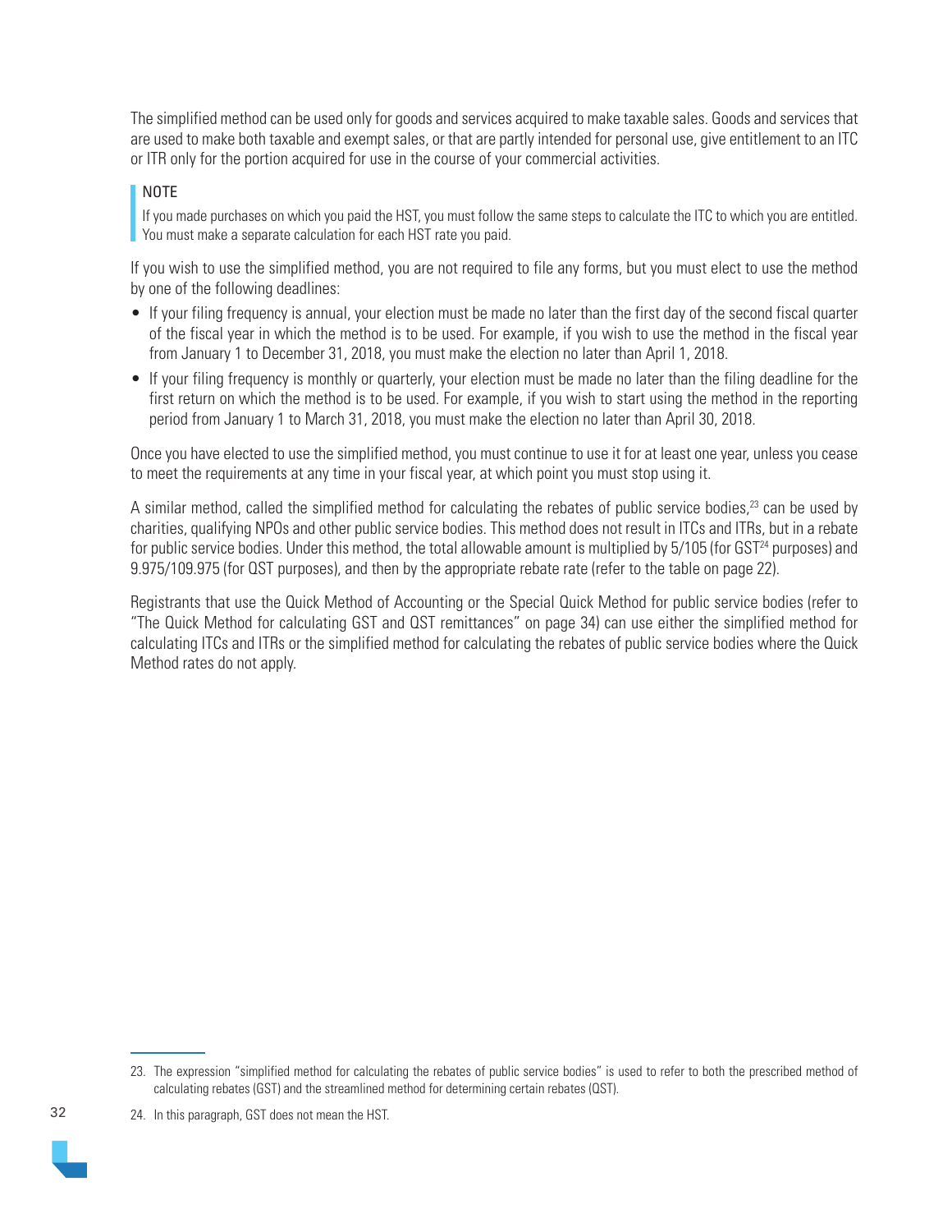The simplified method can be used only for goods and services acquired to make taxable sales. Goods and services that are used to make both taxable and exempt sales, or that are partly intended for personal use, give entitlement to an ITC or ITR only for the portion acquired for use in the course of your commercial activities.

> **NOTE**
>
> If you made purchases on which you paid the HST, you must follow the same steps to calculate the ITC to which you are entitled. You must make a separate calculation for each HST rate you paid.

If you wish to use the simplified method, you are not required to file any forms, but you must elect to use the method by one of the following deadlines:

- If your filing frequency is annual, your election must be made no later than the first day of the second fiscal quarter of the fiscal year in which the method is to be used. For example, if you wish to use the method in the fiscal year from January 1 to December 31, 2018, you must make the election no later than April 1, 2018.
- If your filing frequency is monthly or quarterly, your election must be made no later than the filing deadline for the first return on which the method is to be used. For example, if you wish to start using the method in the reporting period from January 1 to March 31, 2018, you must make the election no later than April 30, 2018.

Once you have elected to use the simplified method, you must continue to use it for at least one year, unless you cease to meet the requirements at any time in your fiscal year, at which point you must stop using it.

A similar method, called the simplified method for calculating the rebates of public service bodies,[23] can be used by charities, qualifying NPOs and other public service bodies. This method does not result in ITCs and ITRs, but in a rebate for public service bodies. Under this method, the total allowable amount is multiplied by 5/105 (for GST[24] purposes) and 9.975/109.975 (for QST purposes), and then by the appropriate rebate rate (refer to the table on page 22).

Registrants that use the Quick Method of Accounting or the Special Quick Method for public service bodies (refer to "The Quick Method for calculating GST and QST remittances" on page 34) can use either the simplified method for calculating ITCs and ITRs or the simplified method for calculating the rebates of public service bodies where the Quick Method rates do not apply.

---

23. The expression "simplified method for calculating the rebates of public service bodies" is used to refer to both the prescribed method of calculating rebates (GST) and the streamlined method for determining certain rebates (QST).

24. In this paragraph, GST does not mean the HST.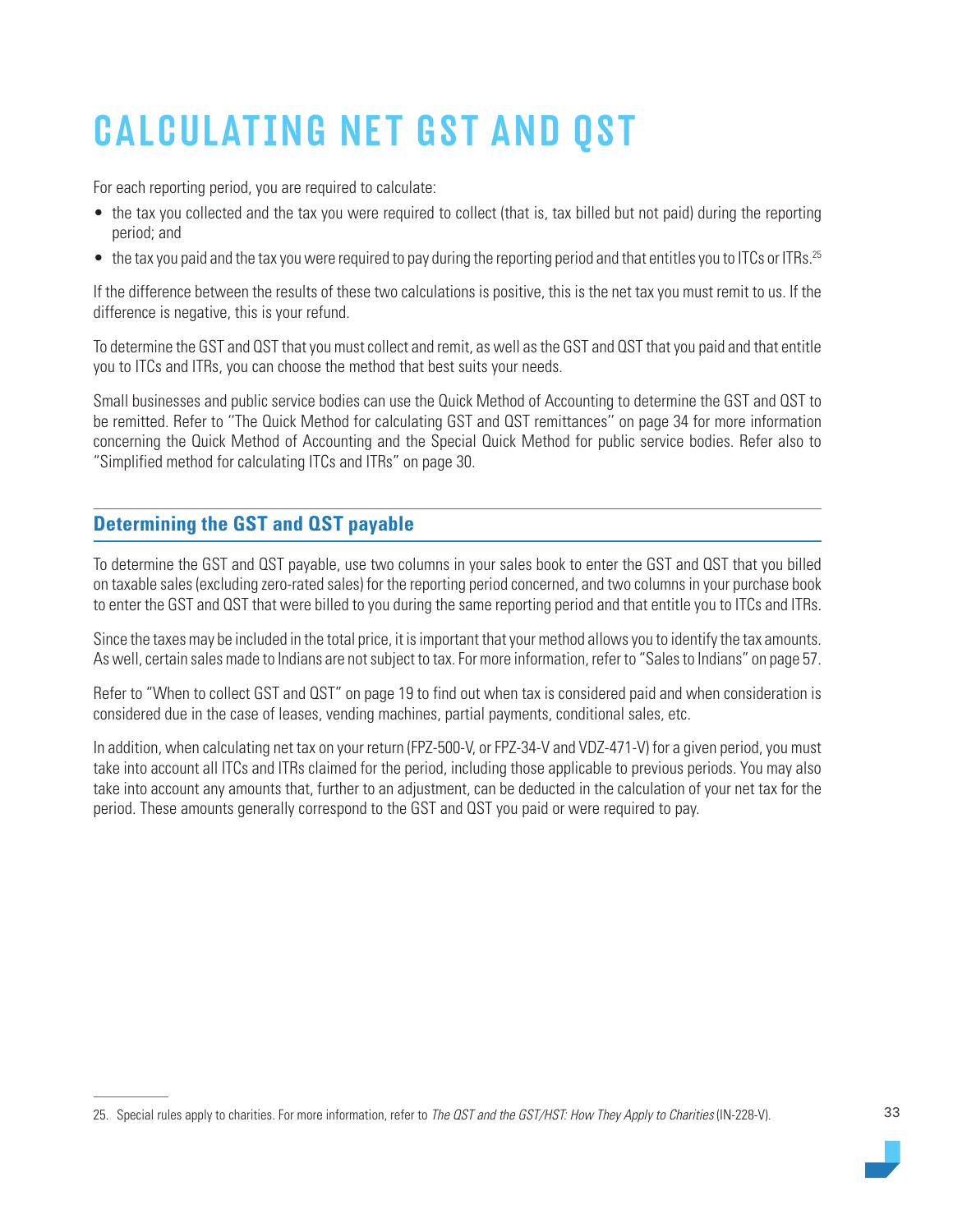# CALCULATING NET GST AND QST

For each reporting period, you are required to calculate:

- the tax you collected and the tax you were required to collect (that is, tax billed but not paid) during the reporting period; and
- the tax you paid and the tax you were required to pay during the reporting period and that entitles you to ITCs or ITRs.[25]

If the difference between the results of these two calculations is positive, this is the net tax you must remit to us. If the difference is negative, this is your refund.

To determine the GST and QST that you must collect and remit, as well as the GST and QST that you paid and that entitle you to ITCs and ITRs, you can choose the method that best suits your needs.

Small businesses and public service bodies can use the Quick Method of Accounting to determine the GST and QST to be remitted. Refer to "The Quick Method for calculating GST and QST remittances" on page 34 for more information concerning the Quick Method of Accounting and the Special Quick Method for public service bodies. Refer also to "Simplified method for calculating ITCs and ITRs" on page 30.

## Determining the GST and QST payable

To determine the GST and QST payable, use two columns in your sales book to enter the GST and QST that you billed on taxable sales (excluding zero-rated sales) for the reporting period concerned, and two columns in your purchase book to enter the GST and QST that were billed to you during the same reporting period and that entitle you to ITCs and ITRs.

Since the taxes may be included in the total price, it is important that your method allows you to identify the tax amounts. As well, certain sales made to Indians are not subject to tax. For more information, refer to "Sales to Indians" on page 57.

Refer to "When to collect GST and QST" on page 19 to find out when tax is considered paid and when consideration is considered due in the case of leases, vending machines, partial payments, conditional sales, etc.

In addition, when calculating net tax on your return (FPZ-500-V, or FPZ-34-V and VDZ-471-V) for a given period, you must take into account all ITCs and ITRs claimed for the period, including those applicable to previous periods. You may also take into account any amounts that, further to an adjustment, can be deducted in the calculation of your net tax for the period. These amounts generally correspond to the GST and QST you paid or were required to pay.

---

25. Special rules apply to charities. For more information, refer to *The QST and the GST/HST: How They Apply to Charities* (IN-228-V).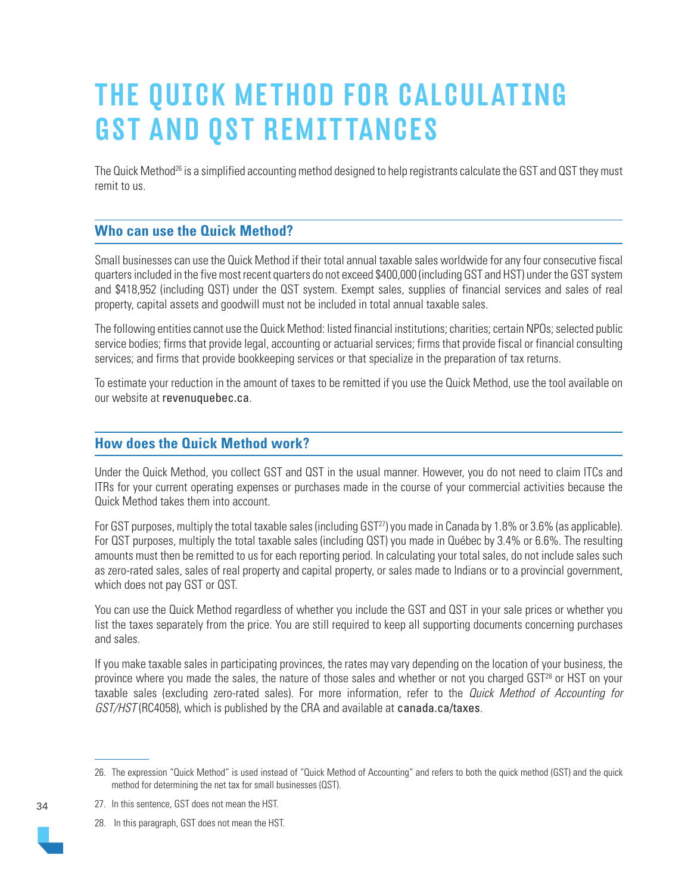# THE QUICK METHOD FOR CALCULATING GST AND QST REMITTANCES

The Quick Method[26] is a simplified accounting method designed to help registrants calculate the GST and QST they must remit to us.

## Who can use the Quick Method?

Small businesses can use the Quick Method if their total annual taxable sales worldwide for any four consecutive fiscal quarters included in the five most recent quarters do not exceed $400,000 (including GST and HST) under the GST system and $418,952 (including QST) under the QST system. Exempt sales, supplies of financial services and sales of real property, capital assets and goodwill must not be included in total annual taxable sales.

The following entities cannot use the Quick Method: listed financial institutions; charities; certain NPOs; selected public service bodies; firms that provide legal, accounting or actuarial services; firms that provide fiscal or financial consulting services; and firms that provide bookkeeping services or that specialize in the preparation of tax returns.

To estimate your reduction in the amount of taxes to be remitted if you use the Quick Method, use the tool available on our website at revenuquebec.ca.

## How does the Quick Method work?

Under the Quick Method, you collect GST and QST in the usual manner. However, you do not need to claim ITCs and ITRs for your current operating expenses or purchases made in the course of your commercial activities because the Quick Method takes them into account.

For GST purposes, multiply the total taxable sales (including GST[27]) you made in Canada by 1.8% or 3.6% (as applicable). For QST purposes, multiply the total taxable sales (including QST) you made in Québec by 3.4% or 6.6%. The resulting amounts must then be remitted to us for each reporting period. In calculating your total sales, do not include sales such as zero-rated sales, sales of real property and capital property, or sales made to Indians or to a provincial government, which does not pay GST or QST.

You can use the Quick Method regardless of whether you include the GST and QST in your sale prices or whether you list the taxes separately from the price. You are still required to keep all supporting documents concerning purchases and sales.

If you make taxable sales in participating provinces, the rates may vary depending on the location of your business, the province where you made the sales, the nature of those sales and whether or not you charged GST[28] or HST on your taxable sales (excluding zero-rated sales). For more information, refer to the *Quick Method of Accounting for GST/HST* (RC4058), which is published by the CRA and available at canada.ca/taxes.

---

26. The expression "Quick Method" is used instead of "Quick Method of Accounting" and refers to both the quick method (GST) and the quick method for determining the net tax for small businesses (QST).

27. In this sentence, GST does not mean the HST.

28. In this paragraph, GST does not mean the HST.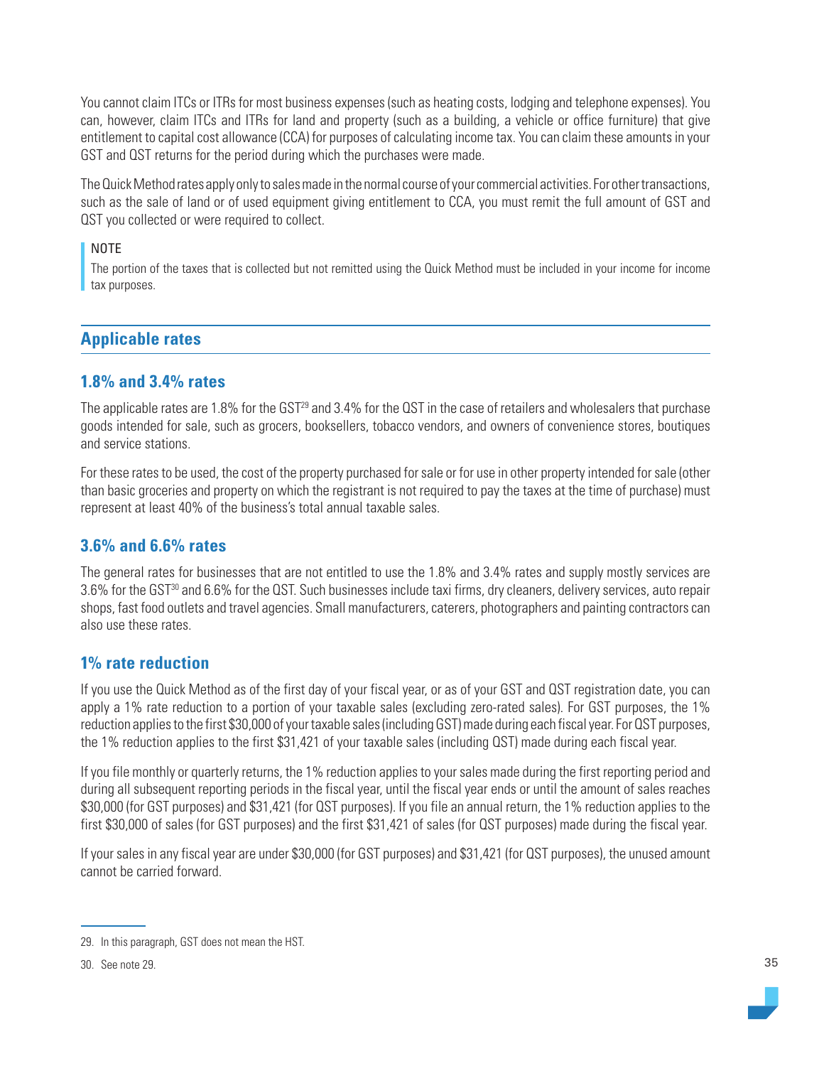You cannot claim ITCs or ITRs for most business expenses (such as heating costs, lodging and telephone expenses). You can, however, claim ITCs and ITRs for land and property (such as a building, a vehicle or office furniture) that give entitlement to capital cost allowance (CCA) for purposes of calculating income tax. You can claim these amounts in your GST and QST returns for the period during which the purchases were made.

The Quick Method rates apply only to sales made in the normal course of your commercial activities. For other transactions, such as the sale of land or of used equipment giving entitlement to CCA, you must remit the full amount of GST and QST you collected or were required to collect.

> NOTE
>
> The portion of the taxes that is collected but not remitted using the Quick Method must be included in your income for income tax purposes.

## Applicable rates

### 1.8% and 3.4% rates

The applicable rates are 1.8% for the GST[29] and 3.4% for the QST in the case of retailers and wholesalers that purchase goods intended for sale, such as grocers, booksellers, tobacco vendors, and owners of convenience stores, boutiques and service stations.

For these rates to be used, the cost of the property purchased for sale or for use in other property intended for sale (other than basic groceries and property on which the registrant is not required to pay the taxes at the time of purchase) must represent at least 40% of the business's total annual taxable sales.

### 3.6% and 6.6% rates

The general rates for businesses that are not entitled to use the 1.8% and 3.4% rates and supply mostly services are 3.6% for the GST[30] and 6.6% for the QST. Such businesses include taxi firms, dry cleaners, delivery services, auto repair shops, fast food outlets and travel agencies. Small manufacturers, caterers, photographers and painting contractors can also use these rates.

### 1% rate reduction

If you use the Quick Method as of the first day of your fiscal year, or as of your GST and QST registration date, you can apply a 1% rate reduction to a portion of your taxable sales (excluding zero-rated sales). For GST purposes, the 1% reduction applies to the first $30,000 of your taxable sales (including GST) made during each fiscal year. For QST purposes, the 1% reduction applies to the first $31,421 of your taxable sales (including QST) made during each fiscal year.

If you file monthly or quarterly returns, the 1% reduction applies to your sales made during the first reporting period and during all subsequent reporting periods in the fiscal year, until the fiscal year ends or until the amount of sales reaches $30,000 (for GST purposes) and $31,421 (for QST purposes). If you file an annual return, the 1% reduction applies to the first $30,000 of sales (for GST purposes) and the first $31,421 of sales (for QST purposes) made during the fiscal year.

If your sales in any fiscal year are under $30,000 (for GST purposes) and $31,421 (for QST purposes), the unused amount cannot be carried forward.

---

29. In this paragraph, GST does not mean the HST.

30. See note 29.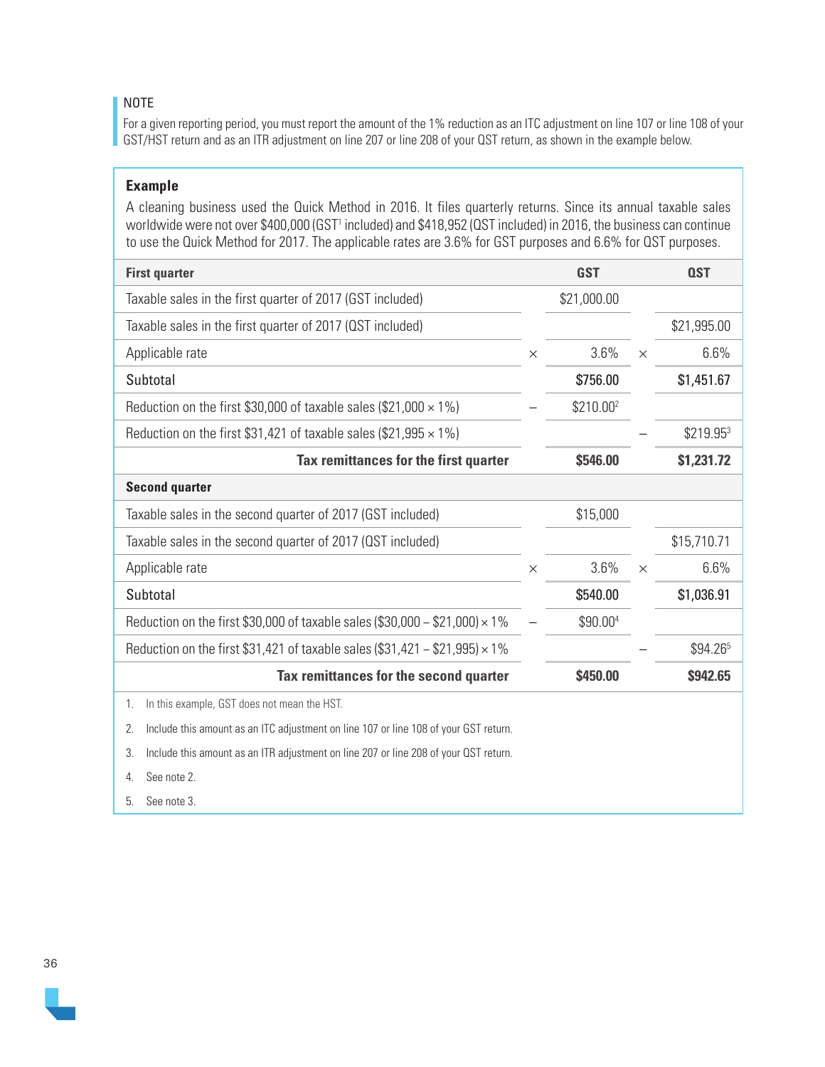NOTE

For a given reporting period, you must report the amount of the 1% reduction as an ITC adjustment on line 107 or line 108 of your GST/HST return and as an ITR adjustment on line 207 or line 208 of your QST return, as shown in the example below.

**Example**

A cleaning business used the Quick Method in 2016. It files quarterly returns. Since its annual taxable sales worldwide were not over $400,000 (GST[1] included) and $418,952 (QST included) in 2016, the business can continue to use the Quick Method for 2017. The applicable rates are 3.6% for GST purposes and 6.6% for QST purposes.

| **First quarter** | | **GST** | | **QST** |
|---|---|---|---|---|
| Taxable sales in the first quarter of 2017 (GST included) | | $21,000.00 | | |
| Taxable sales in the first quarter of 2017 (QST included) | | | | $21,995.00 |
| Applicable rate | × | 3.6% | × | 6.6% |
| Subtotal | | **$756.00** | | **$1,451.67** |
| Reduction on the first $30,000 of taxable sales ($21,000 × 1%) | – | $210.00[2] | | |
| Reduction on the first $31,421 of taxable sales ($21,995 × 1%) | | | – | $219.95[3] |
| **Tax remittances for the first quarter** | | **$546.00** | | **$1,231.72** |
| **Second quarter** | | | | |
| Taxable sales in the second quarter of 2017 (GST included) | | $15,000 | | |
| Taxable sales in the second quarter of 2017 (QST included) | | | | $15,710.71 |
| Applicable rate | × | 3.6% | × | 6.6% |
| Subtotal | | **$540.00** | | **$1,036.91** |
| Reduction on the first $30,000 of taxable sales ($30,000 – $21,000) × 1% | – | $90.00[4] | | |
| Reduction on the first $31,421 of taxable sales ($31,421 – $21,995) × 1% | | | – | $94.26[5] |
| **Tax remittances for the second quarter** | | **$450.00** | | **$942.65** |

1. In this example, GST does not mean the HST.
2. Include this amount as an ITC adjustment on line 107 or line 108 of your GST return.
3. Include this amount as an ITR adjustment on line 207 or line 208 of your QST return.
4. See note 2.
5. See note 3.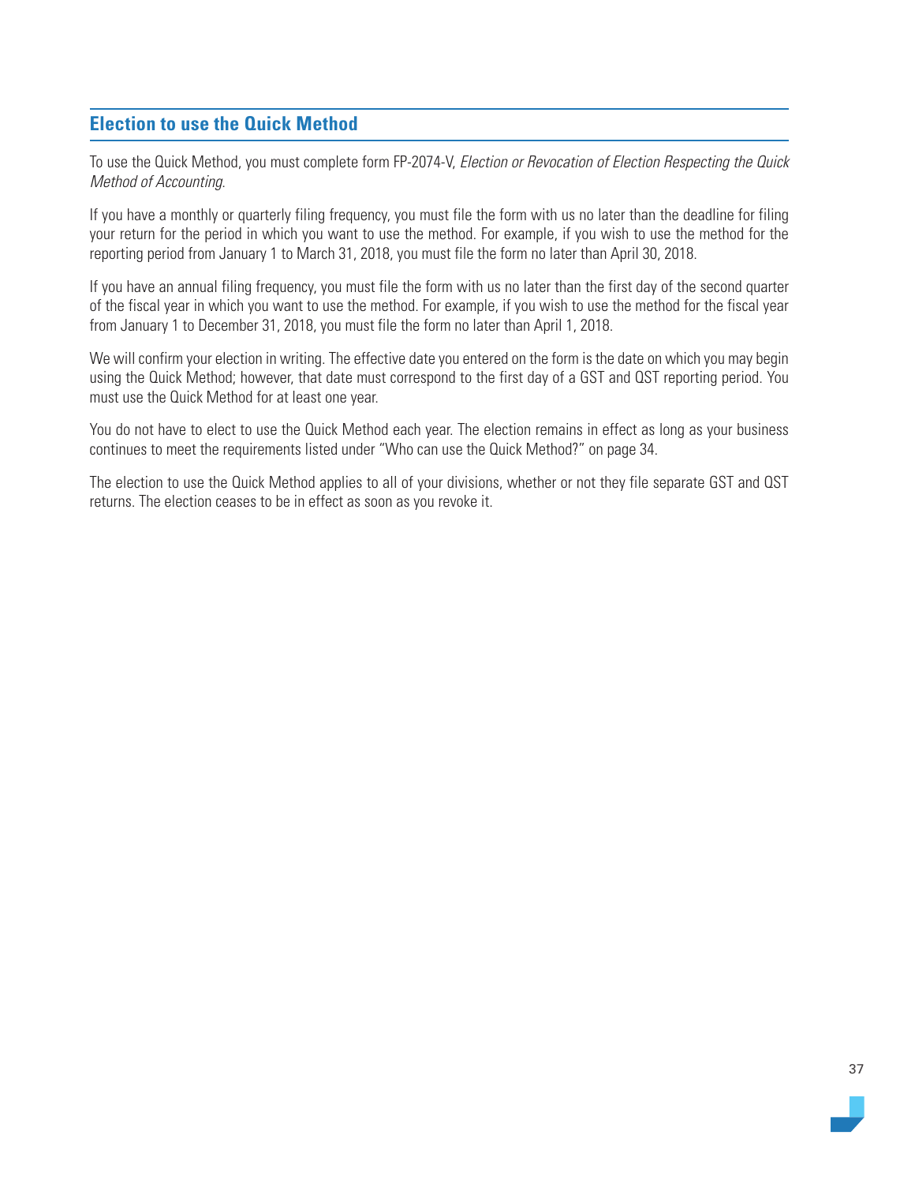## Election to use the Quick Method

To use the Quick Method, you must complete form FP-2074-V, *Election or Revocation of Election Respecting the Quick Method of Accounting*.

If you have a monthly or quarterly filing frequency, you must file the form with us no later than the deadline for filing your return for the period in which you want to use the method. For example, if you wish to use the method for the reporting period from January 1 to March 31, 2018, you must file the form no later than April 30, 2018.

If you have an annual filing frequency, you must file the form with us no later than the first day of the second quarter of the fiscal year in which you want to use the method. For example, if you wish to use the method for the fiscal year from January 1 to December 31, 2018, you must file the form no later than April 1, 2018.

We will confirm your election in writing. The effective date you entered on the form is the date on which you may begin using the Quick Method; however, that date must correspond to the first day of a GST and QST reporting period. You must use the Quick Method for at least one year.

You do not have to elect to use the Quick Method each year. The election remains in effect as long as your business continues to meet the requirements listed under "Who can use the Quick Method?" on page 34.

The election to use the Quick Method applies to all of your divisions, whether or not they file separate GST and QST returns. The election ceases to be in effect as soon as you revoke it.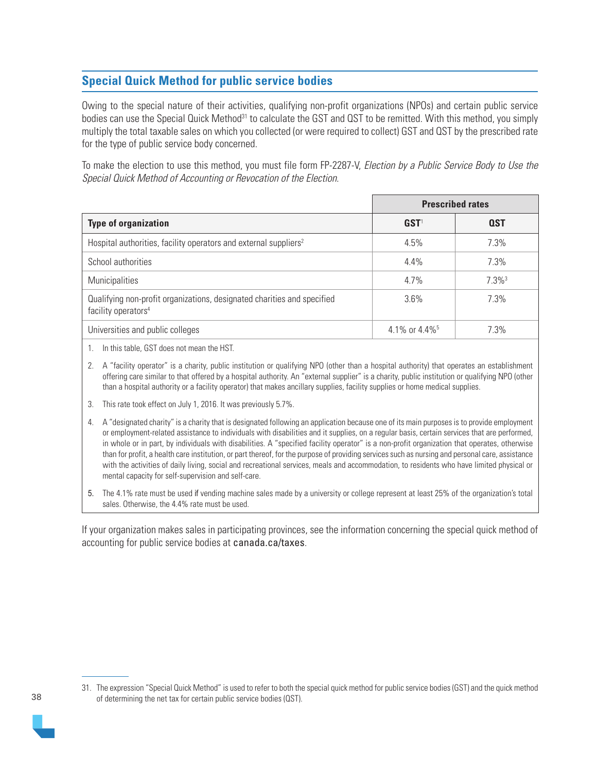## Special Quick Method for public service bodies

Owing to the special nature of their activities, qualifying non-profit organizations (NPOs) and certain public service bodies can use the Special Quick Method[31] to calculate the GST and QST to be remitted. With this method, you simply multiply the total taxable sales on which you collected (or were required to collect) GST and QST by the prescribed rate for the type of public service body concerned.

To make the election to use this method, you must file form FP-2287-V, *Election by a Public Service Body to Use the Special Quick Method of Accounting or Revocation of the Election*.

| | Prescribed rates | |
|---|---|---|
| **Type of organization** | **GST**[1] | **QST** |
| Hospital authorities, facility operators and external suppliers[2] | 4.5% | 7.3% |
| School authorities | 4.4% | 7.3% |
| Municipalities | 4.7% | 7.3%[3] |
| Qualifying non-profit organizations, designated charities and specified facility operators[4] | 3.6% | 7.3% |
| Universities and public colleges | 4.1% or 4.4%[5] | 7.3% |

1. In this table, GST does not mean the HST.
2. A "facility operator" is a charity, public institution or qualifying NPO (other than a hospital authority) that operates an establishment offering care similar to that offered by a hospital authority. An "external supplier" is a charity, public institution or qualifying NPO (other than a hospital authority or a facility operator) that makes ancillary supplies, facility supplies or home medical supplies.
3. This rate took effect on July 1, 2016. It was previously 5.7%.
4. A "designated charity" is a charity that is designated following an application because one of its main purposes is to provide employment or employment-related assistance to individuals with disabilities and it supplies, on a regular basis, certain services that are performed, in whole or in part, by individuals with disabilities. A "specified facility operator" is a non-profit organization that operates, otherwise than for profit, a health care institution, or part thereof, for the purpose of providing services such as nursing and personal care, assistance with the activities of daily living, social and recreational services, meals and accommodation, to residents who have limited physical or mental capacity for self-supervision and self-care.
5. The 4.1% rate must be used if vending machine sales made by a university or college represent at least 25% of the organization's total sales. Otherwise, the 4.4% rate must be used.

If your organization makes sales in participating provinces, see the information concerning the special quick method of accounting for public service bodies at canada.ca/taxes.

31. The expression "Special Quick Method" is used to refer to both the special quick method for public service bodies (GST) and the quick method of determining the net tax for certain public service bodies (QST).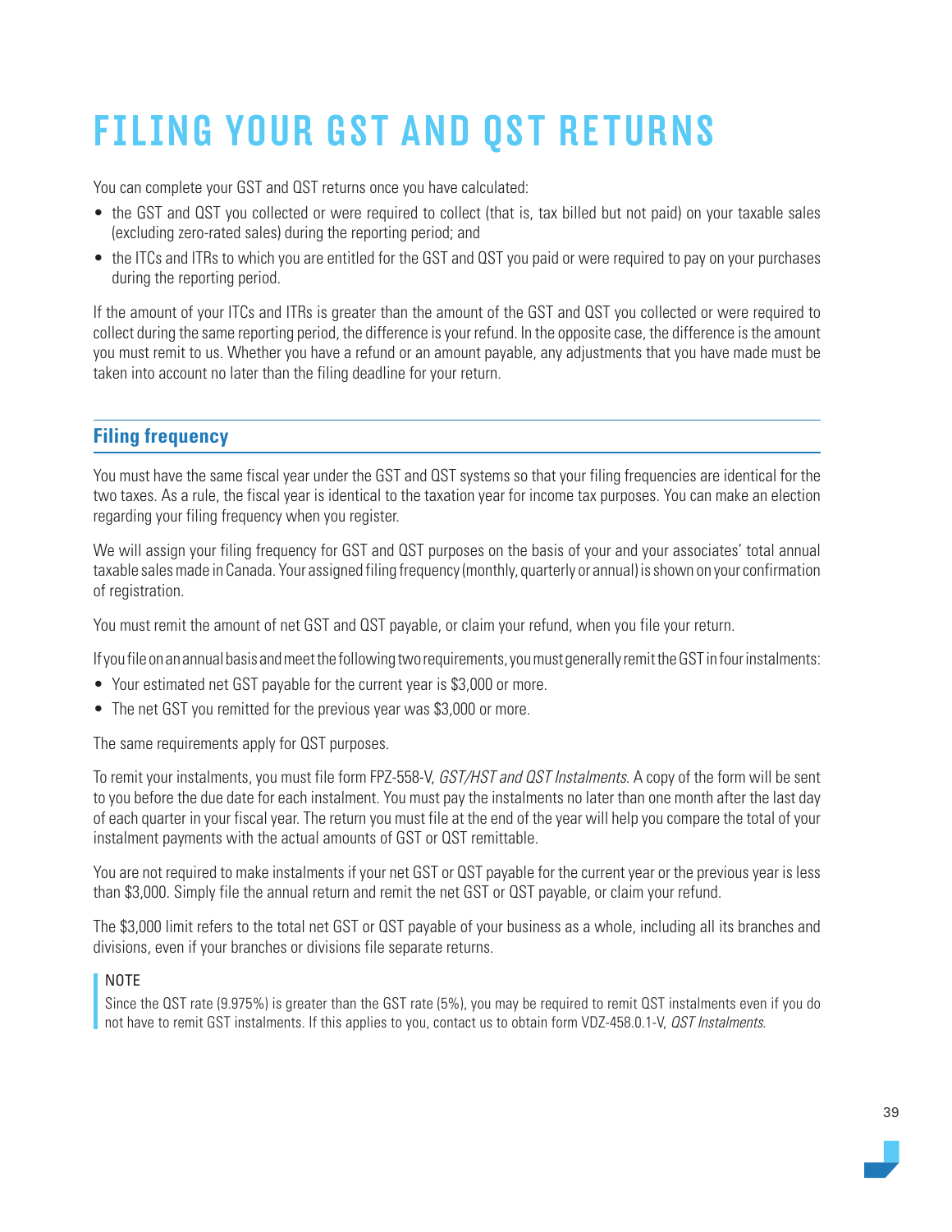# FILING YOUR GST AND QST RETURNS

You can complete your GST and QST returns once you have calculated:

- the GST and QST you collected or were required to collect (that is, tax billed but not paid) on your taxable sales (excluding zero-rated sales) during the reporting period; and
- the ITCs and ITRs to which you are entitled for the GST and QST you paid or were required to pay on your purchases during the reporting period.

If the amount of your ITCs and ITRs is greater than the amount of the GST and QST you collected or were required to collect during the same reporting period, the difference is your refund. In the opposite case, the difference is the amount you must remit to us. Whether you have a refund or an amount payable, any adjustments that you have made must be taken into account no later than the filing deadline for your return.

## Filing frequency

You must have the same fiscal year under the GST and QST systems so that your filing frequencies are identical for the two taxes. As a rule, the fiscal year is identical to the taxation year for income tax purposes. You can make an election regarding your filing frequency when you register.

We will assign your filing frequency for GST and QST purposes on the basis of your and your associates' total annual taxable sales made in Canada. Your assigned filing frequency (monthly, quarterly or annual) is shown on your confirmation of registration.

You must remit the amount of net GST and QST payable, or claim your refund, when you file your return.

If you file on an annual basis and meet the following two requirements, you must generally remit the GST in four instalments:

- Your estimated net GST payable for the current year is $3,000 or more.
- The net GST you remitted for the previous year was $3,000 or more.

The same requirements apply for QST purposes.

To remit your instalments, you must file form FPZ-558-V, *GST/HST and QST Instalments*. A copy of the form will be sent to you before the due date for each instalment. You must pay the instalments no later than one month after the last day of each quarter in your fiscal year. The return you must file at the end of the year will help you compare the total of your instalment payments with the actual amounts of GST or QST remittable.

You are not required to make instalments if your net GST or QST payable for the current year or the previous year is less than $3,000. Simply file the annual return and remit the net GST or QST payable, or claim your refund.

The $3,000 limit refers to the total net GST or QST payable of your business as a whole, including all its branches and divisions, even if your branches or divisions file separate returns.

> NOTE
>
> Since the QST rate (9.975%) is greater than the GST rate (5%), you may be required to remit QST instalments even if you do not have to remit GST instalments. If this applies to you, contact us to obtain form VDZ-458.0.1-V, *QST Instalments*.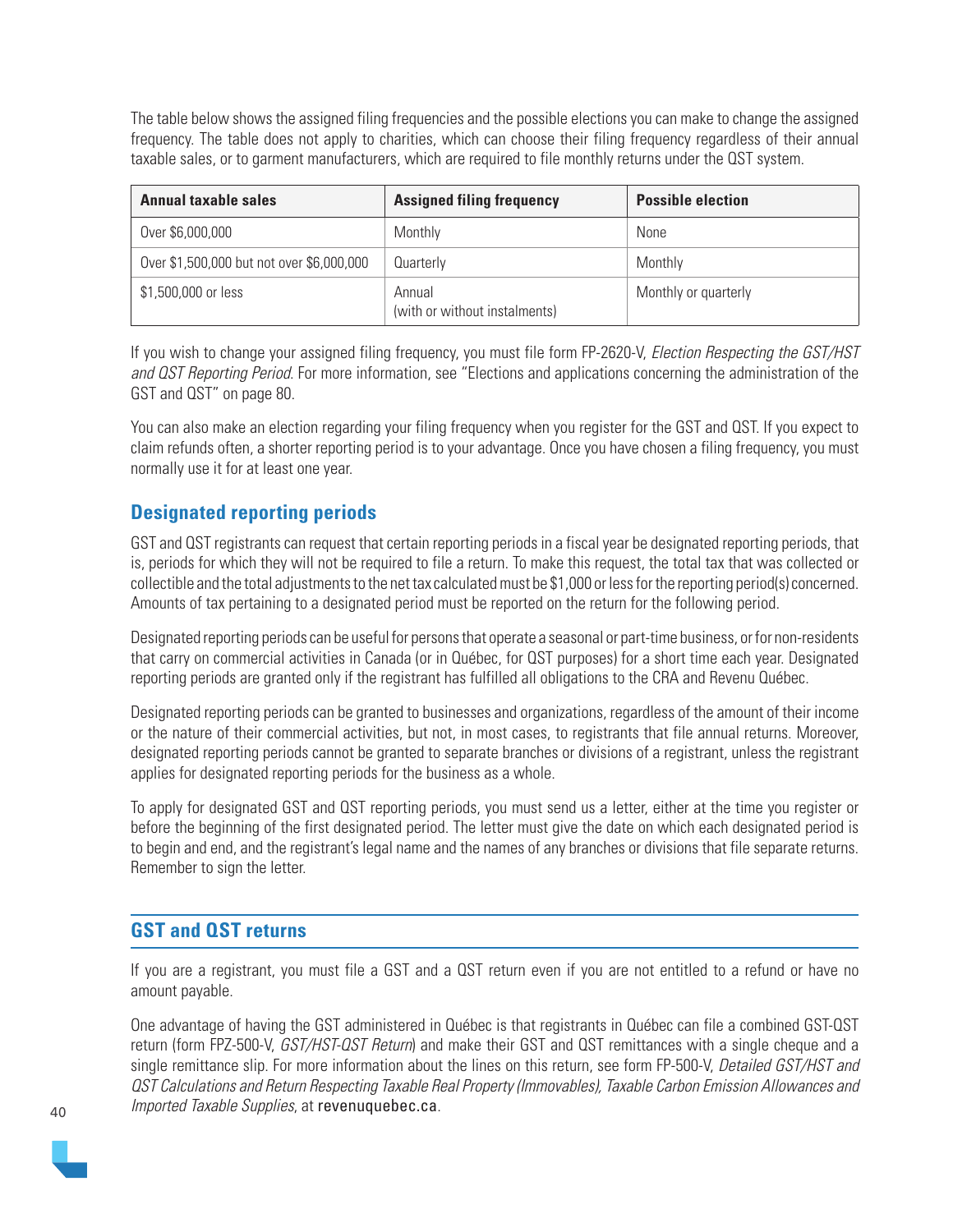The table below shows the assigned filing frequencies and the possible elections you can make to change the assigned frequency. The table does not apply to charities, which can choose their filing frequency regardless of their annual taxable sales, or to garment manufacturers, which are required to file monthly returns under the QST system.

| Annual taxable sales | Assigned filing frequency | Possible election |
|---|---|---|
| Over $6,000,000 | Monthly | None |
| Over $1,500,000 but not over $6,000,000 | Quarterly | Monthly |
| $1,500,000 or less | Annual (with or without instalments) | Monthly or quarterly |

If you wish to change your assigned filing frequency, you must file form FP-2620-V, *Election Respecting the GST/HST and QST Reporting Period*. For more information, see "Elections and applications concerning the administration of the GST and QST" on page 80.

You can also make an election regarding your filing frequency when you register for the GST and QST. If you expect to claim refunds often, a shorter reporting period is to your advantage. Once you have chosen a filing frequency, you must normally use it for at least one year.

### Designated reporting periods

GST and QST registrants can request that certain reporting periods in a fiscal year be designated reporting periods, that is, periods for which they will not be required to file a return. To make this request, the total tax that was collected or collectible and the total adjustments to the net tax calculated must be $1,000 or less for the reporting period(s) concerned. Amounts of tax pertaining to a designated period must be reported on the return for the following period.

Designated reporting periods can be useful for persons that operate a seasonal or part-time business, or for non-residents that carry on commercial activities in Canada (or in Québec, for QST purposes) for a short time each year. Designated reporting periods are granted only if the registrant has fulfilled all obligations to the CRA and Revenu Québec.

Designated reporting periods can be granted to businesses and organizations, regardless of the amount of their income or the nature of their commercial activities, but not, in most cases, to registrants that file annual returns. Moreover, designated reporting periods cannot be granted to separate branches or divisions of a registrant, unless the registrant applies for designated reporting periods for the business as a whole.

To apply for designated GST and QST reporting periods, you must send us a letter, either at the time you register or before the beginning of the first designated period. The letter must give the date on which each designated period is to begin and end, and the registrant's legal name and the names of any branches or divisions that file separate returns. Remember to sign the letter.

## GST and QST returns

If you are a registrant, you must file a GST and a QST return even if you are not entitled to a refund or have no amount payable.

One advantage of having the GST administered in Québec is that registrants in Québec can file a combined GST-QST return (form FPZ-500-V, *GST/HST-QST Return*) and make their GST and QST remittances with a single cheque and a single remittance slip. For more information about the lines on this return, see form FP-500-V, *Detailed GST/HST and QST Calculations and Return Respecting Taxable Real Property (Immovables), Taxable Carbon Emission Allowances and Imported Taxable Supplies*, at revenuquebec.ca.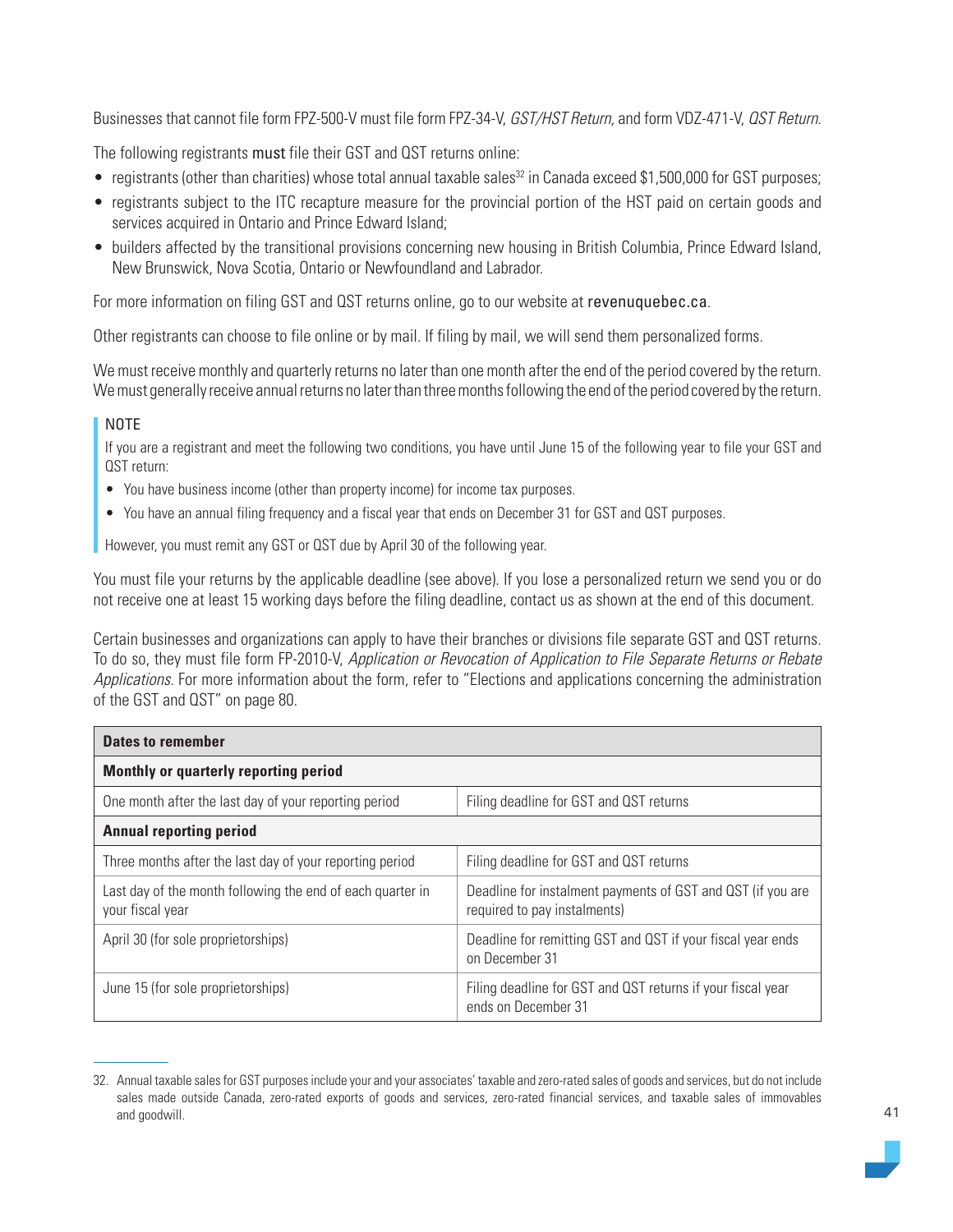Businesses that cannot file form FPZ-500-V must file form FPZ-34-V, *GST/HST Return,* and form VDZ-471-V, *QST Return*.

The following registrants **must** file their GST and QST returns online:

- registrants (other than charities) whose total annual taxable sales[32] in Canada exceed $1,500,000 for GST purposes;
- registrants subject to the ITC recapture measure for the provincial portion of the HST paid on certain goods and services acquired in Ontario and Prince Edward Island;
- builders affected by the transitional provisions concerning new housing in British Columbia, Prince Edward Island, New Brunswick, Nova Scotia, Ontario or Newfoundland and Labrador.

For more information on filing GST and QST returns online, go to our website at revenuquebec.ca.

Other registrants can choose to file online or by mail. If filing by mail, we will send them personalized forms.

We must receive monthly and quarterly returns no later than one month after the end of the period covered by the return. We must generally receive annual returns no later than three months following the end of the period covered by the return.

> NOTE
>
> If you are a registrant and meet the following two conditions, you have until June 15 of the following year to file your GST and QST return:
>
> - You have business income (other than property income) for income tax purposes.
> - You have an annual filing frequency and a fiscal year that ends on December 31 for GST and QST purposes.
>
> However, you must remit any GST or QST due by April 30 of the following year.

You must file your returns by the applicable deadline (see above). If you lose a personalized return we send you or do not receive one at least 15 working days before the filing deadline, contact us as shown at the end of this document.

Certain businesses and organizations can apply to have their branches or divisions file separate GST and QST returns. To do so, they must file form FP-2010-V, *Application or Revocation of Application to File Separate Returns or Rebate Applications*. For more information about the form, refer to "Elections and applications concerning the administration of the GST and QST" on page 80.

| **Dates to remember** | |
|---|---|
| **Monthly or quarterly reporting period** | |
| One month after the last day of your reporting period | Filing deadline for GST and QST returns |
| **Annual reporting period** | |
| Three months after the last day of your reporting period | Filing deadline for GST and QST returns |
| Last day of the month following the end of each quarter in your fiscal year | Deadline for instalment payments of GST and QST (if you are required to pay instalments) |
| April 30 (for sole proprietorships) | Deadline for remitting GST and QST if your fiscal year ends on December 31 |
| June 15 (for sole proprietorships) | Filing deadline for GST and QST returns if your fiscal year ends on December 31 |

32. Annual taxable sales for GST purposes include your and your associates' taxable and zero-rated sales of goods and services, but do not include sales made outside Canada, zero-rated exports of goods and services, zero-rated financial services, and taxable sales of immovables and goodwill.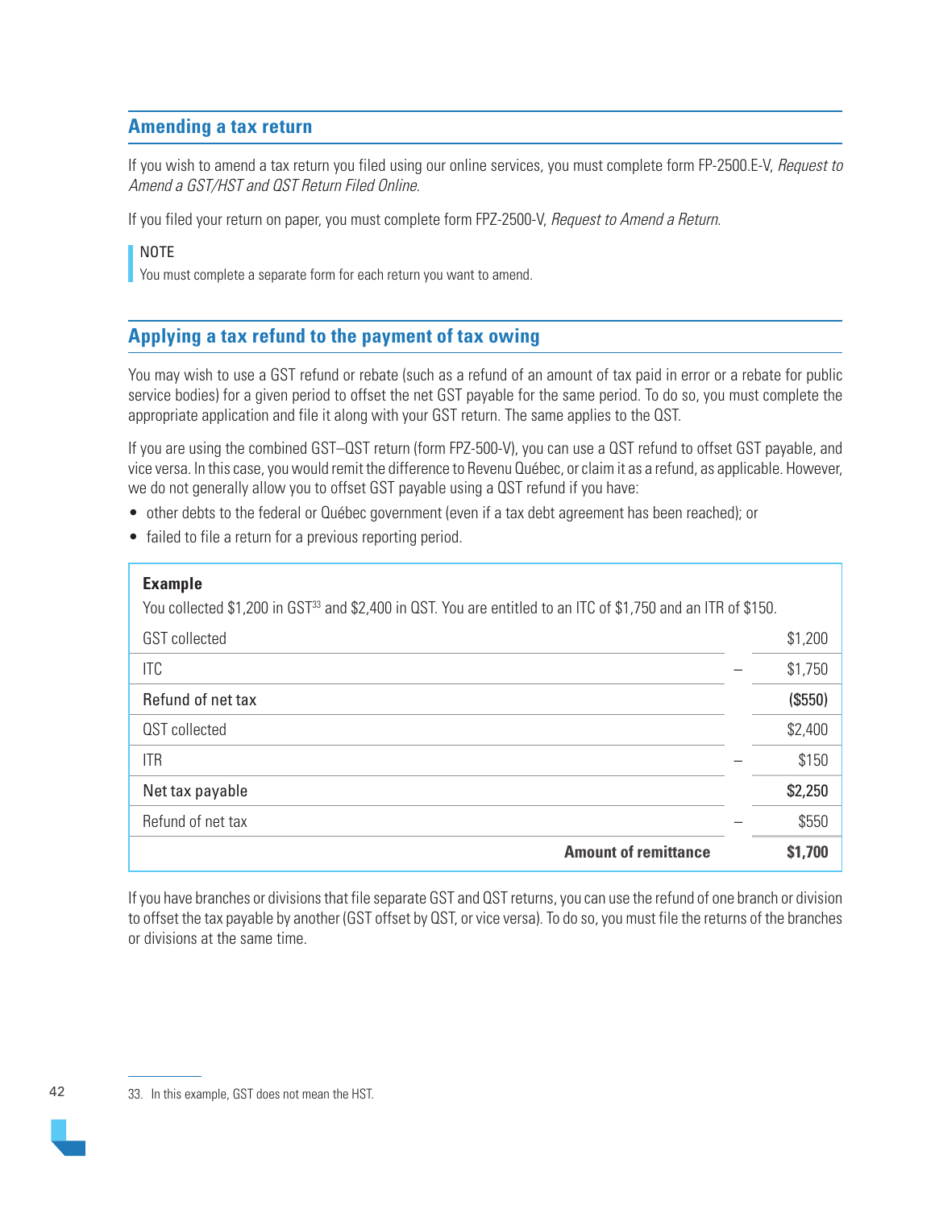## Amending a tax return

If you wish to amend a tax return you filed using our online services, you must complete form FP-2500.E-V, *Request to Amend a GST/HST and QST Return Filed Online*.

If you filed your return on paper, you must complete form FPZ-2500-V, *Request to Amend a Return*.

> NOTE
> You must complete a separate form for each return you want to amend.

## Applying a tax refund to the payment of tax owing

You may wish to use a GST refund or rebate (such as a refund of an amount of tax paid in error or a rebate for public service bodies) for a given period to offset the net GST payable for the same period. To do so, you must complete the appropriate application and file it along with your GST return. The same applies to the QST.

If you are using the combined GST–QST return (form FPZ-500-V), you can use a QST refund to offset GST payable, and vice versa. In this case, you would remit the difference to Revenu Québec, or claim it as a refund, as applicable. However, we do not generally allow you to offset GST payable using a QST refund if you have:

- other debts to the federal or Québec government (even if a tax debt agreement has been reached); or
- failed to file a return for a previous reporting period.

**Example**

You collected $1,200 in GST[33] and $2,400 in QST. You are entitled to an ITC of $1,750 and an ITR of $150.

| | | |
|---|---|---|
| GST collected | | $1,200 |
| ITC | – | $1,750 |
| **Refund of net tax** | | **($550)** |
| QST collected | | $2,400 |
| ITR | – | $150 |
| **Net tax payable** | | **$2,250** |
| Refund of net tax | – | $550 |
| **Amount of remittance** | | **$1,700** |

If you have branches or divisions that file separate GST and QST returns, you can use the refund of one branch or division to offset the tax payable by another (GST offset by QST, or vice versa). To do so, you must file the returns of the branches or divisions at the same time.

33. In this example, GST does not mean the HST.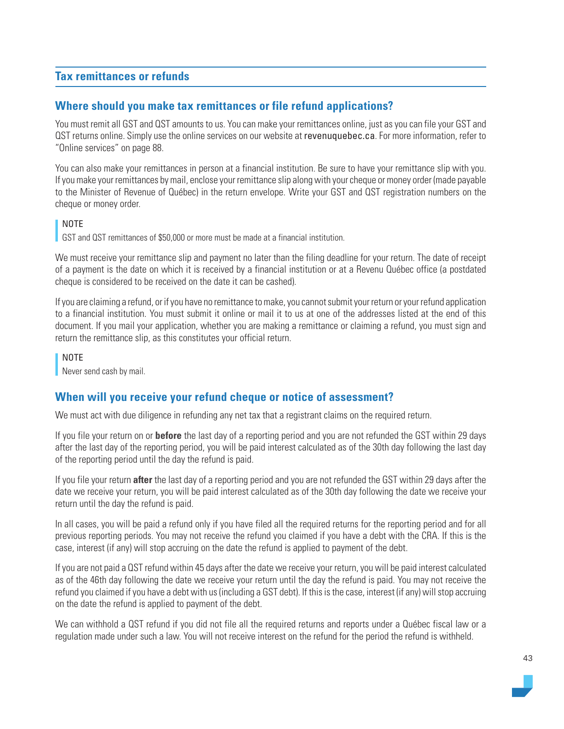## Tax remittances or refunds

### Where should you make tax remittances or file refund applications?

You must remit all GST and QST amounts to us. You can make your remittances online, just as you can file your GST and QST returns online. Simply use the online services on our website at revenuquebec.ca. For more information, refer to "Online services" on page 88.

You can also make your remittances in person at a financial institution. Be sure to have your remittance slip with you. If you make your remittances by mail, enclose your remittance slip along with your cheque or money order (made payable to the Minister of Revenue of Québec) in the return envelope. Write your GST and QST registration numbers on the cheque or money order.

> NOTE
> GST and QST remittances of $50,000 or more must be made at a financial institution.

We must receive your remittance slip and payment no later than the filing deadline for your return. The date of receipt of a payment is the date on which it is received by a financial institution or at a Revenu Québec office (a postdated cheque is considered to be received on the date it can be cashed).

If you are claiming a refund, or if you have no remittance to make, you cannot submit your return or your refund application to a financial institution. You must submit it online or mail it to us at one of the addresses listed at the end of this document. If you mail your application, whether you are making a remittance or claiming a refund, you must sign and return the remittance slip, as this constitutes your official return.

> NOTE
> Never send cash by mail.

### When will you receive your refund cheque or notice of assessment?

We must act with due diligence in refunding any net tax that a registrant claims on the required return.

If you file your return on or **before** the last day of a reporting period and you are not refunded the GST within 29 days after the last day of the reporting period, you will be paid interest calculated as of the 30th day following the last day of the reporting period until the day the refund is paid.

If you file your return **after** the last day of a reporting period and you are not refunded the GST within 29 days after the date we receive your return, you will be paid interest calculated as of the 30th day following the date we receive your return until the day the refund is paid.

In all cases, you will be paid a refund only if you have filed all the required returns for the reporting period and for all previous reporting periods. You may not receive the refund you claimed if you have a debt with the CRA. If this is the case, interest (if any) will stop accruing on the date the refund is applied to payment of the debt.

If you are not paid a QST refund within 45 days after the date we receive your return, you will be paid interest calculated as of the 46th day following the date we receive your return until the day the refund is paid. You may not receive the refund you claimed if you have a debt with us (including a GST debt). If this is the case, interest (if any) will stop accruing on the date the refund is applied to payment of the debt.

We can withhold a QST refund if you did not file all the required returns and reports under a Québec fiscal law or a regulation made under such a law. You will not receive interest on the refund for the period the refund is withheld.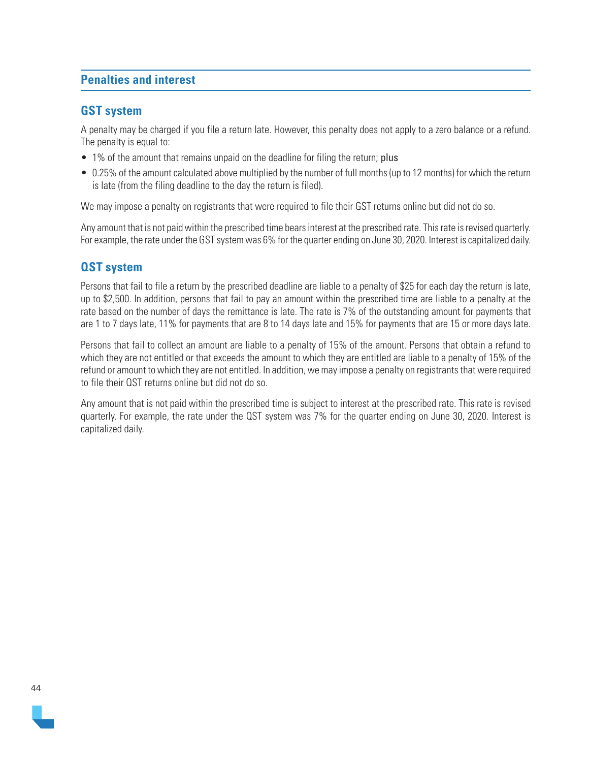## Penalties and interest

### GST system

A penalty may be charged if you file a return late. However, this penalty does not apply to a zero balance or a refund. The penalty is equal to:

- 1% of the amount that remains unpaid on the deadline for filing the return; plus
- 0.25% of the amount calculated above multiplied by the number of full months (up to 12 months) for which the return is late (from the filing deadline to the day the return is filed).

We may impose a penalty on registrants that were required to file their GST returns online but did not do so.

Any amount that is not paid within the prescribed time bears interest at the prescribed rate. This rate is revised quarterly. For example, the rate under the GST system was 6% for the quarter ending on June 30, 2020. Interest is capitalized daily.

### QST system

Persons that fail to file a return by the prescribed deadline are liable to a penalty of $25 for each day the return is late, up to $2,500. In addition, persons that fail to pay an amount within the prescribed time are liable to a penalty at the rate based on the number of days the remittance is late. The rate is 7% of the outstanding amount for payments that are 1 to 7 days late, 11% for payments that are 8 to 14 days late and 15% for payments that are 15 or more days late.

Persons that fail to collect an amount are liable to a penalty of 15% of the amount. Persons that obtain a refund to which they are not entitled or that exceeds the amount to which they are entitled are liable to a penalty of 15% of the refund or amount to which they are not entitled. In addition, we may impose a penalty on registrants that were required to file their QST returns online but did not do so.

Any amount that is not paid within the prescribed time is subject to interest at the prescribed rate. This rate is revised quarterly. For example, the rate under the QST system was 7% for the quarter ending on June 30, 2020. Interest is capitalized daily.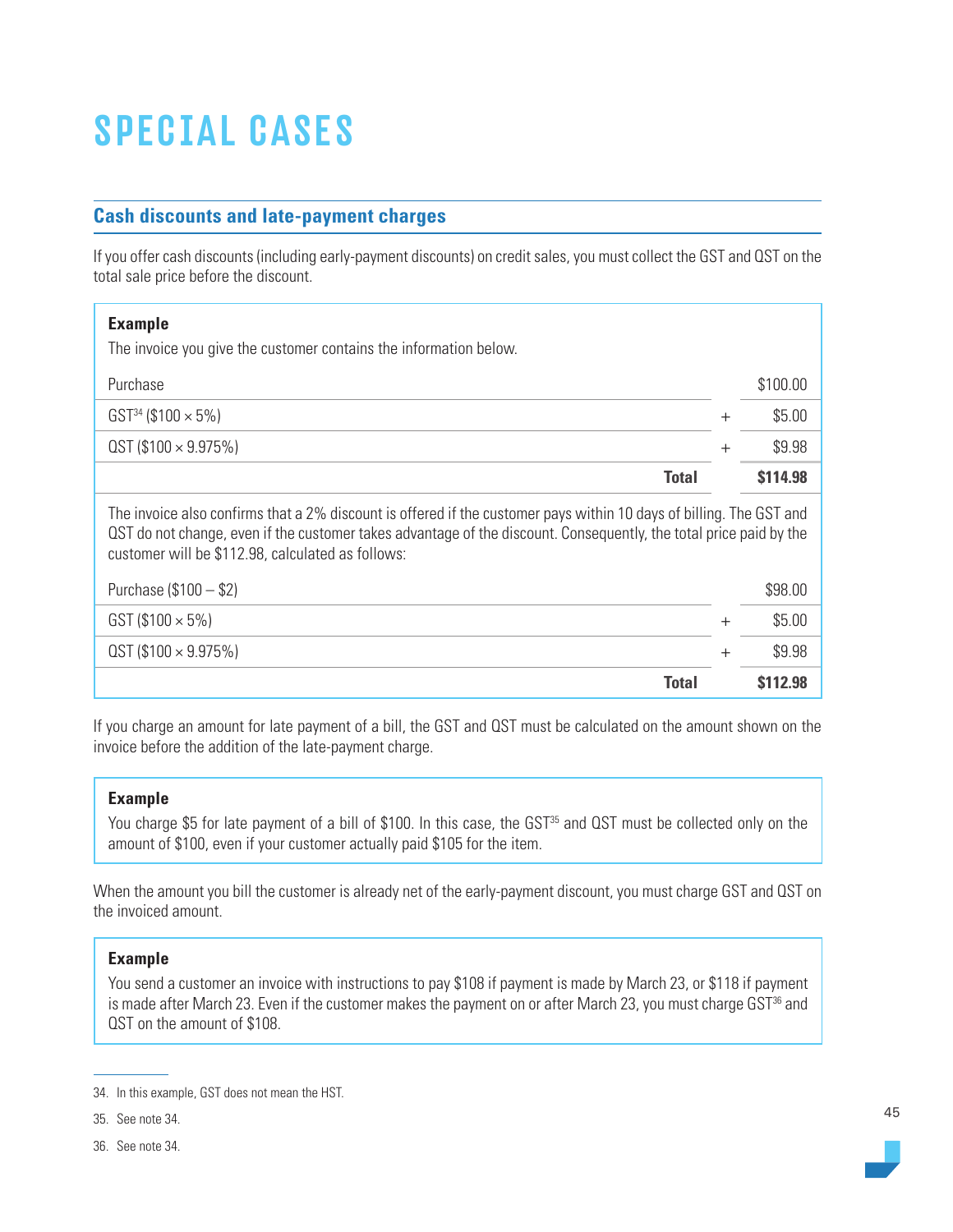# SPECIAL CASES

## Cash discounts and late-payment charges

If you offer cash discounts (including early-payment discounts) on credit sales, you must collect the GST and QST on the total sale price before the discount.

**Example**

The invoice you give the customer contains the information below.

| | | |
|---|---|---|
| Purchase | | $100.00 |
| GST[34] ($100 × 5%) | + | $5.00 |
| QST ($100 × 9.975%) | + | $9.98 |
| **Total** | | **$114.98** |

The invoice also confirms that a 2% discount is offered if the customer pays within 10 days of billing. The GST and QST do not change, even if the customer takes advantage of the discount. Consequently, the total price paid by the customer will be $112.98, calculated as follows:

| | | |
|---|---|---|
| Purchase ($100 – $2) | | $98.00 |
| GST ($100 × 5%) | + | $5.00 |
| QST ($100 × 9.975%) | + | $9.98 |
| **Total** | | **$112.98** |

If you charge an amount for late payment of a bill, the GST and QST must be calculated on the amount shown on the invoice before the addition of the late-payment charge.

**Example**

You charge $5 for late payment of a bill of $100. In this case, the GST[35] and QST must be collected only on the amount of $100, even if your customer actually paid $105 for the item.

When the amount you bill the customer is already net of the early-payment discount, you must charge GST and QST on the invoiced amount.

**Example**

You send a customer an invoice with instructions to pay $108 if payment is made by March 23, or $118 if payment is made after March 23. Even if the customer makes the payment on or after March 23, you must charge GST[36] and QST on the amount of $108.

---

34. In this example, GST does not mean the HST.

35. See note 34.

36. See note 34.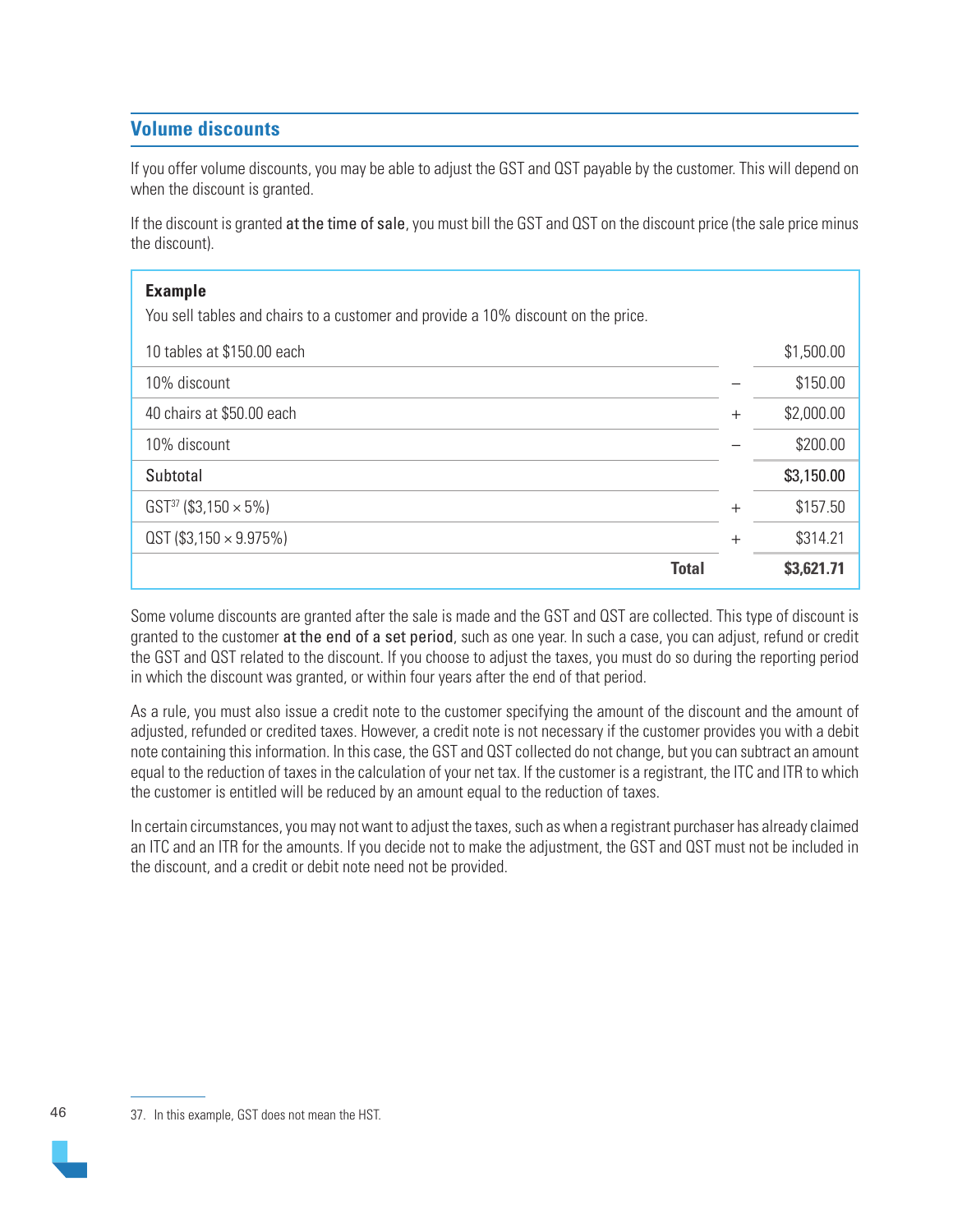## Volume discounts

If you offer volume discounts, you may be able to adjust the GST and QST payable by the customer. This will depend on when the discount is granted.

If the discount is granted at the time of sale, you must bill the GST and QST on the discount price (the sale price minus the discount).

**Example**

You sell tables and chairs to a customer and provide a 10% discount on the price.

| | | |
|---|---|---|
| 10 tables at $150.00 each | | $1,500.00 |
| 10% discount | − | $150.00 |
| 40 chairs at $50.00 each | + | $2,000.00 |
| 10% discount | − | $200.00 |
| Subtotal | | **$3,150.00** |
| GST[37] ($3,150 × 5%) | + | $157.50 |
| QST ($3,150 × 9.975%) | + | $314.21 |
| **Total** | | **$3,621.71** |

Some volume discounts are granted after the sale is made and the GST and QST are collected. This type of discount is granted to the customer at the end of a set period, such as one year. In such a case, you can adjust, refund or credit the GST and QST related to the discount. If you choose to adjust the taxes, you must do so during the reporting period in which the discount was granted, or within four years after the end of that period.

As a rule, you must also issue a credit note to the customer specifying the amount of the discount and the amount of adjusted, refunded or credited taxes. However, a credit note is not necessary if the customer provides you with a debit note containing this information. In this case, the GST and QST collected do not change, but you can subtract an amount equal to the reduction of taxes in the calculation of your net tax. If the customer is a registrant, the ITC and ITR to which the customer is entitled will be reduced by an amount equal to the reduction of taxes.

In certain circumstances, you may not want to adjust the taxes, such as when a registrant purchaser has already claimed an ITC and an ITR for the amounts. If you decide not to make the adjustment, the GST and QST must not be included in the discount, and a credit or debit note need not be provided.

---

37. In this example, GST does not mean the HST.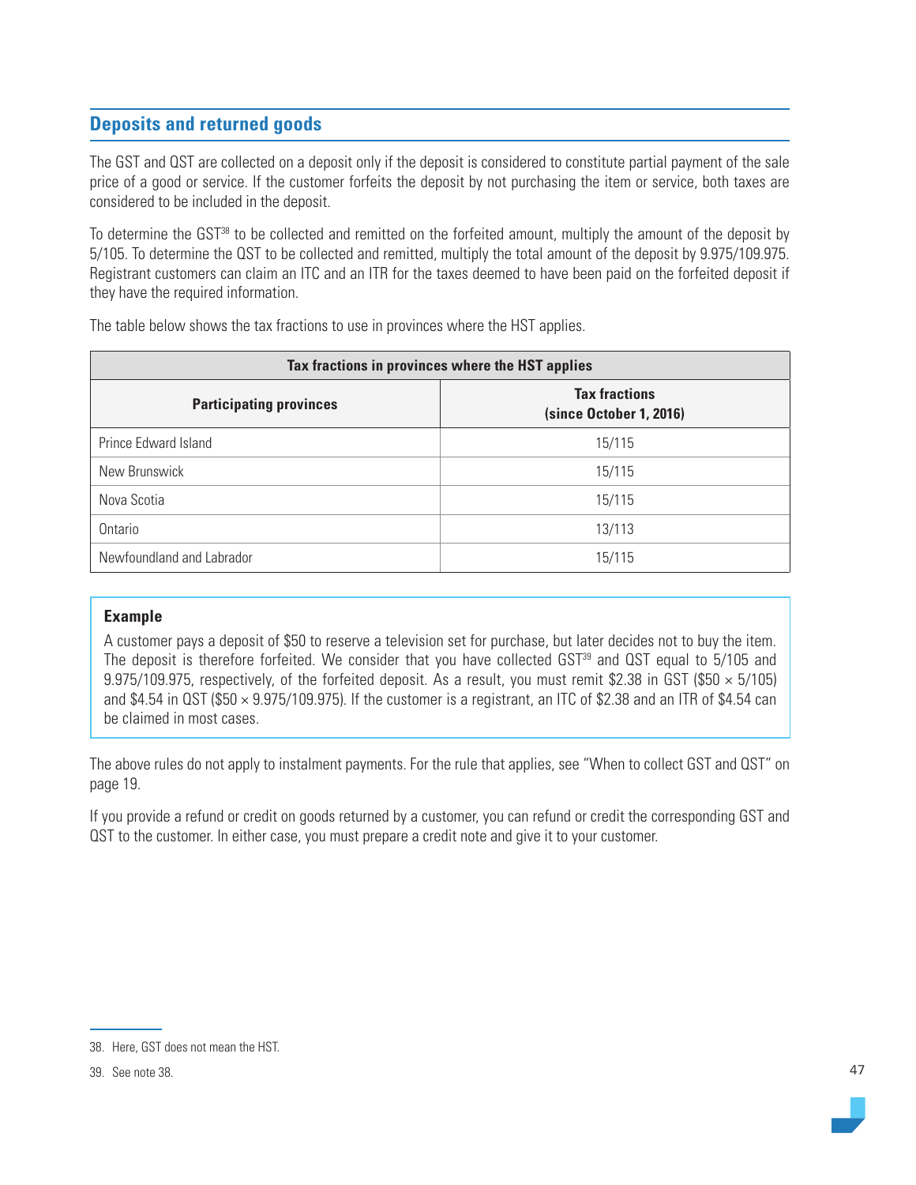## Deposits and returned goods

The GST and QST are collected on a deposit only if the deposit is considered to constitute partial payment of the sale price of a good or service. If the customer forfeits the deposit by not purchasing the item or service, both taxes are considered to be included in the deposit.

To determine the GST[38] to be collected and remitted on the forfeited amount, multiply the amount of the deposit by 5/105. To determine the QST to be collected and remitted, multiply the total amount of the deposit by 9.975/109.975. Registrant customers can claim an ITC and an ITR for the taxes deemed to have been paid on the forfeited deposit if they have the required information.

The table below shows the tax fractions to use in provinces where the HST applies.

| Tax fractions in provinces where the HST applies | |
|---|---|
| **Participating provinces** | **Tax fractions (since October 1, 2016)** |
| Prince Edward Island | 15/115 |
| New Brunswick | 15/115 |
| Nova Scotia | 15/115 |
| Ontario | 13/113 |
| Newfoundland and Labrador | 15/115 |

**Example**

A customer pays a deposit of $50 to reserve a television set for purchase, but later decides not to buy the item. The deposit is therefore forfeited. We consider that you have collected GST[39] and QST equal to 5/105 and 9.975/109.975, respectively, of the forfeited deposit. As a result, you must remit $2.38 in GST ($50 × 5/105) and $4.54 in QST ($50 × 9.975/109.975). If the customer is a registrant, an ITC of $2.38 and an ITR of $4.54 can be claimed in most cases.

The above rules do not apply to instalment payments. For the rule that applies, see "When to collect GST and QST" on page 19.

If you provide a refund or credit on goods returned by a customer, you can refund or credit the corresponding GST and QST to the customer. In either case, you must prepare a credit note and give it to your customer.

38. Here, GST does not mean the HST.

39. See note 38.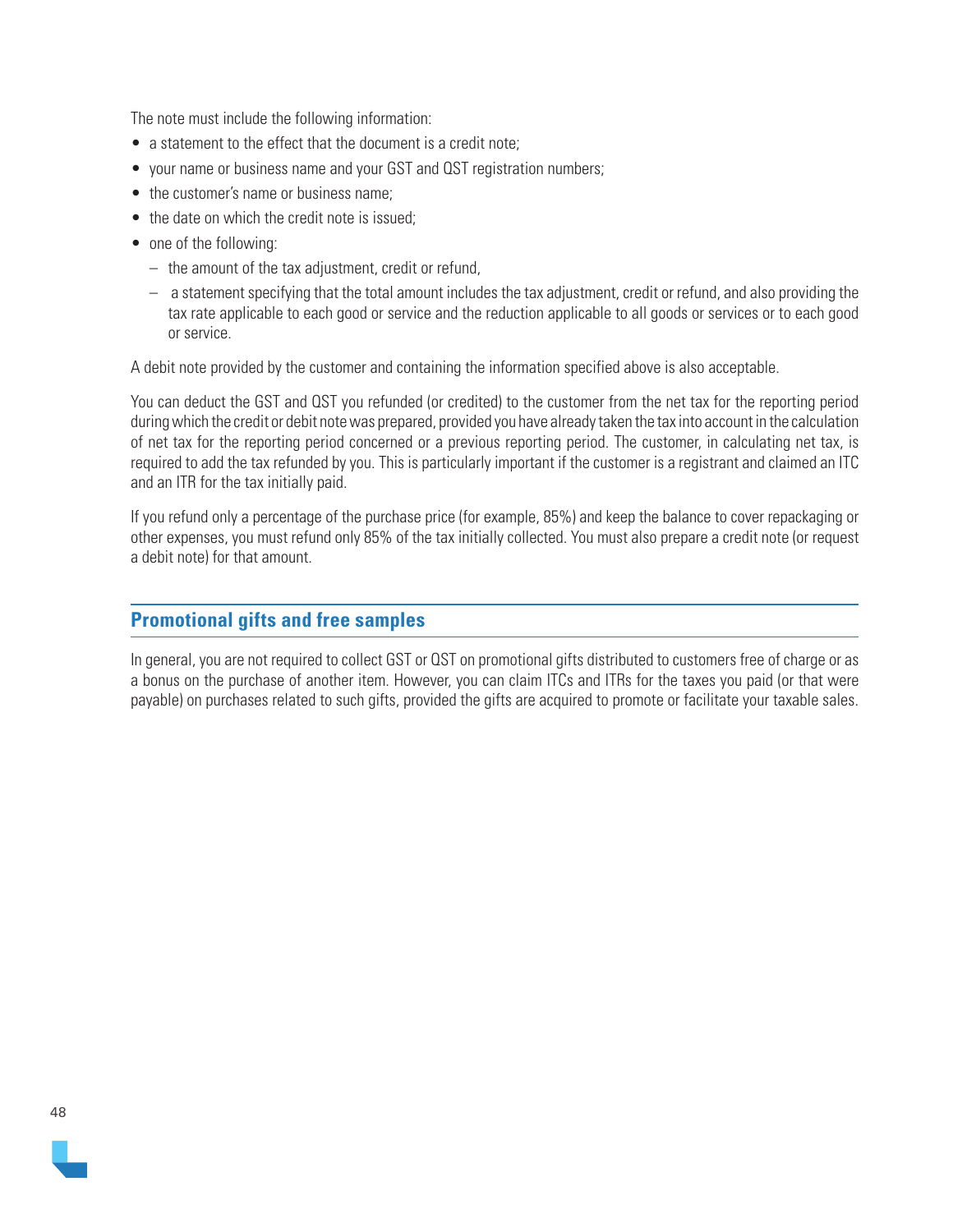The note must include the following information:

- a statement to the effect that the document is a credit note;
- your name or business name and your GST and QST registration numbers;
- the customer's name or business name;
- the date on which the credit note is issued;
- one of the following:
  - the amount of the tax adjustment, credit or refund,
  - a statement specifying that the total amount includes the tax adjustment, credit or refund, and also providing the tax rate applicable to each good or service and the reduction applicable to all goods or services or to each good or service.

A debit note provided by the customer and containing the information specified above is also acceptable.

You can deduct the GST and QST you refunded (or credited) to the customer from the net tax for the reporting period during which the credit or debit note was prepared, provided you have already taken the tax into account in the calculation of net tax for the reporting period concerned or a previous reporting period. The customer, in calculating net tax, is required to add the tax refunded by you. This is particularly important if the customer is a registrant and claimed an ITC and an ITR for the tax initially paid.

If you refund only a percentage of the purchase price (for example, 85%) and keep the balance to cover repackaging or other expenses, you must refund only 85% of the tax initially collected. You must also prepare a credit note (or request a debit note) for that amount.

## Promotional gifts and free samples

In general, you are not required to collect GST or QST on promotional gifts distributed to customers free of charge or as a bonus on the purchase of another item. However, you can claim ITCs and ITRs for the taxes you paid (or that were payable) on purchases related to such gifts, provided the gifts are acquired to promote or facilitate your taxable sales.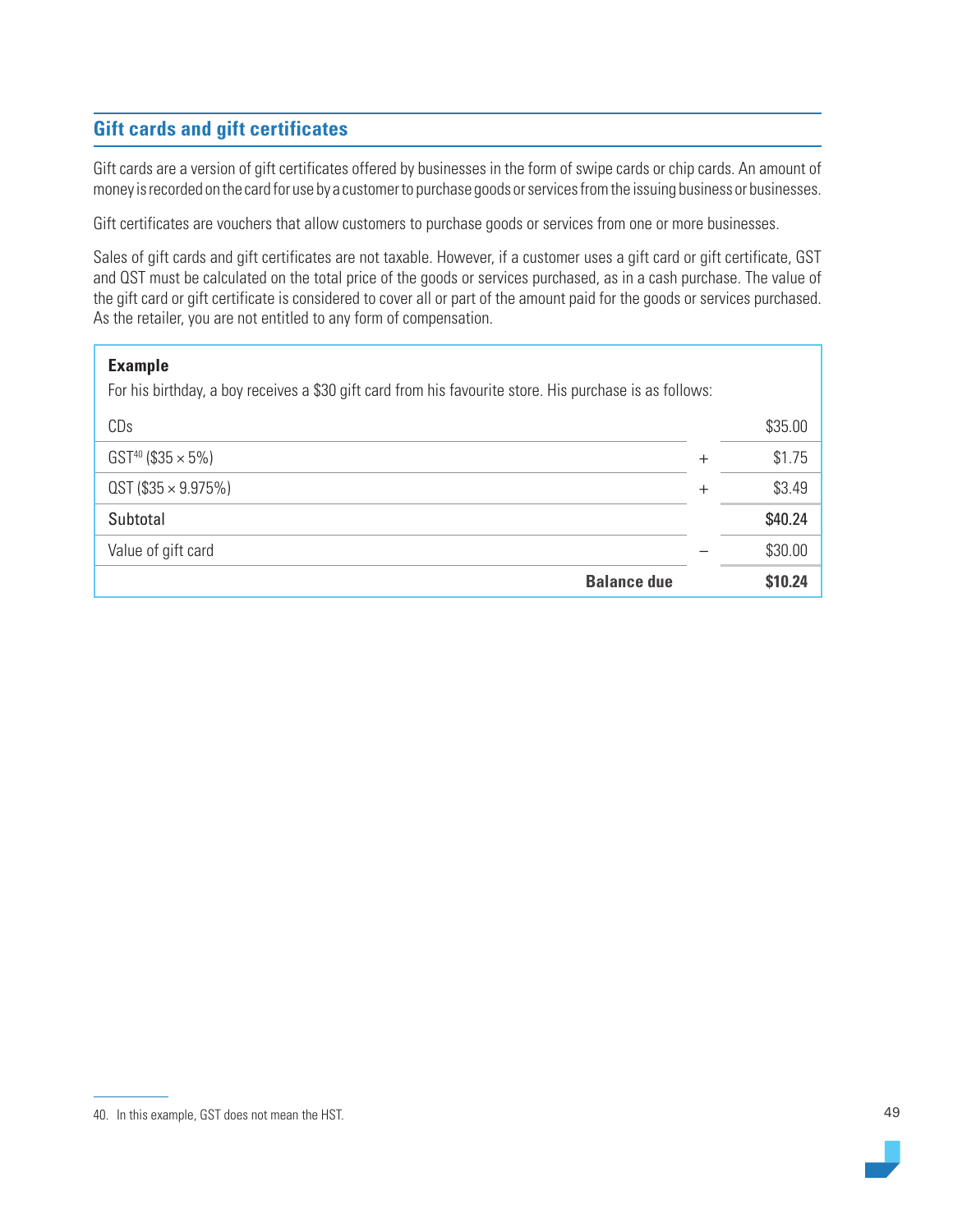## Gift cards and gift certificates

Gift cards are a version of gift certificates offered by businesses in the form of swipe cards or chip cards. An amount of money is recorded on the card for use by a customer to purchase goods or services from the issuing business or businesses.

Gift certificates are vouchers that allow customers to purchase goods or services from one or more businesses.

Sales of gift cards and gift certificates are not taxable. However, if a customer uses a gift card or gift certificate, GST and QST must be calculated on the total price of the goods or services purchased, as in a cash purchase. The value of the gift card or gift certificate is considered to cover all or part of the amount paid for the goods or services purchased. As the retailer, you are not entitled to any form of compensation.

**Example**

For his birthday, a boy receives a $30 gift card from his favourite store. His purchase is as follows:

| | | |
|---|---|---|
| CDs | | $35.00 |
| GST[40] ($35 × 5%) | + | $1.75 |
| QST ($35 × 9.975%) | + | $3.49 |
| Subtotal | | **$40.24** |
| Value of gift card | − | $30.00 |
| **Balance due** | | **$10.24** |

40. In this example, GST does not mean the HST.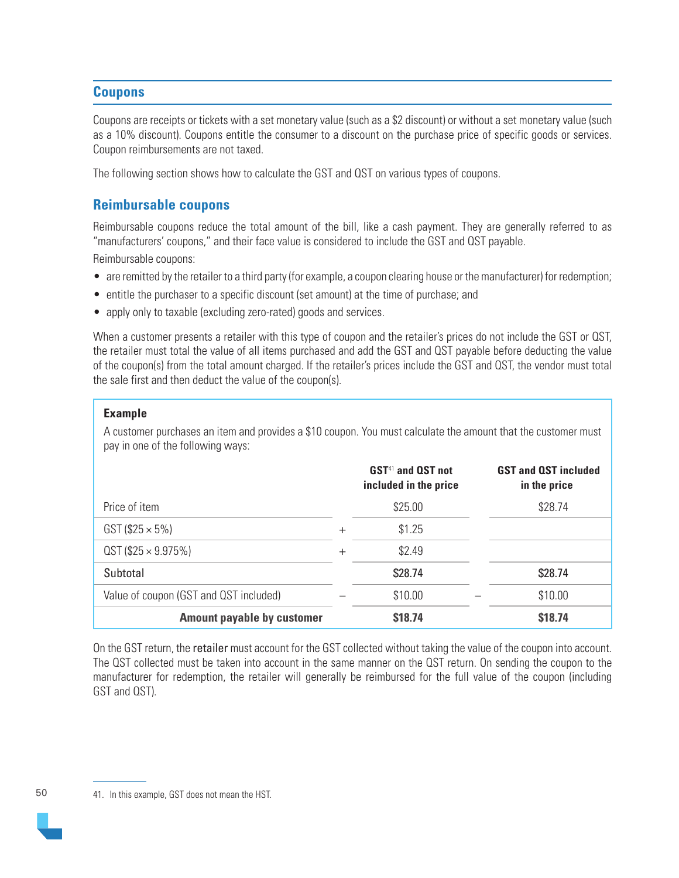## Coupons

Coupons are receipts or tickets with a set monetary value (such as a $2 discount) or without a set monetary value (such as a 10% discount). Coupons entitle the consumer to a discount on the purchase price of specific goods or services. Coupon reimbursements are not taxed.

The following section shows how to calculate the GST and QST on various types of coupons.

### Reimbursable coupons

Reimbursable coupons reduce the total amount of the bill, like a cash payment. They are generally referred to as "manufacturers' coupons," and their face value is considered to include the GST and QST payable.

Reimbursable coupons:

- are remitted by the retailer to a third party (for example, a coupon clearing house or the manufacturer) for redemption;
- entitle the purchaser to a specific discount (set amount) at the time of purchase; and
- apply only to taxable (excluding zero-rated) goods and services.

When a customer presents a retailer with this type of coupon and the retailer's prices do not include the GST or QST, the retailer must total the value of all items purchased and add the GST and QST payable before deducting the value of the coupon(s) from the total amount charged. If the retailer's prices include the GST and QST, the vendor must total the sale first and then deduct the value of the coupon(s).

**Example**

A customer purchases an item and provides a $10 coupon. You must calculate the amount that the customer must pay in one of the following ways:

| | | GST[41] and QST not included in the price | | GST and QST included in the price |
|---|---|---|---|---|
| Price of item | | $25.00 | | $28.74 |
| GST ($25 × 5%) | + | $1.25 | | |
| QST ($25 × 9.975%) | + | $2.49 | | |
| Subtotal | | **$28.74** | | **$28.74** |
| Value of coupon (GST and QST included) | – | $10.00 | – | $10.00 |
| **Amount payable by customer** | | **$18.74** | | **$18.74** |

On the GST return, the retailer must account for the GST collected without taking the value of the coupon into account. The QST collected must be taken into account in the same manner on the QST return. On sending the coupon to the manufacturer for redemption, the retailer will generally be reimbursed for the full value of the coupon (including GST and QST).

41. In this example, GST does not mean the HST.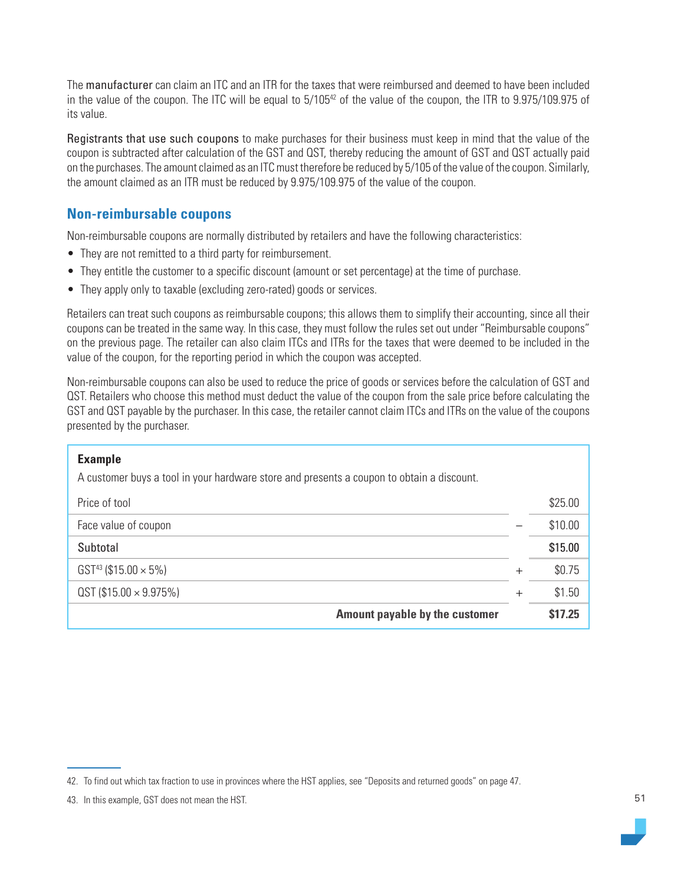The manufacturer can claim an ITC and an ITR for the taxes that were reimbursed and deemed to have been included in the value of the coupon. The ITC will be equal to 5/105[42] of the value of the coupon, the ITR to 9.975/109.975 of its value.

Registrants that use such coupons to make purchases for their business must keep in mind that the value of the coupon is subtracted after calculation of the GST and QST, thereby reducing the amount of GST and QST actually paid on the purchases. The amount claimed as an ITC must therefore be reduced by 5/105 of the value of the coupon. Similarly, the amount claimed as an ITR must be reduced by 9.975/109.975 of the value of the coupon.

## Non-reimbursable coupons

Non-reimbursable coupons are normally distributed by retailers and have the following characteristics:

- They are not remitted to a third party for reimbursement.
- They entitle the customer to a specific discount (amount or set percentage) at the time of purchase.
- They apply only to taxable (excluding zero-rated) goods or services.

Retailers can treat such coupons as reimbursable coupons; this allows them to simplify their accounting, since all their coupons can be treated in the same way. In this case, they must follow the rules set out under "Reimbursable coupons" on the previous page. The retailer can also claim ITCs and ITRs for the taxes that were deemed to be included in the value of the coupon, for the reporting period in which the coupon was accepted.

Non-reimbursable coupons can also be used to reduce the price of goods or services before the calculation of GST and QST. Retailers who choose this method must deduct the value of the coupon from the sale price before calculating the GST and QST payable by the purchaser. In this case, the retailer cannot claim ITCs and ITRs on the value of the coupons presented by the purchaser.

**Example**

A customer buys a tool in your hardware store and presents a coupon to obtain a discount.

| | | |
|---|---|---|
| Price of tool | | $25.00 |
| Face value of coupon | – | $10.00 |
| Subtotal | | **$15.00** |
| GST[43] ($15.00 × 5%) | + | $0.75 |
| QST ($15.00 × 9.975%) | + | $1.50 |
| **Amount payable by the customer** | | **$17.25** |

42. To find out which tax fraction to use in provinces where the HST applies, see "Deposits and returned goods" on page 47.

43. In this example, GST does not mean the HST.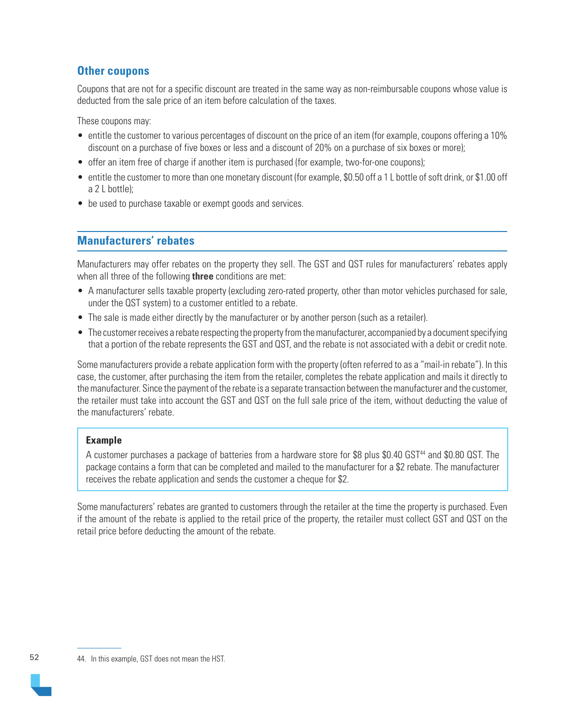## Other coupons

Coupons that are not for a specific discount are treated in the same way as non-reimbursable coupons whose value is deducted from the sale price of an item before calculation of the taxes.

These coupons may:

- entitle the customer to various percentages of discount on the price of an item (for example, coupons offering a 10% discount on a purchase of five boxes or less and a discount of 20% on a purchase of six boxes or more);
- offer an item free of charge if another item is purchased (for example, two-for-one coupons);
- entitle the customer to more than one monetary discount (for example, $0.50 off a 1 L bottle of soft drink, or $1.00 off a 2 L bottle);
- be used to purchase taxable or exempt goods and services.

## Manufacturers' rebates

Manufacturers may offer rebates on the property they sell. The GST and QST rules for manufacturers' rebates apply when all three of the following **three** conditions are met:

- A manufacturer sells taxable property (excluding zero-rated property, other than motor vehicles purchased for sale, under the QST system) to a customer entitled to a rebate.
- The sale is made either directly by the manufacturer or by another person (such as a retailer).
- The customer receives a rebate respecting the property from the manufacturer, accompanied by a document specifying that a portion of the rebate represents the GST and QST, and the rebate is not associated with a debit or credit note.

Some manufacturers provide a rebate application form with the property (often referred to as a "mail-in rebate"). In this case, the customer, after purchasing the item from the retailer, completes the rebate application and mails it directly to the manufacturer. Since the payment of the rebate is a separate transaction between the manufacturer and the customer, the retailer must take into account the GST and QST on the full sale price of the item, without deducting the value of the manufacturers' rebate.

> **Example**
>
> A customer purchases a package of batteries from a hardware store for $8 plus $0.40 GST[44] and $0.80 QST. The package contains a form that can be completed and mailed to the manufacturer for a $2 rebate. The manufacturer receives the rebate application and sends the customer a cheque for $2.

Some manufacturers' rebates are granted to customers through the retailer at the time the property is purchased. Even if the amount of the rebate is applied to the retail price of the property, the retailer must collect GST and QST on the retail price before deducting the amount of the rebate.

44. In this example, GST does not mean the HST.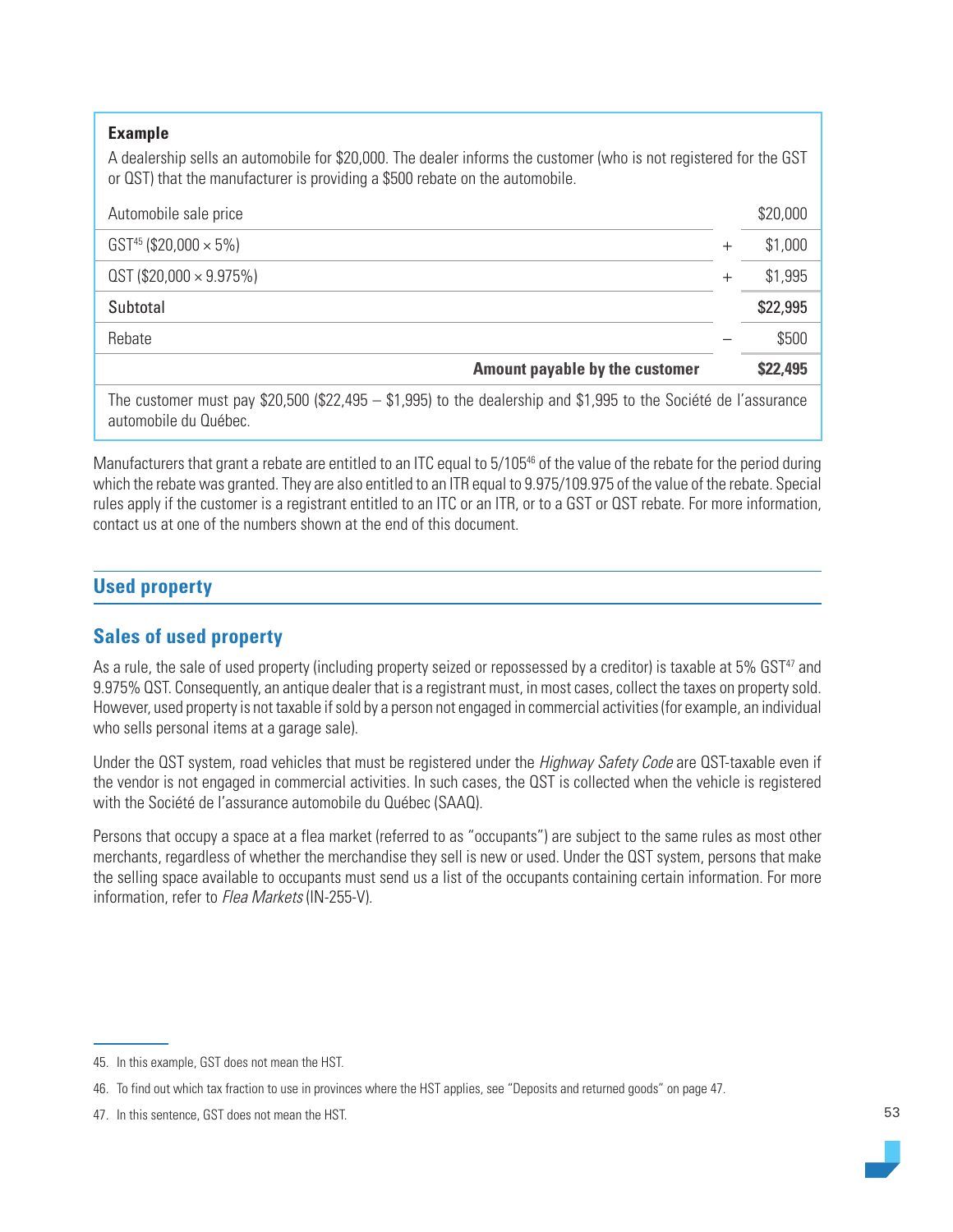**Example**

A dealership sells an automobile for $20,000. The dealer informs the customer (who is not registered for the GST or QST) that the manufacturer is providing a $500 rebate on the automobile.

| | | |
|---|---|---|
| Automobile sale price | | $20,000 |
| GST[45] ($20,000 × 5%) | + | $1,000 |
| QST ($20,000 × 9.975%) | + | $1,995 |
| Subtotal | | **$22,995** |
| Rebate | – | $500 |
| **Amount payable by the customer** | | **$22,495** |

The customer must pay $20,500 ($22,495 – $1,995) to the dealership and $1,995 to the Société de l'assurance automobile du Québec.

Manufacturers that grant a rebate are entitled to an ITC equal to 5/105[46] of the value of the rebate for the period during which the rebate was granted. They are also entitled to an ITR equal to 9.975/109.975 of the value of the rebate. Special rules apply if the customer is a registrant entitled to an ITC or an ITR, or to a GST or QST rebate. For more information, contact us at one of the numbers shown at the end of this document.

## Used property

### Sales of used property

As a rule, the sale of used property (including property seized or repossessed by a creditor) is taxable at 5% GST[47] and 9.975% QST. Consequently, an antique dealer that is a registrant must, in most cases, collect the taxes on property sold. However, used property is not taxable if sold by a person not engaged in commercial activities (for example, an individual who sells personal items at a garage sale).

Under the QST system, road vehicles that must be registered under the *Highway Safety Code* are QST-taxable even if the vendor is not engaged in commercial activities. In such cases, the QST is collected when the vehicle is registered with the Société de l'assurance automobile du Québec (SAAQ).

Persons that occupy a space at a flea market (referred to as "occupants") are subject to the same rules as most other merchants, regardless of whether the merchandise they sell is new or used. Under the QST system, persons that make the selling space available to occupants must send us a list of the occupants containing certain information. For more information, refer to *Flea Markets* (IN-255-V).

---

45. In this example, GST does not mean the HST.

46. To find out which tax fraction to use in provinces where the HST applies, see "Deposits and returned goods" on page 47.

47. In this sentence, GST does not mean the HST.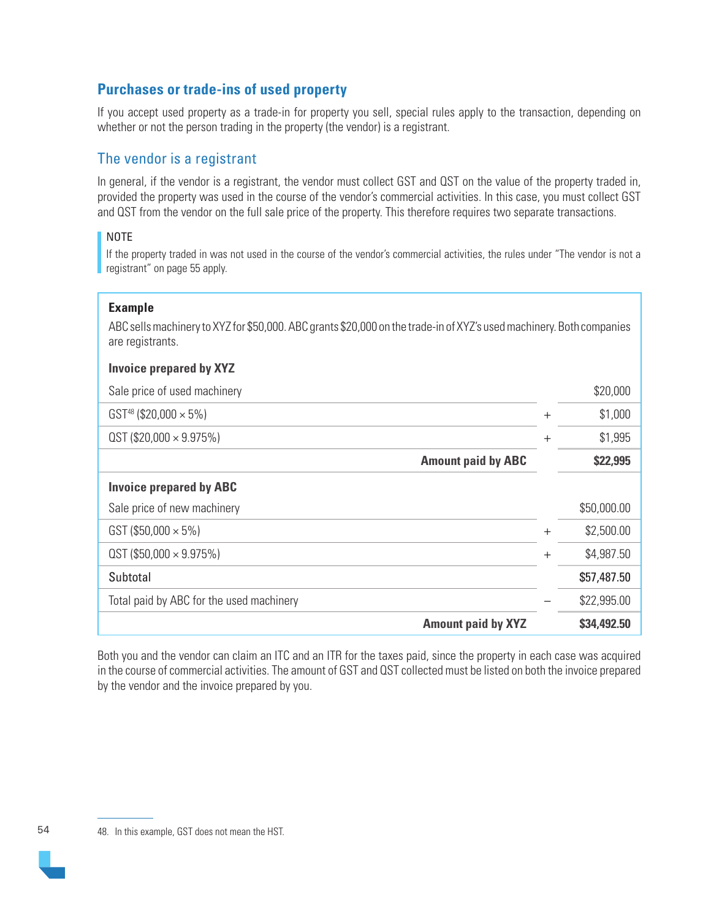## Purchases or trade-ins of used property

If you accept used property as a trade-in for property you sell, special rules apply to the transaction, depending on whether or not the person trading in the property (the vendor) is a registrant.

### The vendor is a registrant

In general, if the vendor is a registrant, the vendor must collect GST and QST on the value of the property traded in, provided the property was used in the course of the vendor's commercial activities. In this case, you must collect GST and QST from the vendor on the full sale price of the property. This therefore requires two separate transactions.

> NOTE
>
> If the property traded in was not used in the course of the vendor's commercial activities, the rules under "The vendor is not a registrant" on page 55 apply.

**Example**

ABC sells machinery to XYZ for $50,000. ABC grants $20,000 on the trade-in of XYZ's used machinery. Both companies are registrants.

| **Invoice prepared by XYZ** | | |
|---|---|---|
| Sale price of used machinery | | $20,000 |
| GST[48] ($20,000 × 5%) | + | $1,000 |
| QST ($20,000 × 9.975%) | + | $1,995 |
| **Amount paid by ABC** | | **$22,995** |
| **Invoice prepared by ABC** | | |
| Sale price of new machinery | | $50,000.00 |
| GST ($50,000 × 5%) | + | $2,500.00 |
| QST ($50,000 × 9.975%) | + | $4,987.50 |
| Subtotal | | **$57,487.50** |
| Total paid by ABC for the used machinery | – | $22,995.00 |
| **Amount paid by XYZ** | | **$34,492.50** |

Both you and the vendor can claim an ITC and an ITR for the taxes paid, since the property in each case was acquired in the course of commercial activities. The amount of GST and QST collected must be listed on both the invoice prepared by the vendor and the invoice prepared by you.

48. In this example, GST does not mean the HST.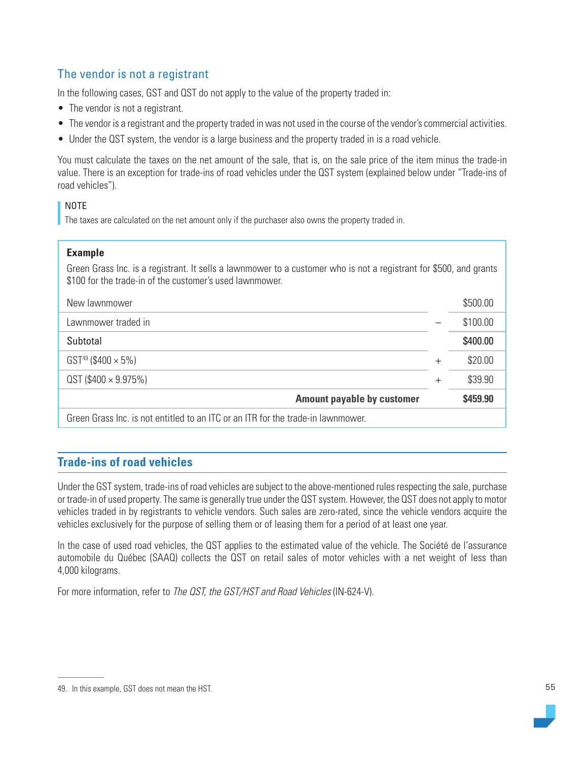### The vendor is not a registrant

In the following cases, GST and QST do not apply to the value of the property traded in:

- The vendor is not a registrant.
- The vendor is a registrant and the property traded in was not used in the course of the vendor's commercial activities.
- Under the QST system, the vendor is a large business and the property traded in is a road vehicle.

You must calculate the taxes on the net amount of the sale, that is, on the sale price of the item minus the trade-in value. There is an exception for trade-ins of road vehicles under the QST system (explained below under "Trade-ins of road vehicles").

> NOTE
> The taxes are calculated on the net amount only if the purchaser also owns the property traded in.

**Example**

Green Grass Inc. is a registrant. It sells a lawnmower to a customer who is not a registrant for $500, and grants $100 for the trade-in of the customer's used lawnmower.

| | | |
|---|---|---|
| New lawnmower | | $500.00 |
| Lawnmower traded in | – | $100.00 |
| Subtotal | | **$400.00** |
| GST[49] ($400 × 5%) | + | $20.00 |
| QST ($400 × 9.975%) | + | $39.90 |
| **Amount payable by customer** | | **$459.90** |

Green Grass Inc. is not entitled to an ITC or an ITR for the trade-in lawnmower.

## Trade-ins of road vehicles

Under the GST system, trade-ins of road vehicles are subject to the above-mentioned rules respecting the sale, purchase or trade-in of used property. The same is generally true under the QST system. However, the QST does not apply to motor vehicles traded in by registrants to vehicle vendors. Such sales are zero-rated, since the vehicle vendors acquire the vehicles exclusively for the purpose of selling them or of leasing them for a period of at least one year.

In the case of used road vehicles, the QST applies to the estimated value of the vehicle. The Société de l'assurance automobile du Québec (SAAQ) collects the QST on retail sales of motor vehicles with a net weight of less than 4,000 kilograms.

For more information, refer to *The QST, the GST/HST and Road Vehicles* (IN-624-V).

49. In this example, GST does not mean the HST.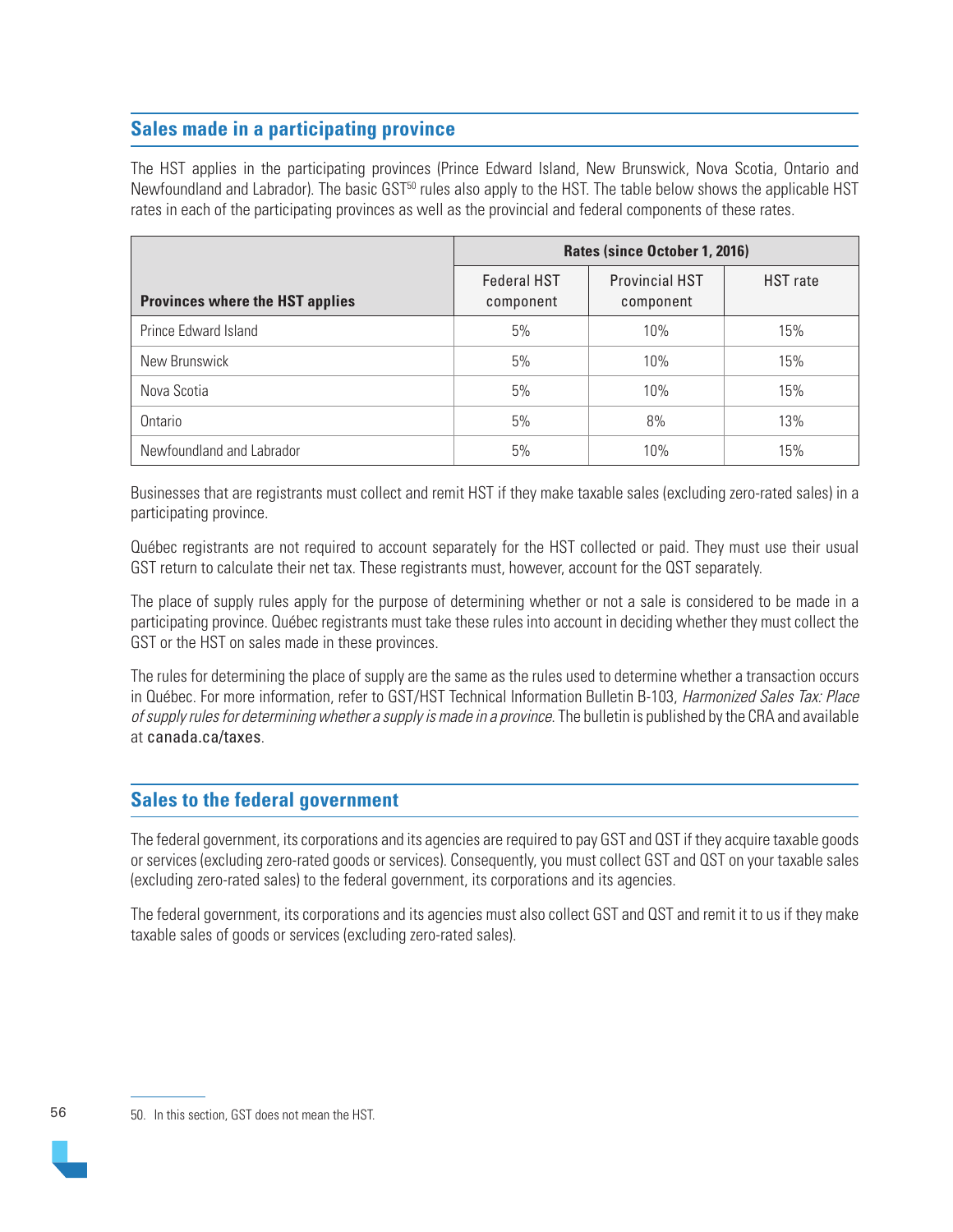## Sales made in a participating province

The HST applies in the participating provinces (Prince Edward Island, New Brunswick, Nova Scotia, Ontario and Newfoundland and Labrador). The basic GST[50] rules also apply to the HST. The table below shows the applicable HST rates in each of the participating provinces as well as the provincial and federal components of these rates.

| Provinces where the HST applies | Rates (since October 1, 2016) | | |
|---|---|---|---|
| | Federal HST component | Provincial HST component | HST rate |
| Prince Edward Island | 5% | 10% | 15% |
| New Brunswick | 5% | 10% | 15% |
| Nova Scotia | 5% | 10% | 15% |
| Ontario | 5% | 8% | 13% |
| Newfoundland and Labrador | 5% | 10% | 15% |

Businesses that are registrants must collect and remit HST if they make taxable sales (excluding zero-rated sales) in a participating province.

Québec registrants are not required to account separately for the HST collected or paid. They must use their usual GST return to calculate their net tax. These registrants must, however, account for the QST separately.

The place of supply rules apply for the purpose of determining whether or not a sale is considered to be made in a participating province. Québec registrants must take these rules into account in deciding whether they must collect the GST or the HST on sales made in these provinces.

The rules for determining the place of supply are the same as the rules used to determine whether a transaction occurs in Québec. For more information, refer to GST/HST Technical Information Bulletin B-103, *Harmonized Sales Tax: Place of supply rules for determining whether a supply is made in a province*. The bulletin is published by the CRA and available at canada.ca/taxes.

## Sales to the federal government

The federal government, its corporations and its agencies are required to pay GST and QST if they acquire taxable goods or services (excluding zero-rated goods or services). Consequently, you must collect GST and QST on your taxable sales (excluding zero-rated sales) to the federal government, its corporations and its agencies.

The federal government, its corporations and its agencies must also collect GST and QST and remit it to us if they make taxable sales of goods or services (excluding zero-rated sales).

50. In this section, GST does not mean the HST.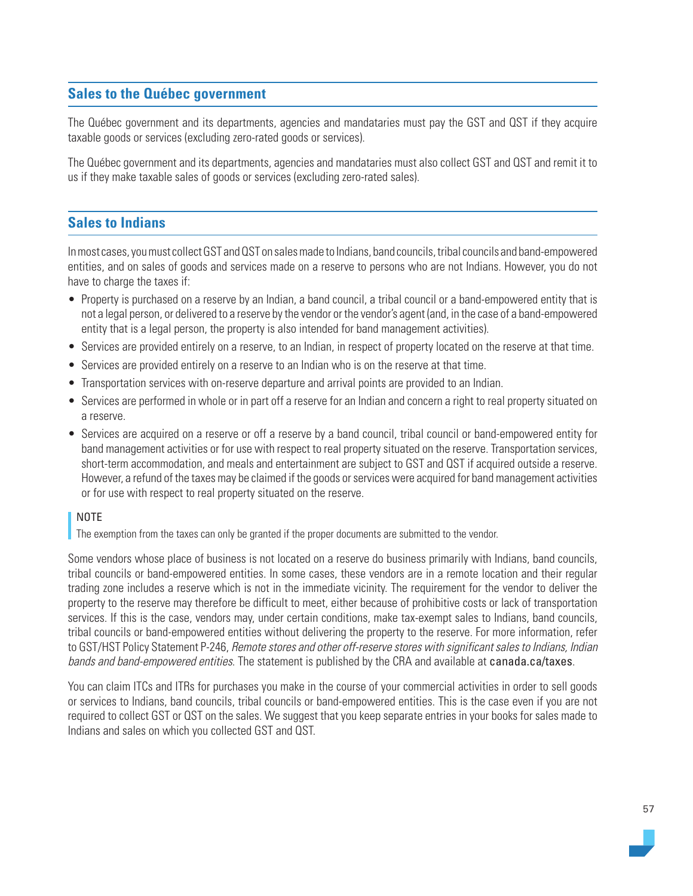## Sales to the Québec government

The Québec government and its departments, agencies and mandataries must pay the GST and QST if they acquire taxable goods or services (excluding zero-rated goods or services).

The Québec government and its departments, agencies and mandataries must also collect GST and QST and remit it to us if they make taxable sales of goods or services (excluding zero-rated sales).

## Sales to Indians

In most cases, you must collect GST and QST on sales made to Indians, band councils, tribal councils and band-empowered entities, and on sales of goods and services made on a reserve to persons who are not Indians. However, you do not have to charge the taxes if:

- Property is purchased on a reserve by an Indian, a band council, a tribal council or a band-empowered entity that is not a legal person, or delivered to a reserve by the vendor or the vendor's agent (and, in the case of a band-empowered entity that is a legal person, the property is also intended for band management activities).
- Services are provided entirely on a reserve, to an Indian, in respect of property located on the reserve at that time.
- Services are provided entirely on a reserve to an Indian who is on the reserve at that time.
- Transportation services with on-reserve departure and arrival points are provided to an Indian.
- Services are performed in whole or in part off a reserve for an Indian and concern a right to real property situated on a reserve.
- Services are acquired on a reserve or off a reserve by a band council, tribal council or band-empowered entity for band management activities or for use with respect to real property situated on the reserve. Transportation services, short-term accommodation, and meals and entertainment are subject to GST and QST if acquired outside a reserve. However, a refund of the taxes may be claimed if the goods or services were acquired for band management activities or for use with respect to real property situated on the reserve.

> NOTE
> The exemption from the taxes can only be granted if the proper documents are submitted to the vendor.

Some vendors whose place of business is not located on a reserve do business primarily with Indians, band councils, tribal councils or band-empowered entities. In some cases, these vendors are in a remote location and their regular trading zone includes a reserve which is not in the immediate vicinity. The requirement for the vendor to deliver the property to the reserve may therefore be difficult to meet, either because of prohibitive costs or lack of transportation services. If this is the case, vendors may, under certain conditions, make tax-exempt sales to Indians, band councils, tribal councils or band-empowered entities without delivering the property to the reserve. For more information, refer to GST/HST Policy Statement P-246, *Remote stores and other off-reserve stores with significant sales to Indians, Indian bands and band-empowered entities*. The statement is published by the CRA and available at canada.ca/taxes.

You can claim ITCs and ITRs for purchases you make in the course of your commercial activities in order to sell goods or services to Indians, band councils, tribal councils or band-empowered entities. This is the case even if you are not required to collect GST or QST on the sales. We suggest that you keep separate entries in your books for sales made to Indians and sales on which you collected GST and QST.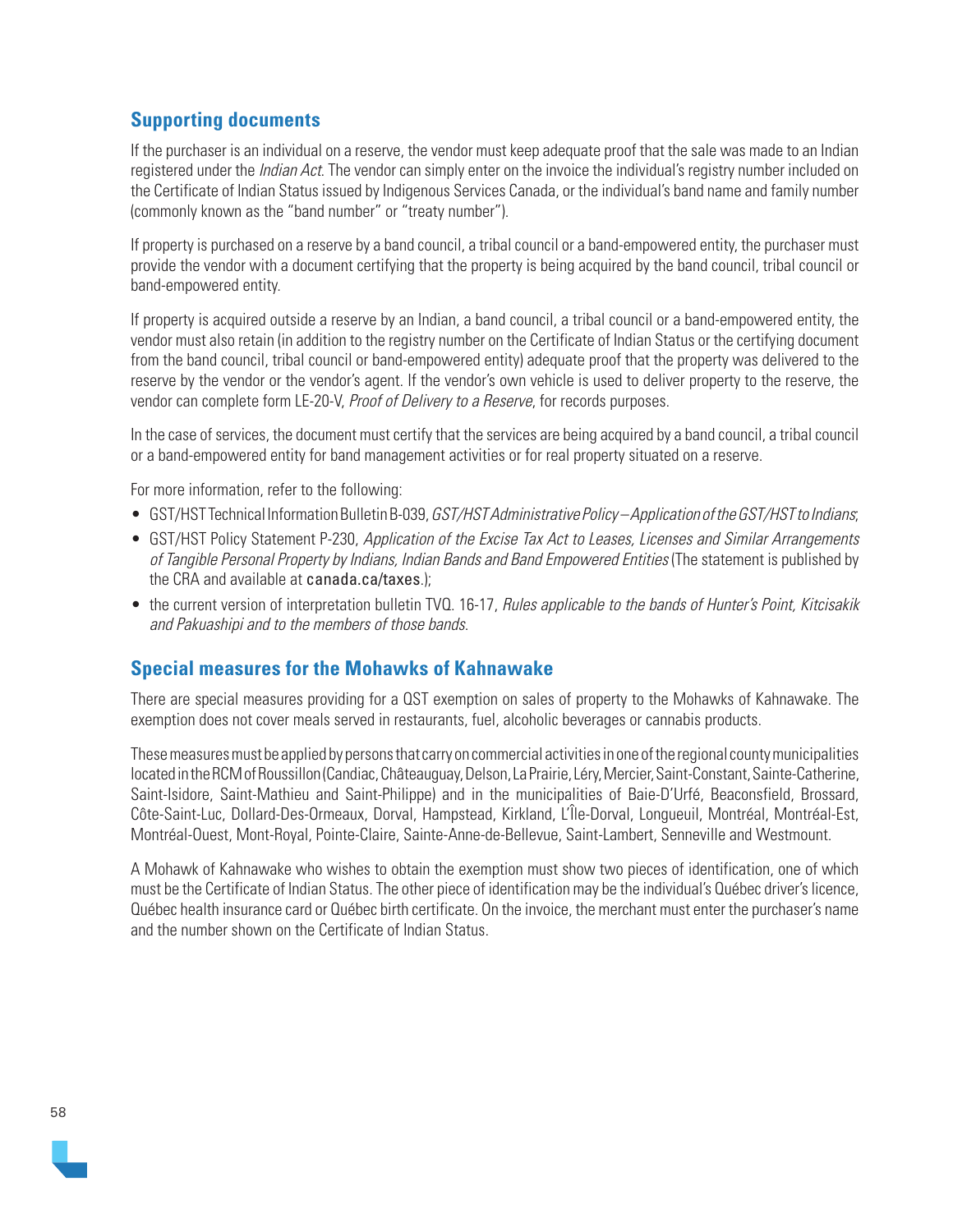## Supporting documents

If the purchaser is an individual on a reserve, the vendor must keep adequate proof that the sale was made to an Indian registered under the *Indian Act*. The vendor can simply enter on the invoice the individual's registry number included on the Certificate of Indian Status issued by Indigenous Services Canada, or the individual's band name and family number (commonly known as the "band number" or "treaty number").

If property is purchased on a reserve by a band council, a tribal council or a band-empowered entity, the purchaser must provide the vendor with a document certifying that the property is being acquired by the band council, tribal council or band-empowered entity.

If property is acquired outside a reserve by an Indian, a band council, a tribal council or a band-empowered entity, the vendor must also retain (in addition to the registry number on the Certificate of Indian Status or the certifying document from the band council, tribal council or band-empowered entity) adequate proof that the property was delivered to the reserve by the vendor or the vendor's agent. If the vendor's own vehicle is used to deliver property to the reserve, the vendor can complete form LE-20-V, *Proof of Delivery to a Reserve*, for records purposes.

In the case of services, the document must certify that the services are being acquired by a band council, a tribal council or a band-empowered entity for band management activities or for real property situated on a reserve.

For more information, refer to the following:

- GST/HST Technical Information Bulletin B-039, *GST/HST Administrative Policy – Application of the GST/HST to Indians*;
- GST/HST Policy Statement P-230, *Application of the Excise Tax Act to Leases, Licenses and Similar Arrangements of Tangible Personal Property by Indians, Indian Bands and Band Empowered Entities* (The statement is published by the CRA and available at canada.ca/taxes.);
- the current version of interpretation bulletin TVQ. 16-17, *Rules applicable to the bands of Hunter's Point, Kitcisakik and Pakuashipi and to the members of those bands*.

## Special measures for the Mohawks of Kahnawake

There are special measures providing for a QST exemption on sales of property to the Mohawks of Kahnawake. The exemption does not cover meals served in restaurants, fuel, alcoholic beverages or cannabis products.

These measures must be applied by persons that carry on commercial activities in one of the regional county municipalities located in the RCM of Roussillon (Candiac, Châteauguay, Delson, La Prairie, Léry, Mercier, Saint-Constant, Sainte-Catherine, Saint-Isidore, Saint-Mathieu and Saint-Philippe) and in the municipalities of Baie-D'Urfé, Beaconsfield, Brossard, Côte-Saint-Luc, Dollard-Des-Ormeaux, Dorval, Hampstead, Kirkland, L'Île-Dorval, Longueuil, Montréal, Montréal-Est, Montréal-Ouest, Mont-Royal, Pointe-Claire, Sainte-Anne-de-Bellevue, Saint-Lambert, Senneville and Westmount.

A Mohawk of Kahnawake who wishes to obtain the exemption must show two pieces of identification, one of which must be the Certificate of Indian Status. The other piece of identification may be the individual's Québec driver's licence, Québec health insurance card or Québec birth certificate. On the invoice, the merchant must enter the purchaser's name and the number shown on the Certificate of Indian Status.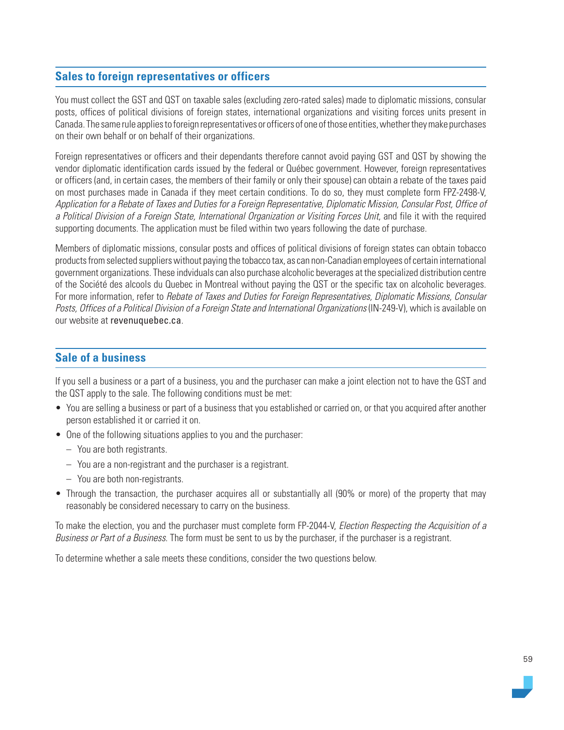## Sales to foreign representatives or officers

You must collect the GST and QST on taxable sales (excluding zero-rated sales) made to diplomatic missions, consular posts, offices of political divisions of foreign states, international organizations and visiting forces units present in Canada. The same rule applies to foreign representatives or officers of one of those entities, whether they make purchases on their own behalf or on behalf of their organizations.

Foreign representatives or officers and their dependants therefore cannot avoid paying GST and QST by showing the vendor diplomatic identification cards issued by the federal or Québec government. However, foreign representatives or officers (and, in certain cases, the members of their family or only their spouse) can obtain a rebate of the taxes paid on most purchases made in Canada if they meet certain conditions. To do so, they must complete form FPZ-2498-V, *Application for a Rebate of Taxes and Duties for a Foreign Representative, Diplomatic Mission, Consular Post, Office of a Political Division of a Foreign State, International Organization or Visiting Forces Unit*, and file it with the required supporting documents. The application must be filed within two years following the date of purchase.

Members of diplomatic missions, consular posts and offices of political divisions of foreign states can obtain tobacco products from selected suppliers without paying the tobacco tax, as can non-Canadian employees of certain international government organizations. These indviduals can also purchase alcoholic beverages at the specialized distribution centre of the Société des alcools du Quebec in Montreal without paying the QST or the specific tax on alcoholic beverages. For more information, refer to *Rebate of Taxes and Duties for Foreign Representatives, Diplomatic Missions, Consular Posts, Offices of a Political Division of a Foreign State and International Organizations* (IN-249-V), which is available on our website at revenuquebec.ca.

## Sale of a business

If you sell a business or a part of a business, you and the purchaser can make a joint election not to have the GST and the QST apply to the sale. The following conditions must be met:

- You are selling a business or part of a business that you established or carried on, or that you acquired after another person established it or carried it on.
- One of the following situations applies to you and the purchaser:
  - You are both registrants.
  - You are a non-registrant and the purchaser is a registrant.
  - You are both non-registrants.
- Through the transaction, the purchaser acquires all or substantially all (90% or more) of the property that may reasonably be considered necessary to carry on the business.

To make the election, you and the purchaser must complete form FP-2044-V, *Election Respecting the Acquisition of a Business or Part of a Business*. The form must be sent to us by the purchaser, if the purchaser is a registrant.

To determine whether a sale meets these conditions, consider the two questions below.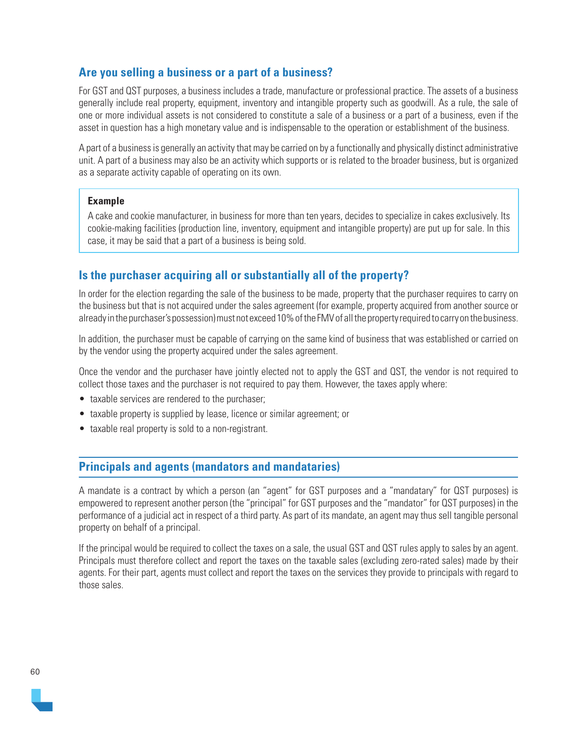### Are you selling a business or a part of a business?

For GST and QST purposes, a business includes a trade, manufacture or professional practice. The assets of a business generally include real property, equipment, inventory and intangible property such as goodwill. As a rule, the sale of one or more individual assets is not considered to constitute a sale of a business or a part of a business, even if the asset in question has a high monetary value and is indispensable to the operation or establishment of the business.

A part of a business is generally an activity that may be carried on by a functionally and physically distinct administrative unit. A part of a business may also be an activity which supports or is related to the broader business, but is organized as a separate activity capable of operating on its own.

> **Example**
>
> A cake and cookie manufacturer, in business for more than ten years, decides to specialize in cakes exclusively. Its cookie-making facilities (production line, inventory, equipment and intangible property) are put up for sale. In this case, it may be said that a part of a business is being sold.

### Is the purchaser acquiring all or substantially all of the property?

In order for the election regarding the sale of the business to be made, property that the purchaser requires to carry on the business but that is not acquired under the sales agreement (for example, property acquired from another source or already in the purchaser's possession) must not exceed 10% of the FMV of all the property required to carry on the business.

In addition, the purchaser must be capable of carrying on the same kind of business that was established or carried on by the vendor using the property acquired under the sales agreement.

Once the vendor and the purchaser have jointly elected not to apply the GST and QST, the vendor is not required to collect those taxes and the purchaser is not required to pay them. However, the taxes apply where:

- taxable services are rendered to the purchaser;
- taxable property is supplied by lease, licence or similar agreement; or
- taxable real property is sold to a non-registrant.

## Principals and agents (mandators and mandataries)

A mandate is a contract by which a person (an "agent" for GST purposes and a "mandatary" for QST purposes) is empowered to represent another person (the "principal" for GST purposes and the "mandator" for QST purposes) in the performance of a judicial act in respect of a third party. As part of its mandate, an agent may thus sell tangible personal property on behalf of a principal.

If the principal would be required to collect the taxes on a sale, the usual GST and QST rules apply to sales by an agent. Principals must therefore collect and report the taxes on the taxable sales (excluding zero-rated sales) made by their agents. For their part, agents must collect and report the taxes on the services they provide to principals with regard to those sales.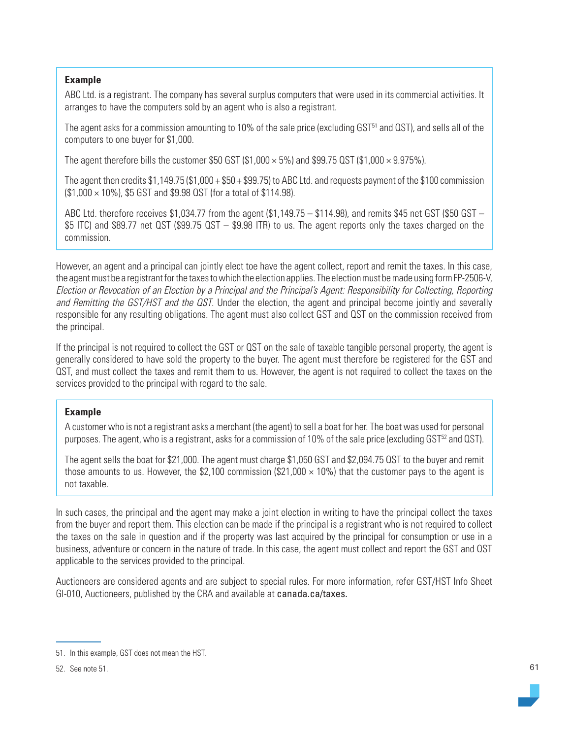**Example**

ABC Ltd. is a registrant. The company has several surplus computers that were used in its commercial activities. It arranges to have the computers sold by an agent who is also a registrant.

The agent asks for a commission amounting to 10% of the sale price (excluding GST[51] and QST), and sells all of the computers to one buyer for $1,000.

The agent therefore bills the customer $50 GST ($1,000 × 5%) and $99.75 QST ($1,000 × 9.975%).

The agent then credits $1,149.75 ($1,000 + $50 + $99.75) to ABC Ltd. and requests payment of the $100 commission ($1,000 × 10%), $5 GST and $9.98 QST (for a total of $114.98).

ABC Ltd. therefore receives $1,034.77 from the agent ($1,149.75 – $114.98), and remits $45 net GST ($50 GST – $5 ITC) and $89.77 net QST ($99.75 QST – $9.98 ITR) to us. The agent reports only the taxes charged on the commission.

However, an agent and a principal can jointly elect toe have the agent collect, report and remit the taxes. In this case, the agent must be a registrant for the taxes to which the election applies. The election must be made using form FP-2506-V, *Election or Revocation of an Election by a Principal and the Principal's Agent: Responsibility for Collecting, Reporting and Remitting the GST/HST and the QST*. Under the election, the agent and principal become jointly and severally responsible for any resulting obligations. The agent must also collect GST and QST on the commission received from the principal.

If the principal is not required to collect the GST or QST on the sale of taxable tangible personal property, the agent is generally considered to have sold the property to the buyer. The agent must therefore be registered for the GST and QST, and must collect the taxes and remit them to us. However, the agent is not required to collect the taxes on the services provided to the principal with regard to the sale.

**Example**

A customer who is not a registrant asks a merchant (the agent) to sell a boat for her. The boat was used for personal purposes. The agent, who is a registrant, asks for a commission of 10% of the sale price (excluding GST[52] and QST).

The agent sells the boat for $21,000. The agent must charge $1,050 GST and $2,094.75 QST to the buyer and remit those amounts to us. However, the $2,100 commission ($21,000 × 10%) that the customer pays to the agent is not taxable.

In such cases, the principal and the agent may make a joint election in writing to have the principal collect the taxes from the buyer and report them. This election can be made if the principal is a registrant who is not required to collect the taxes on the sale in question and if the property was last acquired by the principal for consumption or use in a business, adventure or concern in the nature of trade. In this case, the agent must collect and report the GST and QST applicable to the services provided to the principal.

Auctioneers are considered agents and are subject to special rules. For more information, refer GST/HST Info Sheet GI-010, Auctioneers, published by the CRA and available at canada.ca/taxes.

---

51. In this example, GST does not mean the HST.

52. See note 51.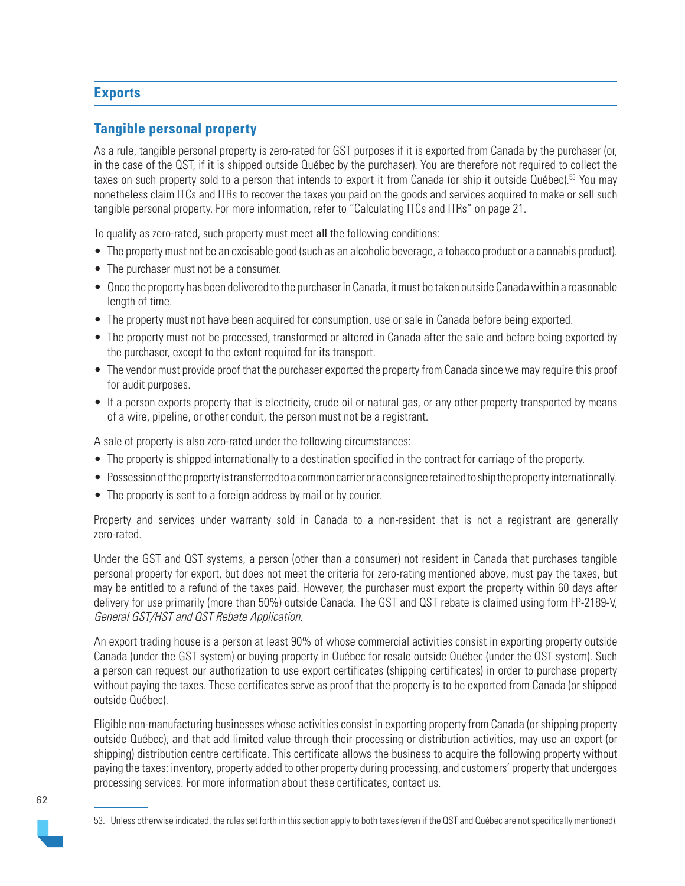## Exports

### Tangible personal property

As a rule, tangible personal property is zero-rated for GST purposes if it is exported from Canada by the purchaser (or, in the case of the QST, if it is shipped outside Québec by the purchaser). You are therefore not required to collect the taxes on such property sold to a person that intends to export it from Canada (or ship it outside Québec).[53] You may nonetheless claim ITCs and ITRs to recover the taxes you paid on the goods and services acquired to make or sell such tangible personal property. For more information, refer to "Calculating ITCs and ITRs" on page 21.

To qualify as zero-rated, such property must meet all the following conditions:

- The property must not be an excisable good (such as an alcoholic beverage, a tobacco product or a cannabis product).
- The purchaser must not be a consumer.
- Once the property has been delivered to the purchaser in Canada, it must be taken outside Canada within a reasonable length of time.
- The property must not have been acquired for consumption, use or sale in Canada before being exported.
- The property must not be processed, transformed or altered in Canada after the sale and before being exported by the purchaser, except to the extent required for its transport.
- The vendor must provide proof that the purchaser exported the property from Canada since we may require this proof for audit purposes.
- If a person exports property that is electricity, crude oil or natural gas, or any other property transported by means of a wire, pipeline, or other conduit, the person must not be a registrant.

A sale of property is also zero-rated under the following circumstances:

- The property is shipped internationally to a destination specified in the contract for carriage of the property.
- Possession of the property is transferred to a common carrier or a consignee retained to ship the property internationally.
- The property is sent to a foreign address by mail or by courier.

Property and services under warranty sold in Canada to a non-resident that is not a registrant are generally zero-rated.

Under the GST and QST systems, a person (other than a consumer) not resident in Canada that purchases tangible personal property for export, but does not meet the criteria for zero-rating mentioned above, must pay the taxes, but may be entitled to a refund of the taxes paid. However, the purchaser must export the property within 60 days after delivery for use primarily (more than 50%) outside Canada. The GST and QST rebate is claimed using form FP-2189-V, *General GST/HST and QST Rebate Application*.

An export trading house is a person at least 90% of whose commercial activities consist in exporting property outside Canada (under the GST system) or buying property in Québec for resale outside Québec (under the QST system). Such a person can request our authorization to use export certificates (shipping certificates) in order to purchase property without paying the taxes. These certificates serve as proof that the property is to be exported from Canada (or shipped outside Québec).

Eligible non-manufacturing businesses whose activities consist in exporting property from Canada (or shipping property outside Québec), and that add limited value through their processing or distribution activities, may use an export (or shipping) distribution centre certificate. This certificate allows the business to acquire the following property without paying the taxes: inventory, property added to other property during processing, and customers' property that undergoes processing services. For more information about these certificates, contact us.

---

53. Unless otherwise indicated, the rules set forth in this section apply to both taxes (even if the QST and Québec are not specifically mentioned).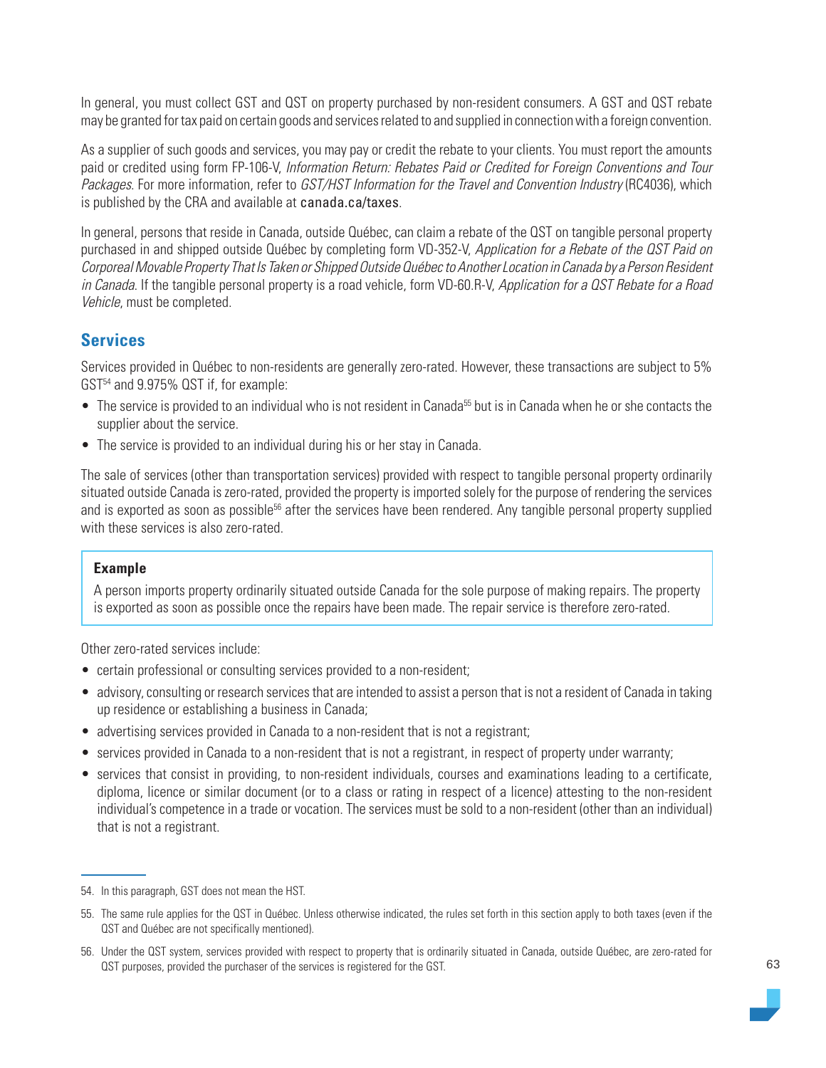In general, you must collect GST and QST on property purchased by non-resident consumers. A GST and QST rebate may be granted for tax paid on certain goods and services related to and supplied in connection with a foreign convention.

As a supplier of such goods and services, you may pay or credit the rebate to your clients. You must report the amounts paid or credited using form FP-106-V, *Information Return: Rebates Paid or Credited for Foreign Conventions and Tour Packages*. For more information, refer to *GST/HST Information for the Travel and Convention Industry* (RC4036), which is published by the CRA and available at canada.ca/taxes.

In general, persons that reside in Canada, outside Québec, can claim a rebate of the QST on tangible personal property purchased in and shipped outside Québec by completing form VD-352-V, *Application for a Rebate of the QST Paid on Corporeal Movable Property That Is Taken or Shipped Outside Québec to Another Location in Canada by a Person Resident in Canada*. If the tangible personal property is a road vehicle, form VD-60.R-V, *Application for a QST Rebate for a Road Vehicle*, must be completed.

## Services

Services provided in Québec to non-residents are generally zero-rated. However, these transactions are subject to 5% GST[54] and 9.975% QST if, for example:

- The service is provided to an individual who is not resident in Canada[55] but is in Canada when he or she contacts the supplier about the service.
- The service is provided to an individual during his or her stay in Canada.

The sale of services (other than transportation services) provided with respect to tangible personal property ordinarily situated outside Canada is zero-rated, provided the property is imported solely for the purpose of rendering the services and is exported as soon as possible[56] after the services have been rendered. Any tangible personal property supplied with these services is also zero-rated.

> **Example**
>
> A person imports property ordinarily situated outside Canada for the sole purpose of making repairs. The property is exported as soon as possible once the repairs have been made. The repair service is therefore zero-rated.

Other zero-rated services include:

- certain professional or consulting services provided to a non-resident;
- advisory, consulting or research services that are intended to assist a person that is not a resident of Canada in taking up residence or establishing a business in Canada;
- advertising services provided in Canada to a non-resident that is not a registrant;
- services provided in Canada to a non-resident that is not a registrant, in respect of property under warranty;
- services that consist in providing, to non-resident individuals, courses and examinations leading to a certificate, diploma, licence or similar document (or to a class or rating in respect of a licence) attesting to the non-resident individual's competence in a trade or vocation. The services must be sold to a non-resident (other than an individual) that is not a registrant.

---

54. In this paragraph, GST does not mean the HST.

55. The same rule applies for the QST in Québec. Unless otherwise indicated, the rules set forth in this section apply to both taxes (even if the QST and Québec are not specifically mentioned).

56. Under the QST system, services provided with respect to property that is ordinarily situated in Canada, outside Québec, are zero-rated for QST purposes, provided the purchaser of the services is registered for the GST.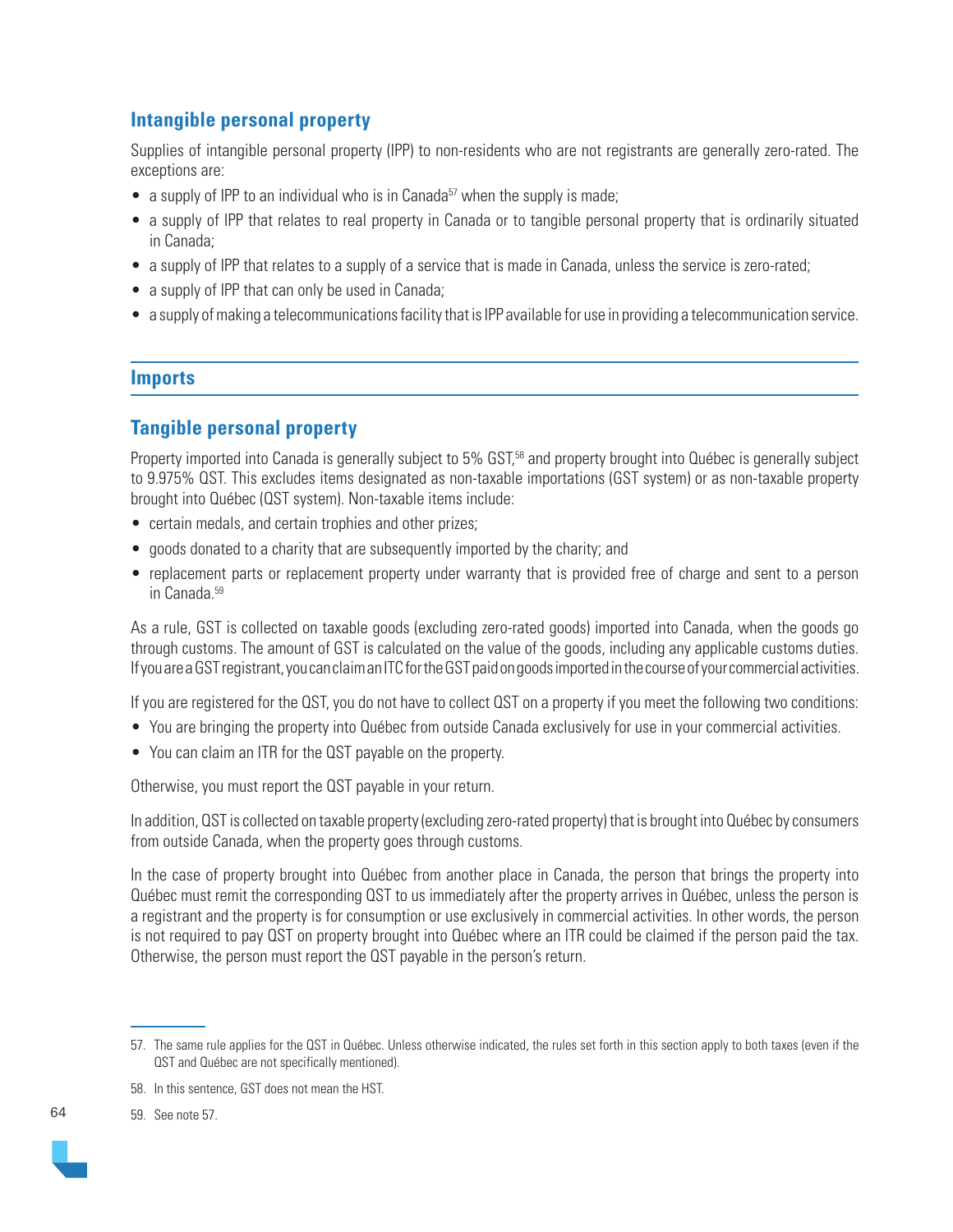### Intangible personal property

Supplies of intangible personal property (IPP) to non-residents who are not registrants are generally zero-rated. The exceptions are:

- a supply of IPP to an individual who is in Canada[57] when the supply is made;
- a supply of IPP that relates to real property in Canada or to tangible personal property that is ordinarily situated in Canada;
- a supply of IPP that relates to a supply of a service that is made in Canada, unless the service is zero-rated;
- a supply of IPP that can only be used in Canada;
- a supply of making a telecommunications facility that is IPP available for use in providing a telecommunication service.

## Imports

### Tangible personal property

Property imported into Canada is generally subject to 5% GST,[58] and property brought into Québec is generally subject to 9.975% QST. This excludes items designated as non-taxable importations (GST system) or as non-taxable property brought into Québec (QST system). Non-taxable items include:

- certain medals, and certain trophies and other prizes;
- goods donated to a charity that are subsequently imported by the charity; and
- replacement parts or replacement property under warranty that is provided free of charge and sent to a person in Canada.[59]

As a rule, GST is collected on taxable goods (excluding zero-rated goods) imported into Canada, when the goods go through customs. The amount of GST is calculated on the value of the goods, including any applicable customs duties. If you are a GST registrant, you can claim an ITC for the GST paid on goods imported in the course of your commercial activities.

If you are registered for the QST, you do not have to collect QST on a property if you meet the following two conditions:

- You are bringing the property into Québec from outside Canada exclusively for use in your commercial activities.
- You can claim an ITR for the QST payable on the property.

Otherwise, you must report the QST payable in your return.

In addition, QST is collected on taxable property (excluding zero-rated property) that is brought into Québec by consumers from outside Canada, when the property goes through customs.

In the case of property brought into Québec from another place in Canada, the person that brings the property into Québec must remit the corresponding QST to us immediately after the property arrives in Québec, unless the person is a registrant and the property is for consumption or use exclusively in commercial activities. In other words, the person is not required to pay QST on property brought into Québec where an ITR could be claimed if the person paid the tax. Otherwise, the person must report the QST payable in the person's return.

57. The same rule applies for the QST in Québec. Unless otherwise indicated, the rules set forth in this section apply to both taxes (even if the QST and Québec are not specifically mentioned).

58. In this sentence, GST does not mean the HST.

59. See note 57.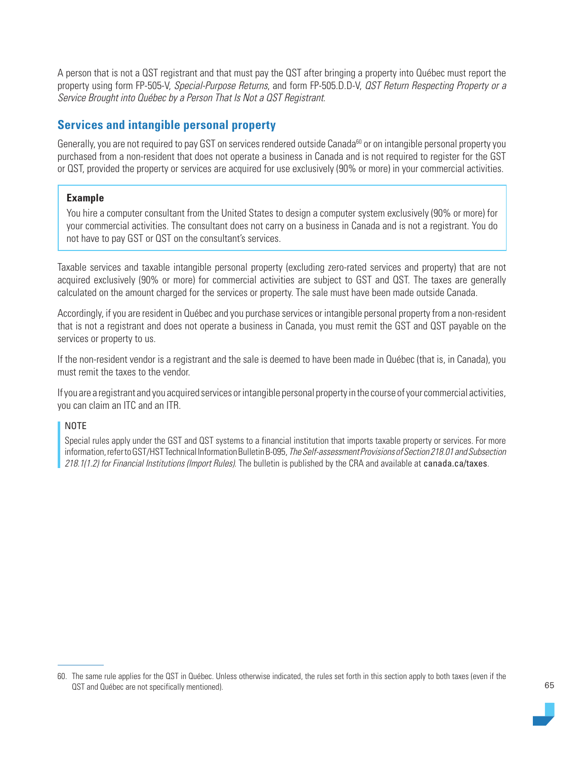A person that is not a QST registrant and that must pay the QST after bringing a property into Québec must report the property using form FP-505-V, *Special-Purpose Returns*, and form FP-505.D.D-V, *QST Return Respecting Property or a Service Brought into Québec by a Person That Is Not a QST Registrant*.

## Services and intangible personal property

Generally, you are not required to pay GST on services rendered outside Canada[60] or on intangible personal property you purchased from a non-resident that does not operate a business in Canada and is not required to register for the GST or QST, provided the property or services are acquired for use exclusively (90% or more) in your commercial activities.

> **Example**
>
> You hire a computer consultant from the United States to design a computer system exclusively (90% or more) for your commercial activities. The consultant does not carry on a business in Canada and is not a registrant. You do not have to pay GST or QST on the consultant's services.

Taxable services and taxable intangible personal property (excluding zero-rated services and property) that are not acquired exclusively (90% or more) for commercial activities are subject to GST and QST. The taxes are generally calculated on the amount charged for the services or property. The sale must have been made outside Canada.

Accordingly, if you are resident in Québec and you purchase services or intangible personal property from a non-resident that is not a registrant and does not operate a business in Canada, you must remit the GST and QST payable on the services or property to us.

If the non-resident vendor is a registrant and the sale is deemed to have been made in Québec (that is, in Canada), you must remit the taxes to the vendor.

If you are a registrant and you acquired services or intangible personal property in the course of your commercial activities, you can claim an ITC and an ITR.

> NOTE
>
> Special rules apply under the GST and QST systems to a financial institution that imports taxable property or services. For more information, refer to GST/HST Technical Information Bulletin B-095, *The Self-assessment Provisions of Section 218.01 and Subsection 218.1(1.2) for Financial Institutions (Import Rules)*. The bulletin is published by the CRA and available at canada.ca/taxes.

---

60. The same rule applies for the QST in Québec. Unless otherwise indicated, the rules set forth in this section apply to both taxes (even if the QST and Québec are not specifically mentioned).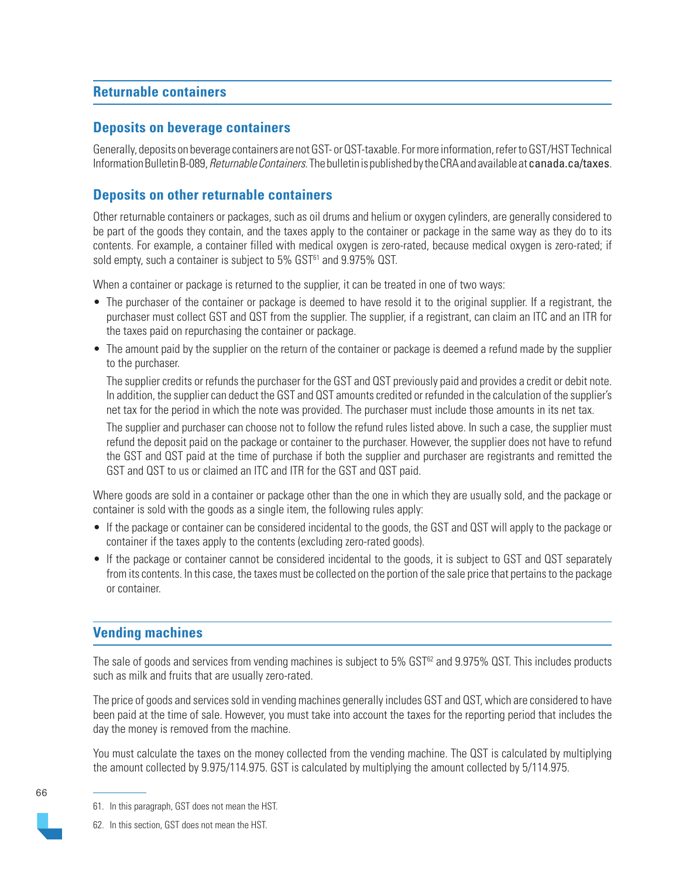## Returnable containers

### Deposits on beverage containers

Generally, deposits on beverage containers are not GST- or QST-taxable. For more information, refer to GST/HST Technical Information Bulletin B-089, *Returnable Containers*. The bulletin is published by the CRA and available at canada.ca/taxes.

### Deposits on other returnable containers

Other returnable containers or packages, such as oil drums and helium or oxygen cylinders, are generally considered to be part of the goods they contain, and the taxes apply to the container or package in the same way as they do to its contents. For example, a container filled with medical oxygen is zero-rated, because medical oxygen is zero-rated; if sold empty, such a container is subject to 5% GST[61] and 9.975% QST.

When a container or package is returned to the supplier, it can be treated in one of two ways:

- The purchaser of the container or package is deemed to have resold it to the original supplier. If a registrant, the purchaser must collect GST and QST from the supplier. The supplier, if a registrant, can claim an ITC and an ITR for the taxes paid on repurchasing the container or package.
- The amount paid by the supplier on the return of the container or package is deemed a refund made by the supplier to the purchaser.

  The supplier credits or refunds the purchaser for the GST and QST previously paid and provides a credit or debit note. In addition, the supplier can deduct the GST and QST amounts credited or refunded in the calculation of the supplier's net tax for the period in which the note was provided. The purchaser must include those amounts in its net tax.

  The supplier and purchaser can choose not to follow the refund rules listed above. In such a case, the supplier must refund the deposit paid on the package or container to the purchaser. However, the supplier does not have to refund the GST and QST paid at the time of purchase if both the supplier and purchaser are registrants and remitted the GST and QST to us or claimed an ITC and ITR for the GST and QST paid.

Where goods are sold in a container or package other than the one in which they are usually sold, and the package or container is sold with the goods as a single item, the following rules apply:

- If the package or container can be considered incidental to the goods, the GST and QST will apply to the package or container if the taxes apply to the contents (excluding zero-rated goods).
- If the package or container cannot be considered incidental to the goods, it is subject to GST and QST separately from its contents. In this case, the taxes must be collected on the portion of the sale price that pertains to the package or container.

## Vending machines

The sale of goods and services from vending machines is subject to 5% GST[62] and 9.975% QST. This includes products such as milk and fruits that are usually zero-rated.

The price of goods and services sold in vending machines generally includes GST and QST, which are considered to have been paid at the time of sale. However, you must take into account the taxes for the reporting period that includes the day the money is removed from the machine.

You must calculate the taxes on the money collected from the vending machine. The QST is calculated by multiplying the amount collected by 9.975/114.975. GST is calculated by multiplying the amount collected by 5/114.975.

61. In this paragraph, GST does not mean the HST.

62. In this section, GST does not mean the HST.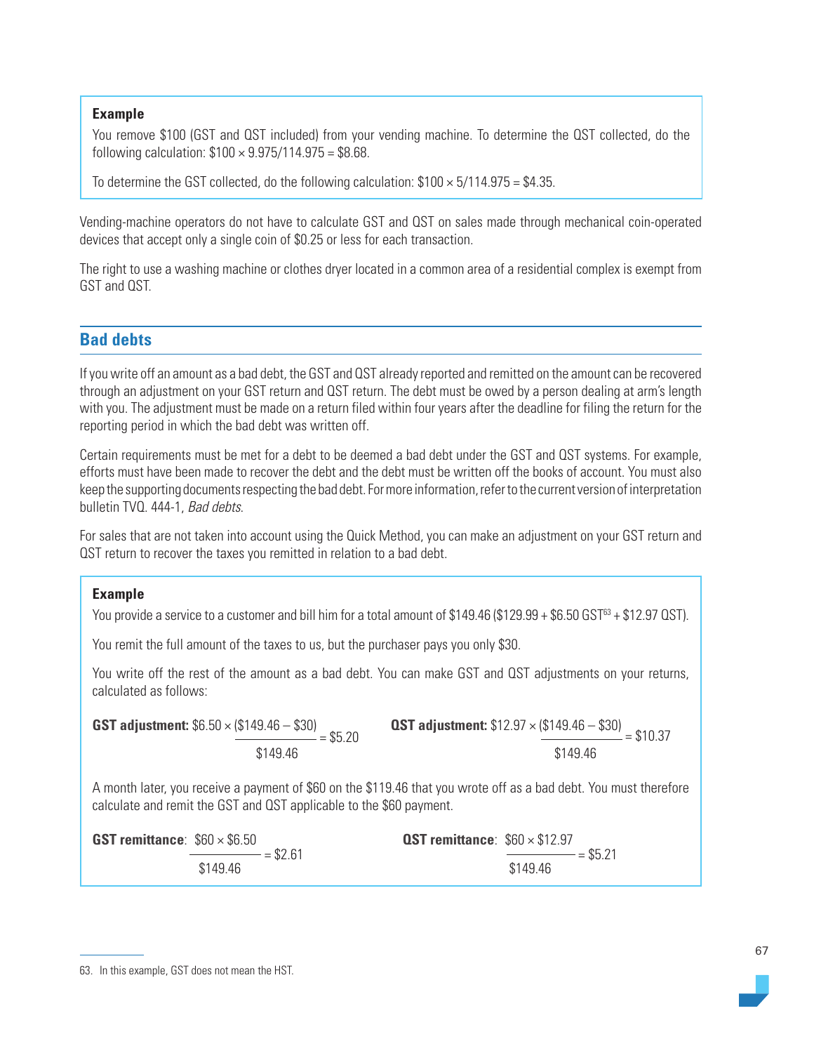**Example**

You remove $100 (GST and QST included) from your vending machine. To determine the QST collected, do the following calculation: $\$100 \times 9.975/114.975 = \$8.68$.

To determine the GST collected, do the following calculation: $\$100 \times 5/114.975 = \$4.35$.

Vending-machine operators do not have to calculate GST and QST on sales made through mechanical coin-operated devices that accept only a single coin of $0.25 or less for each transaction.

The right to use a washing machine or clothes dryer located in a common area of a residential complex is exempt from GST and QST.

## Bad debts

If you write off an amount as a bad debt, the GST and QST already reported and remitted on the amount can be recovered through an adjustment on your GST return and QST return. The debt must be owed by a person dealing at arm's length with you. The adjustment must be made on a return filed within four years after the deadline for filing the return for the reporting period in which the bad debt was written off.

Certain requirements must be met for a debt to be deemed a bad debt under the GST and QST systems. For example, efforts must have been made to recover the debt and the debt must be written off the books of account. You must also keep the supporting documents respecting the bad debt. For more information, refer to the current version of interpretation bulletin TVQ. 444-1, *Bad debts*.

For sales that are not taken into account using the Quick Method, you can make an adjustment on your GST return and QST return to recover the taxes you remitted in relation to a bad debt.

**Example**

You provide a service to a customer and bill him for a total amount of $149.46 ($129.99 + $6.50 GST[63] + $12.97 QST).

You remit the full amount of the taxes to us, but the purchaser pays you only $30.

You write off the rest of the amount as a bad debt. You can make GST and QST adjustments on your returns, calculated as follows:

**GST adjustment:** $\$6.50 \times \dfrac{(\$149.46 - \$30)}{\$149.46} = \$5.20$

**QST adjustment:** $\$12.97 \times \dfrac{(\$149.46 - \$30)}{\$149.46} = \$10.37$

A month later, you receive a payment of $60 on the $119.46 that you wrote off as a bad debt. You must therefore calculate and remit the GST and QST applicable to the $60 payment.

**GST remittance**: $\dfrac{\$60 \times \$6.50}{\$149.46} = \$2.61$

**QST remittance**: $\dfrac{\$60 \times \$12.97}{\$149.46} = \$5.21$

63. In this example, GST does not mean the HST.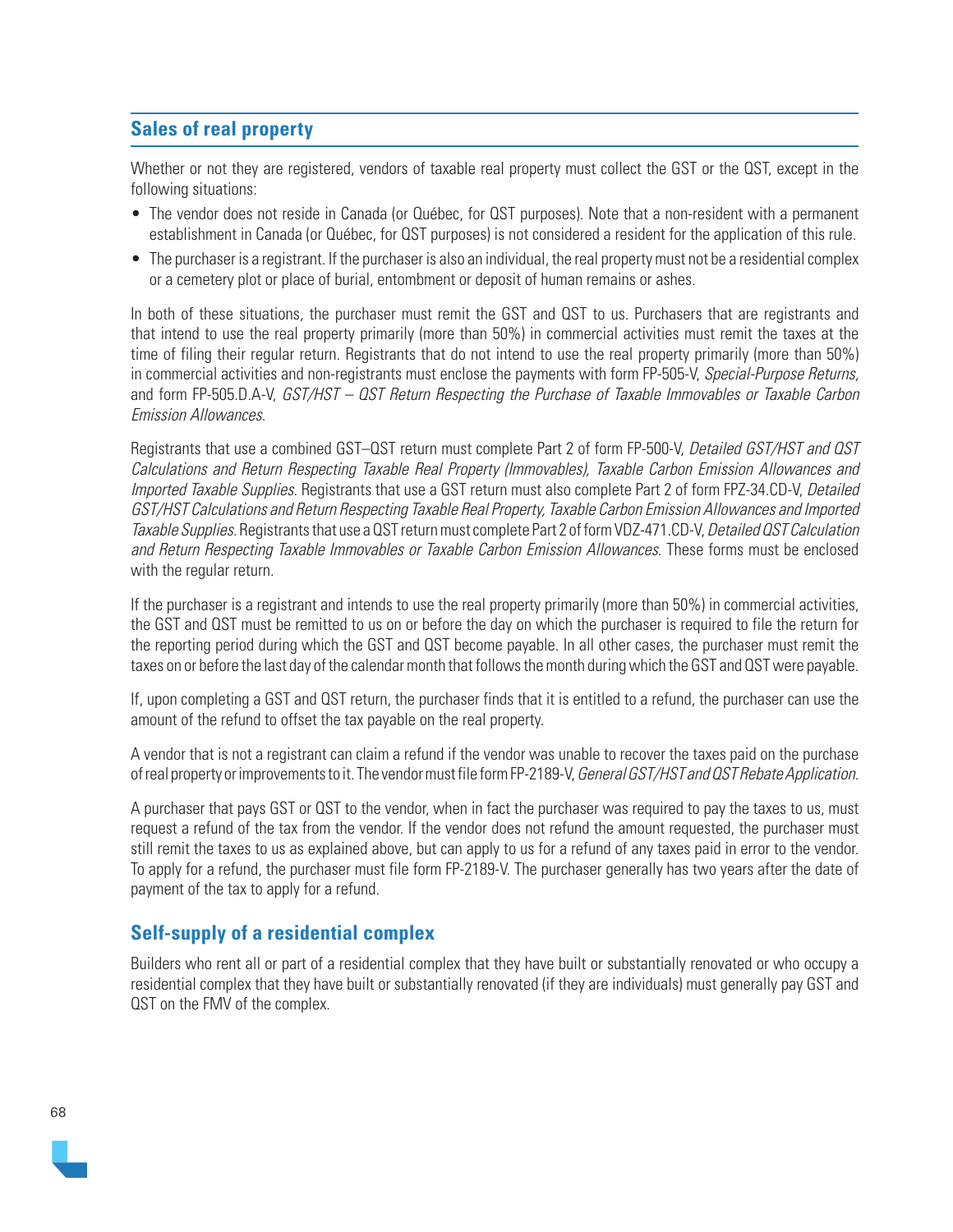## Sales of real property

Whether or not they are registered, vendors of taxable real property must collect the GST or the QST, except in the following situations:

- The vendor does not reside in Canada (or Québec, for QST purposes). Note that a non-resident with a permanent establishment in Canada (or Québec, for QST purposes) is not considered a resident for the application of this rule.
- The purchaser is a registrant. If the purchaser is also an individual, the real property must not be a residential complex or a cemetery plot or place of burial, entombment or deposit of human remains or ashes.

In both of these situations, the purchaser must remit the GST and QST to us. Purchasers that are registrants and that intend to use the real property primarily (more than 50%) in commercial activities must remit the taxes at the time of filing their regular return. Registrants that do not intend to use the real property primarily (more than 50%) in commercial activities and non-registrants must enclose the payments with form FP-505-V, *Special-Purpose Returns,* and form FP-505.D.A-V, *GST/HST – QST Return Respecting the Purchase of Taxable Immovables or Taxable Carbon Emission Allowances*.

Registrants that use a combined GST–QST return must complete Part 2 of form FP-500-V, *Detailed GST/HST and QST Calculations and Return Respecting Taxable Real Property (Immovables), Taxable Carbon Emission Allowances and Imported Taxable Supplies*. Registrants that use a GST return must also complete Part 2 of form FPZ-34.CD-V, *Detailed GST/HST Calculations and Return Respecting Taxable Real Property, Taxable Carbon Emission Allowances and Imported Taxable Supplies*. Registrants that use a QST return must complete Part 2 of form VDZ-471.CD-V, *Detailed QST Calculation and Return Respecting Taxable Immovables or Taxable Carbon Emission Allowances*. These forms must be enclosed with the regular return.

If the purchaser is a registrant and intends to use the real property primarily (more than 50%) in commercial activities, the GST and QST must be remitted to us on or before the day on which the purchaser is required to file the return for the reporting period during which the GST and QST become payable. In all other cases, the purchaser must remit the taxes on or before the last day of the calendar month that follows the month during which the GST and QST were payable.

If, upon completing a GST and QST return, the purchaser finds that it is entitled to a refund, the purchaser can use the amount of the refund to offset the tax payable on the real property.

A vendor that is not a registrant can claim a refund if the vendor was unable to recover the taxes paid on the purchase of real property or improvements to it. The vendor must file form FP-2189-V, *General GST/HST and QST Rebate Application*.

A purchaser that pays GST or QST to the vendor, when in fact the purchaser was required to pay the taxes to us, must request a refund of the tax from the vendor. If the vendor does not refund the amount requested, the purchaser must still remit the taxes to us as explained above, but can apply to us for a refund of any taxes paid in error to the vendor. To apply for a refund, the purchaser must file form FP-2189-V. The purchaser generally has two years after the date of payment of the tax to apply for a refund.

## Self-supply of a residential complex

Builders who rent all or part of a residential complex that they have built or substantially renovated or who occupy a residential complex that they have built or substantially renovated (if they are individuals) must generally pay GST and QST on the FMV of the complex.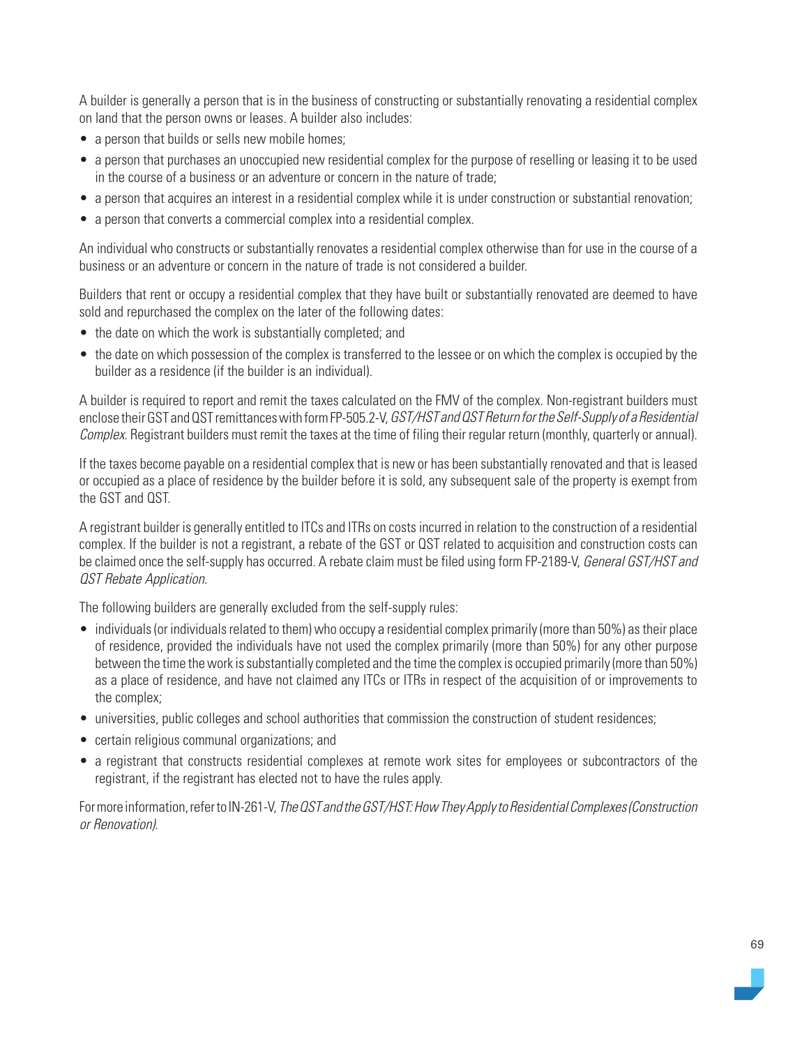A builder is generally a person that is in the business of constructing or substantially renovating a residential complex on land that the person owns or leases. A builder also includes:

- a person that builds or sells new mobile homes;
- a person that purchases an unoccupied new residential complex for the purpose of reselling or leasing it to be used in the course of a business or an adventure or concern in the nature of trade;
- a person that acquires an interest in a residential complex while it is under construction or substantial renovation;
- a person that converts a commercial complex into a residential complex.

An individual who constructs or substantially renovates a residential complex otherwise than for use in the course of a business or an adventure or concern in the nature of trade is not considered a builder.

Builders that rent or occupy a residential complex that they have built or substantially renovated are deemed to have sold and repurchased the complex on the later of the following dates:

- the date on which the work is substantially completed; and
- the date on which possession of the complex is transferred to the lessee or on which the complex is occupied by the builder as a residence (if the builder is an individual).

A builder is required to report and remit the taxes calculated on the FMV of the complex. Non-registrant builders must enclose their GST and QST remittances with form FP-505.2-V, *GST/HST and QST Return for the Self-Supply of a Residential Complex*. Registrant builders must remit the taxes at the time of filing their regular return (monthly, quarterly or annual).

If the taxes become payable on a residential complex that is new or has been substantially renovated and that is leased or occupied as a place of residence by the builder before it is sold, any subsequent sale of the property is exempt from the GST and QST.

A registrant builder is generally entitled to ITCs and ITRs on costs incurred in relation to the construction of a residential complex. If the builder is not a registrant, a rebate of the GST or QST related to acquisition and construction costs can be claimed once the self-supply has occurred. A rebate claim must be filed using form FP-2189-V, *General GST/HST and QST Rebate Application*.

The following builders are generally excluded from the self-supply rules:

- individuals (or individuals related to them) who occupy a residential complex primarily (more than 50%) as their place of residence, provided the individuals have not used the complex primarily (more than 50%) for any other purpose between the time the work is substantially completed and the time the complex is occupied primarily (more than 50%) as a place of residence, and have not claimed any ITCs or ITRs in respect of the acquisition of or improvements to the complex;
- universities, public colleges and school authorities that commission the construction of student residences;
- certain religious communal organizations; and
- a registrant that constructs residential complexes at remote work sites for employees or subcontractors of the registrant, if the registrant has elected not to have the rules apply.

For more information, refer to IN-261-V, *The QST and the GST/HST: How They Apply to Residential Complexes (Construction or Renovation)*.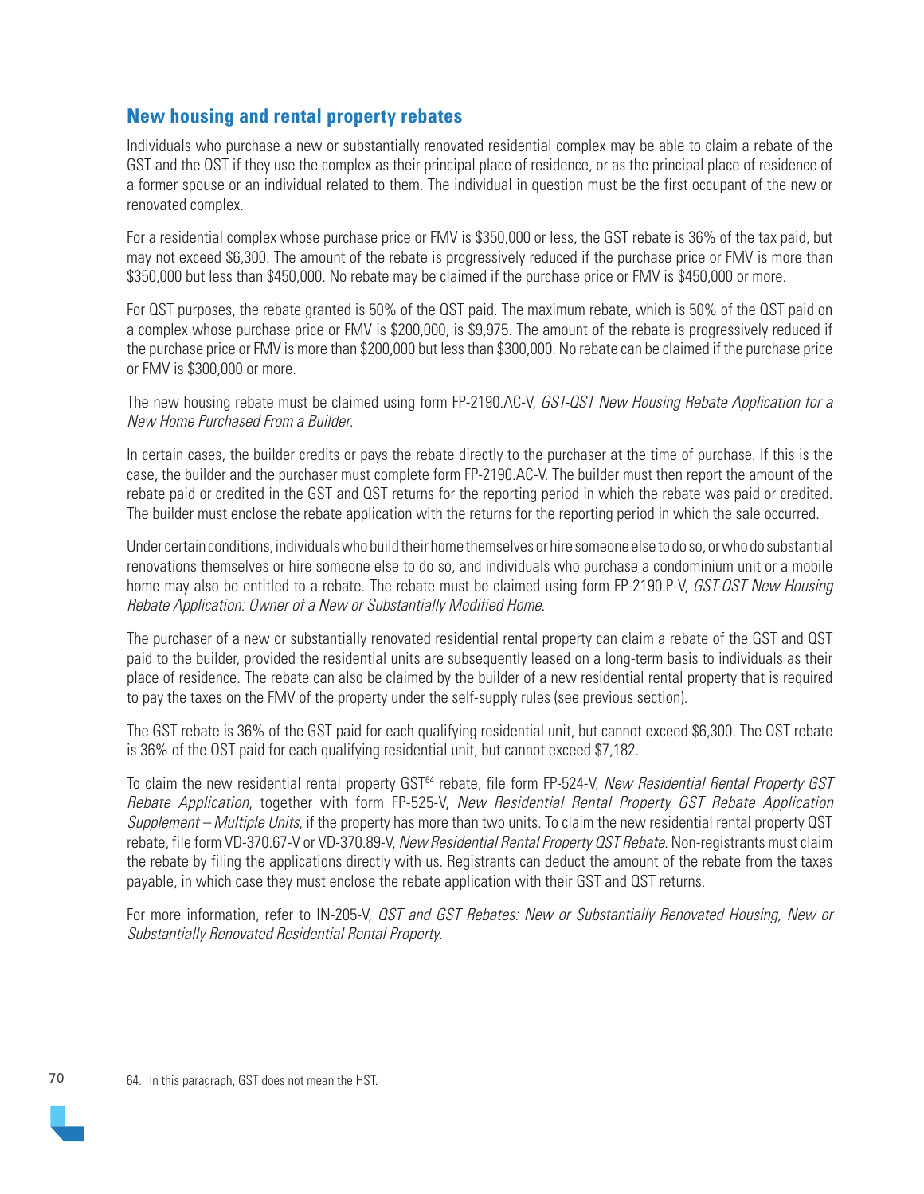## New housing and rental property rebates

Individuals who purchase a new or substantially renovated residential complex may be able to claim a rebate of the GST and the QST if they use the complex as their principal place of residence, or as the principal place of residence of a former spouse or an individual related to them. The individual in question must be the first occupant of the new or renovated complex.

For a residential complex whose purchase price or FMV is $350,000 or less, the GST rebate is 36% of the tax paid, but may not exceed $6,300. The amount of the rebate is progressively reduced if the purchase price or FMV is more than $350,000 but less than $450,000. No rebate may be claimed if the purchase price or FMV is $450,000 or more.

For QST purposes, the rebate granted is 50% of the QST paid. The maximum rebate, which is 50% of the QST paid on a complex whose purchase price or FMV is $200,000, is $9,975. The amount of the rebate is progressively reduced if the purchase price or FMV is more than $200,000 but less than $300,000. No rebate can be claimed if the purchase price or FMV is $300,000 or more.

The new housing rebate must be claimed using form FP-2190.AC-V, *GST-QST New Housing Rebate Application for a New Home Purchased From a Builder*.

In certain cases, the builder credits or pays the rebate directly to the purchaser at the time of purchase. If this is the case, the builder and the purchaser must complete form FP-2190.AC-V. The builder must then report the amount of the rebate paid or credited in the GST and QST returns for the reporting period in which the rebate was paid or credited. The builder must enclose the rebate application with the returns for the reporting period in which the sale occurred.

Under certain conditions, individuals who build their home themselves or hire someone else to do so, or who do substantial renovations themselves or hire someone else to do so, and individuals who purchase a condominium unit or a mobile home may also be entitled to a rebate. The rebate must be claimed using form FP-2190.P-V, *GST-QST New Housing Rebate Application: Owner of a New or Substantially Modified Home*.

The purchaser of a new or substantially renovated residential rental property can claim a rebate of the GST and QST paid to the builder, provided the residential units are subsequently leased on a long-term basis to individuals as their place of residence. The rebate can also be claimed by the builder of a new residential rental property that is required to pay the taxes on the FMV of the property under the self-supply rules (see previous section).

The GST rebate is 36% of the GST paid for each qualifying residential unit, but cannot exceed $6,300. The QST rebate is 36% of the QST paid for each qualifying residential unit, but cannot exceed $7,182.

To claim the new residential rental property GST[64] rebate, file form FP-524-V, *New Residential Rental Property GST Rebate Application*, together with form FP-525-V, *New Residential Rental Property GST Rebate Application Supplement – Multiple Units*, if the property has more than two units. To claim the new residential rental property QST rebate, file form VD-370.67-V or VD-370.89-V, *New Residential Rental Property QST Rebate*. Non-registrants must claim the rebate by filing the applications directly with us. Registrants can deduct the amount of the rebate from the taxes payable, in which case they must enclose the rebate application with their GST and QST returns.

For more information, refer to IN-205-V, *QST and GST Rebates: New or Substantially Renovated Housing, New or Substantially Renovated Residential Rental Property*.

---

64. In this paragraph, GST does not mean the HST.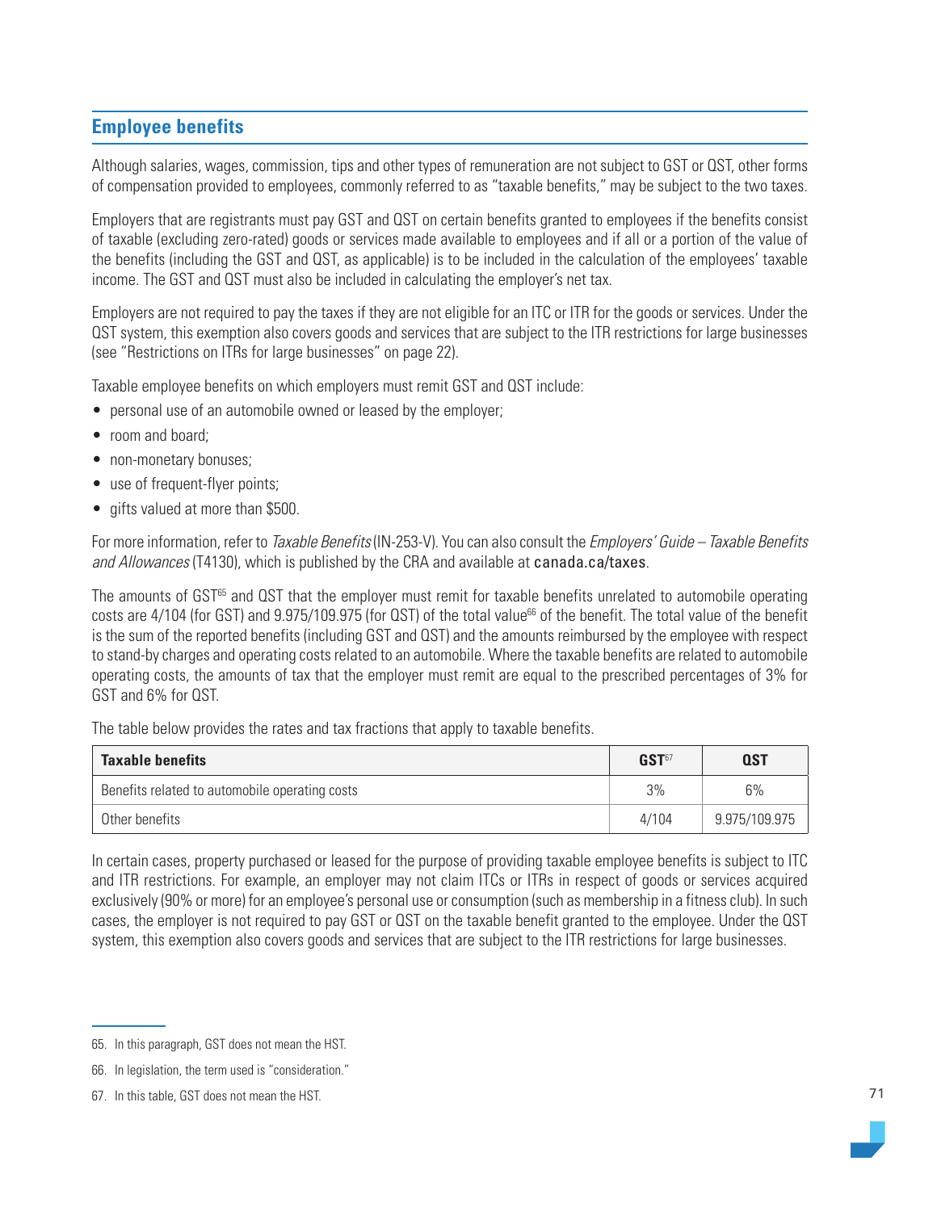## Employee benefits

Although salaries, wages, commission, tips and other types of remuneration are not subject to GST or QST, other forms of compensation provided to employees, commonly referred to as "taxable benefits," may be subject to the two taxes.

Employers that are registrants must pay GST and QST on certain benefits granted to employees if the benefits consist of taxable (excluding zero-rated) goods or services made available to employees and if all or a portion of the value of the benefits (including the GST and QST, as applicable) is to be included in the calculation of the employees' taxable income. The GST and QST must also be included in calculating the employer's net tax.

Employers are not required to pay the taxes if they are not eligible for an ITC or ITR for the goods or services. Under the QST system, this exemption also covers goods and services that are subject to the ITR restrictions for large businesses (see "Restrictions on ITRs for large businesses" on page 22).

Taxable employee benefits on which employers must remit GST and QST include:

- personal use of an automobile owned or leased by the employer;
- room and board;
- non-monetary bonuses;
- use of frequent-flyer points;
- gifts valued at more than $500.

For more information, refer to *Taxable Benefits* (IN-253-V). You can also consult the *Employers' Guide – Taxable Benefits and Allowances* (T4130), which is published by the CRA and available at canada.ca/taxes.

The amounts of GST[65] and QST that the employer must remit for taxable benefits unrelated to automobile operating costs are 4/104 (for GST) and 9.975/109.975 (for QST) of the total value[66] of the benefit. The total value of the benefit is the sum of the reported benefits (including GST and QST) and the amounts reimbursed by the employee with respect to stand-by charges and operating costs related to an automobile. Where the taxable benefits are related to automobile operating costs, the amounts of tax that the employer must remit are equal to the prescribed percentages of 3% for GST and 6% for QST.

The table below provides the rates and tax fractions that apply to taxable benefits.

| Taxable benefits | GST[67] | QST |
|---|---|---|
| Benefits related to automobile operating costs | 3% | 6% |
| Other benefits | 4/104 | 9.975/109.975 |

In certain cases, property purchased or leased for the purpose of providing taxable employee benefits is subject to ITC and ITR restrictions. For example, an employer may not claim ITCs or ITRs in respect of goods or services acquired exclusively (90% or more) for an employee's personal use or consumption (such as membership in a fitness club). In such cases, the employer is not required to pay GST or QST on the taxable benefit granted to the employee. Under the QST system, this exemption also covers goods and services that are subject to the ITR restrictions for large businesses.

---

65. In this paragraph, GST does not mean the HST.

66. In legislation, the term used is "consideration."

67. In this table, GST does not mean the HST.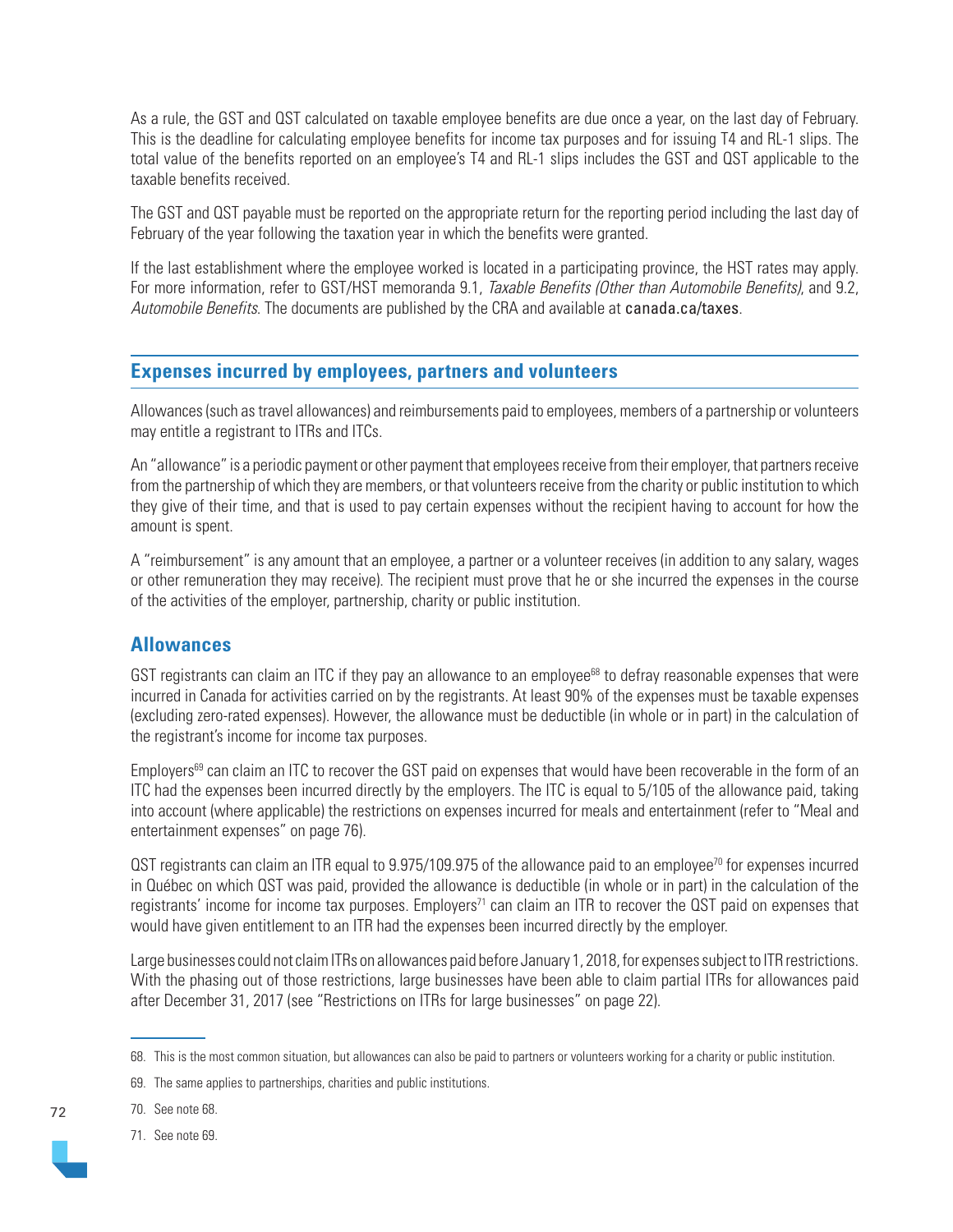As a rule, the GST and QST calculated on taxable employee benefits are due once a year, on the last day of February. This is the deadline for calculating employee benefits for income tax purposes and for issuing T4 and RL-1 slips. The total value of the benefits reported on an employee's T4 and RL-1 slips includes the GST and QST applicable to the taxable benefits received.

The GST and QST payable must be reported on the appropriate return for the reporting period including the last day of February of the year following the taxation year in which the benefits were granted.

If the last establishment where the employee worked is located in a participating province, the HST rates may apply. For more information, refer to GST/HST memoranda 9.1, *Taxable Benefits (Other than Automobile Benefits)*, and 9.2, *Automobile Benefits*. The documents are published by the CRA and available at canada.ca/taxes.

## Expenses incurred by employees, partners and volunteers

Allowances (such as travel allowances) and reimbursements paid to employees, members of a partnership or volunteers may entitle a registrant to ITRs and ITCs.

An "allowance" is a periodic payment or other payment that employees receive from their employer, that partners receive from the partnership of which they are members, or that volunteers receive from the charity or public institution to which they give of their time, and that is used to pay certain expenses without the recipient having to account for how the amount is spent.

A "reimbursement" is any amount that an employee, a partner or a volunteer receives (in addition to any salary, wages or other remuneration they may receive). The recipient must prove that he or she incurred the expenses in the course of the activities of the employer, partnership, charity or public institution.

### Allowances

GST registrants can claim an ITC if they pay an allowance to an employee[68] to defray reasonable expenses that were incurred in Canada for activities carried on by the registrants. At least 90% of the expenses must be taxable expenses (excluding zero-rated expenses). However, the allowance must be deductible (in whole or in part) in the calculation of the registrant's income for income tax purposes.

Employers[69] can claim an ITC to recover the GST paid on expenses that would have been recoverable in the form of an ITC had the expenses been incurred directly by the employers. The ITC is equal to 5/105 of the allowance paid, taking into account (where applicable) the restrictions on expenses incurred for meals and entertainment (refer to "Meal and entertainment expenses" on page 76).

QST registrants can claim an ITR equal to 9.975/109.975 of the allowance paid to an employee[70] for expenses incurred in Québec on which QST was paid, provided the allowance is deductible (in whole or in part) in the calculation of the registrants' income for income tax purposes. Employers[71] can claim an ITR to recover the QST paid on expenses that would have given entitlement to an ITR had the expenses been incurred directly by the employer.

Large businesses could not claim ITRs on allowances paid before January 1, 2018, for expenses subject to ITR restrictions. With the phasing out of those restrictions, large businesses have been able to claim partial ITRs for allowances paid after December 31, 2017 (see "Restrictions on ITRs for large businesses" on page 22).

---

68. This is the most common situation, but allowances can also be paid to partners or volunteers working for a charity or public institution.

69. The same applies to partnerships, charities and public institutions.

70. See note 68.

71. See note 69.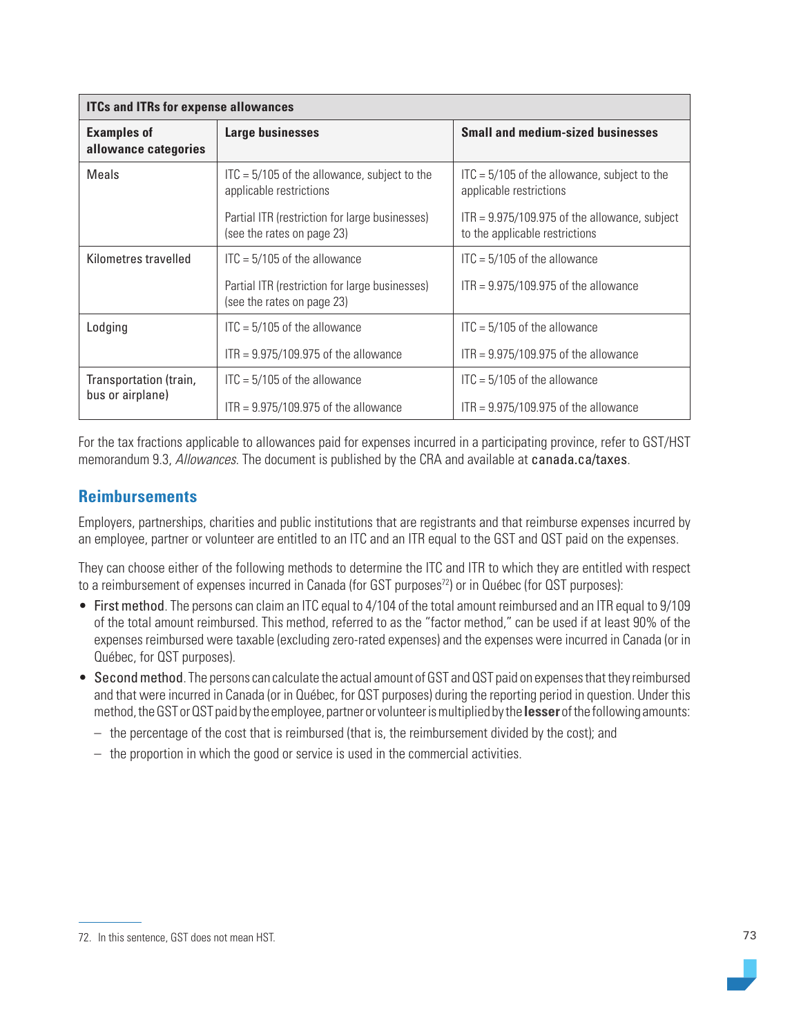| ITCs and ITRs for expense allowances | | |
|---|---|---|
| **Examples of allowance categories** | **Large businesses** | **Small and medium-sized businesses** |
| Meals | ITC = 5/105 of the allowance, subject to the applicable restrictions<br><br>Partial ITR (restriction for large businesses) (see the rates on page 23) | ITC = 5/105 of the allowance, subject to the applicable restrictions<br><br>ITR = 9.975/109.975 of the allowance, subject to the applicable restrictions |
| Kilometres travelled | ITC = 5/105 of the allowance<br><br>Partial ITR (restriction for large businesses) (see the rates on page 23) | ITC = 5/105 of the allowance<br><br>ITR = 9.975/109.975 of the allowance |
| Lodging | ITC = 5/105 of the allowance<br><br>ITR = 9.975/109.975 of the allowance | ITC = 5/105 of the allowance<br><br>ITR = 9.975/109.975 of the allowance |
| Transportation (train, bus or airplane) | ITC = 5/105 of the allowance<br><br>ITR = 9.975/109.975 of the allowance | ITC = 5/105 of the allowance<br><br>ITR = 9.975/109.975 of the allowance |

For the tax fractions applicable to allowances paid for expenses incurred in a participating province, refer to GST/HST memorandum 9.3, *Allowances*. The document is published by the CRA and available at canada.ca/taxes.

## Reimbursements

Employers, partnerships, charities and public institutions that are registrants and that reimburse expenses incurred by an employee, partner or volunteer are entitled to an ITC and an ITR equal to the GST and QST paid on the expenses.

They can choose either of the following methods to determine the ITC and ITR to which they are entitled with respect to a reimbursement of expenses incurred in Canada (for GST purposes[72]) or in Québec (for QST purposes):

- First method. The persons can claim an ITC equal to 4/104 of the total amount reimbursed and an ITR equal to 9/109 of the total amount reimbursed. This method, referred to as the "factor method," can be used if at least 90% of the expenses reimbursed were taxable (excluding zero-rated expenses) and the expenses were incurred in Canada (or in Québec, for QST purposes).
- Second method. The persons can calculate the actual amount of GST and QST paid on expenses that they reimbursed and that were incurred in Canada (or in Québec, for QST purposes) during the reporting period in question. Under this method, the GST or QST paid by the employee, partner or volunteer is multiplied by the **lesser** of the following amounts:
  - the percentage of the cost that is reimbursed (that is, the reimbursement divided by the cost); and
  - the proportion in which the good or service is used in the commercial activities.

72. In this sentence, GST does not mean HST.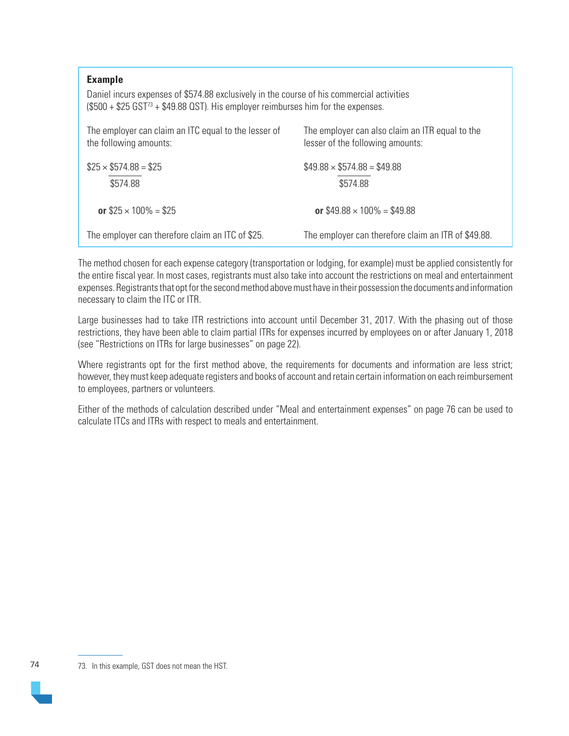**Example**

Daniel incurs expenses of $574.88 exclusively in the course of his commercial activities ($500 + $25 GST[73] + $49.88 QST). His employer reimburses him for the expenses.

The employer can claim an ITC equal to the lesser of the following amounts:

$$\$25 \times \frac{\$574.88}{\$574.88} = \$25$$

**or** $25 × 100% = $25

The employer can therefore claim an ITC of $25.

The employer can also claim an ITR equal to the lesser of the following amounts:

$$\$49.88 \times \frac{\$574.88}{\$574.88} = \$49.88$$

**or** $49.88 × 100% = $49.88

The employer can therefore claim an ITR of $49.88.

The method chosen for each expense category (transportation or lodging, for example) must be applied consistently for the entire fiscal year. In most cases, registrants must also take into account the restrictions on meal and entertainment expenses. Registrants that opt for the second method above must have in their possession the documents and information necessary to claim the ITC or ITR.

Large businesses had to take ITR restrictions into account until December 31, 2017. With the phasing out of those restrictions, they have been able to claim partial ITRs for expenses incurred by employees on or after January 1, 2018 (see "Restrictions on ITRs for large businesses" on page 22).

Where registrants opt for the first method above, the requirements for documents and information are less strict; however, they must keep adequate registers and books of account and retain certain information on each reimbursement to employees, partners or volunteers.

Either of the methods of calculation described under "Meal and entertainment expenses" on page 76 can be used to calculate ITCs and ITRs with respect to meals and entertainment.

73. In this example, GST does not mean the HST.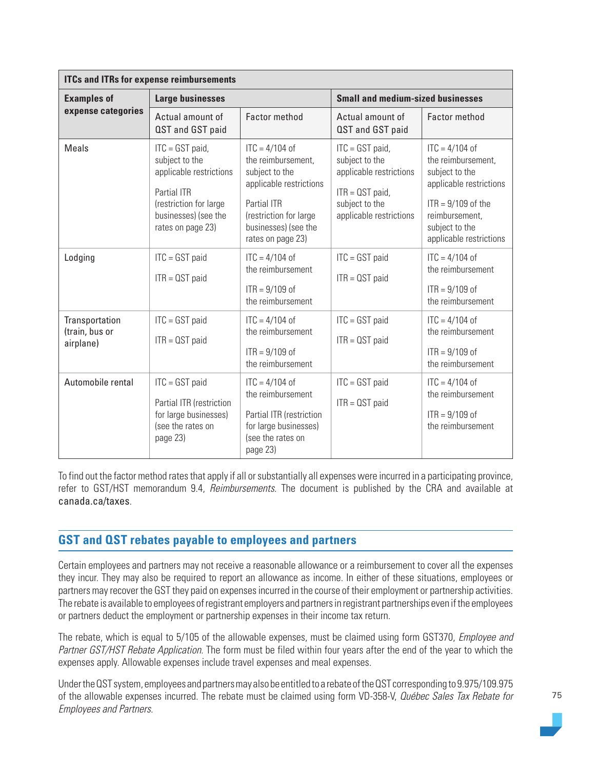| ITCs and ITRs for expense reimbursements | | | | |
|---|---|---|---|---|
| **Examples of expense categories** | **Large businesses** | | **Small and medium-sized businesses** | |
| | Actual amount of QST and GST paid | Factor method | Actual amount of QST and GST paid | Factor method |
| Meals | ITC = GST paid, subject to the applicable restrictions<br><br>Partial ITR (restriction for large businesses) (see the rates on page 23) | ITC = 4/104 of the reimbursement, subject to the applicable restrictions<br><br>Partial ITR (restriction for large businesses) (see the rates on page 23) | ITC = GST paid, subject to the applicable restrictions<br><br>ITR = QST paid, subject to the applicable restrictions | ITC = 4/104 of the reimbursement, subject to the applicable restrictions<br><br>ITR = 9/109 of the reimbursement, subject to the applicable restrictions |
| Lodging | ITC = GST paid<br><br>ITR = QST paid | ITC = 4/104 of the reimbursement<br><br>ITR = 9/109 of the reimbursement | ITC = GST paid<br><br>ITR = QST paid | ITC = 4/104 of the reimbursement<br><br>ITR = 9/109 of the reimbursement |
| Transportation (train, bus or airplane) | ITC = GST paid<br><br>ITR = QST paid | ITC = 4/104 of the reimbursement<br><br>ITR = 9/109 of the reimbursement | ITC = GST paid<br><br>ITR = QST paid | ITC = 4/104 of the reimbursement<br><br>ITR = 9/109 of the reimbursement |
| Automobile rental | ITC = GST paid<br><br>Partial ITR (restriction for large businesses) (see the rates on page 23) | ITC = 4/104 of the reimbursement<br><br>Partial ITR (restriction for large businesses) (see the rates on page 23) | ITC = GST paid<br><br>ITR = QST paid | ITC = 4/104 of the reimbursement<br><br>ITR = 9/109 of the reimbursement |

To find out the factor method rates that apply if all or substantially all expenses were incurred in a participating province, refer to GST/HST memorandum 9.4, *Reimbursements*. The document is published by the CRA and available at canada.ca/taxes.

## GST and QST rebates payable to employees and partners

Certain employees and partners may not receive a reasonable allowance or a reimbursement to cover all the expenses they incur. They may also be required to report an allowance as income. In either of these situations, employees or partners may recover the GST they paid on expenses incurred in the course of their employment or partnership activities. The rebate is available to employees of registrant employers and partners in registrant partnerships even if the employees or partners deduct the employment or partnership expenses in their income tax return.

The rebate, which is equal to 5/105 of the allowable expenses, must be claimed using form GST370, *Employee and Partner GST/HST Rebate Application*. The form must be filed within four years after the end of the year to which the expenses apply. Allowable expenses include travel expenses and meal expenses.

Under the QST system, employees and partners may also be entitled to a rebate of the QST corresponding to 9.975/109.975 of the allowable expenses incurred. The rebate must be claimed using form VD-358-V, *Québec Sales Tax Rebate for Employees and Partners*.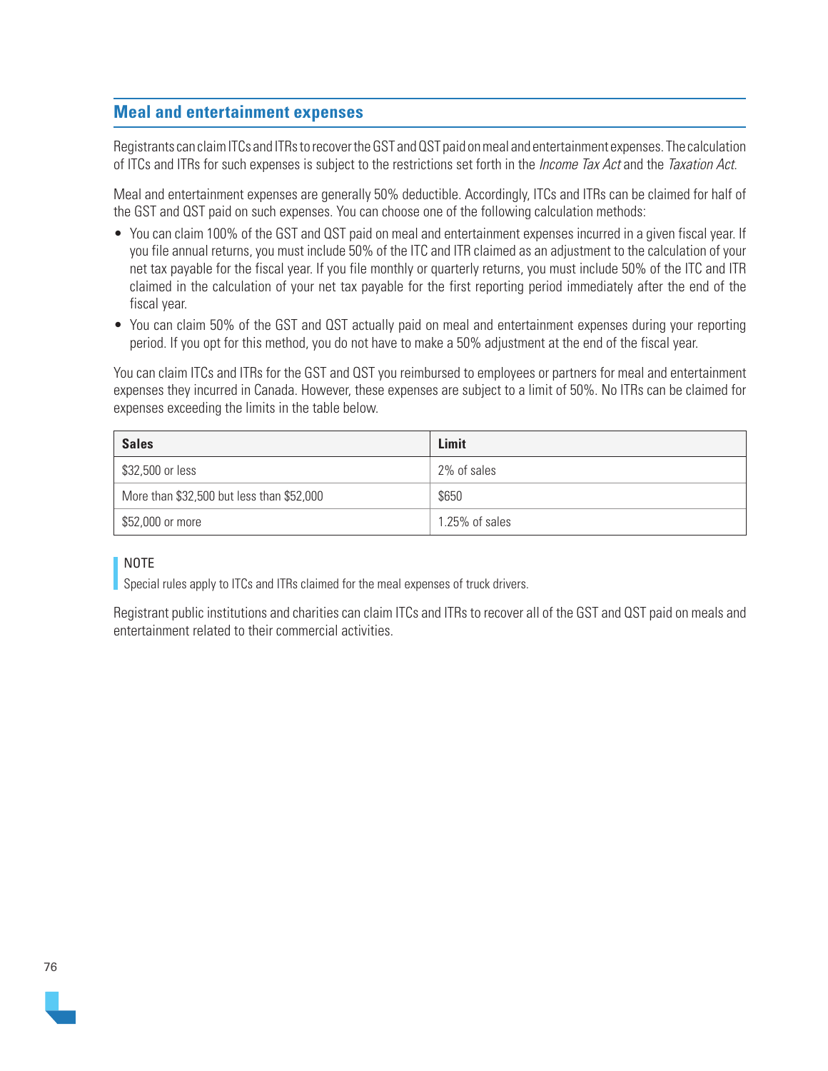## Meal and entertainment expenses

Registrants can claim ITCs and ITRs to recover the GST and QST paid on meal and entertainment expenses. The calculation of ITCs and ITRs for such expenses is subject to the restrictions set forth in the *Income Tax Act* and the *Taxation Act*.

Meal and entertainment expenses are generally 50% deductible. Accordingly, ITCs and ITRs can be claimed for half of the GST and QST paid on such expenses. You can choose one of the following calculation methods:

- You can claim 100% of the GST and QST paid on meal and entertainment expenses incurred in a given fiscal year. If you file annual returns, you must include 50% of the ITC and ITR claimed as an adjustment to the calculation of your net tax payable for the fiscal year. If you file monthly or quarterly returns, you must include 50% of the ITC and ITR claimed in the calculation of your net tax payable for the first reporting period immediately after the end of the fiscal year.
- You can claim 50% of the GST and QST actually paid on meal and entertainment expenses during your reporting period. If you opt for this method, you do not have to make a 50% adjustment at the end of the fiscal year.

You can claim ITCs and ITRs for the GST and QST you reimbursed to employees or partners for meal and entertainment expenses they incurred in Canada. However, these expenses are subject to a limit of 50%. No ITRs can be claimed for expenses exceeding the limits in the table below.

| Sales | Limit |
|---|---|
| $32,500 or less | 2% of sales |
| More than $32,500 but less than $52,000 | $650 |
| $52,000 or more | 1.25% of sales |

NOTE

Special rules apply to ITCs and ITRs claimed for the meal expenses of truck drivers.

Registrant public institutions and charities can claim ITCs and ITRs to recover all of the GST and QST paid on meals and entertainment related to their commercial activities.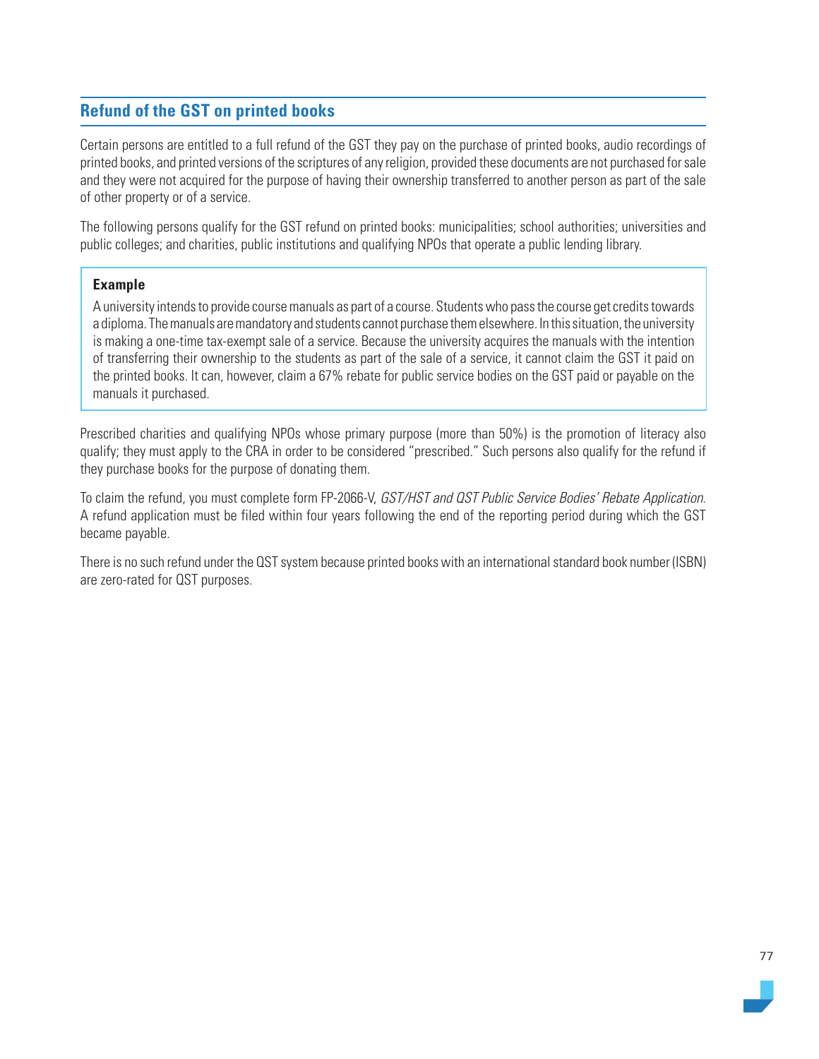## Refund of the GST on printed books

Certain persons are entitled to a full refund of the GST they pay on the purchase of printed books, audio recordings of printed books, and printed versions of the scriptures of any religion, provided these documents are not purchased for sale and they were not acquired for the purpose of having their ownership transferred to another person as part of the sale of other property or of a service.

The following persons qualify for the GST refund on printed books: municipalities; school authorities; universities and public colleges; and charities, public institutions and qualifying NPOs that operate a public lending library.

> **Example**
>
> A university intends to provide course manuals as part of a course. Students who pass the course get credits towards a diploma. The manuals are mandatory and students cannot purchase them elsewhere. In this situation, the university is making a one-time tax-exempt sale of a service. Because the university acquires the manuals with the intention of transferring their ownership to the students as part of the sale of a service, it cannot claim the GST it paid on the printed books. It can, however, claim a 67% rebate for public service bodies on the GST paid or payable on the manuals it purchased.

Prescribed charities and qualifying NPOs whose primary purpose (more than 50%) is the promotion of literacy also qualify; they must apply to the CRA in order to be considered "prescribed." Such persons also qualify for the refund if they purchase books for the purpose of donating them.

To claim the refund, you must complete form FP-2066-V, *GST/HST and QST Public Service Bodies' Rebate Application*. A refund application must be filed within four years following the end of the reporting period during which the GST became payable.

There is no such refund under the QST system because printed books with an international standard book number (ISBN) are zero-rated for QST purposes.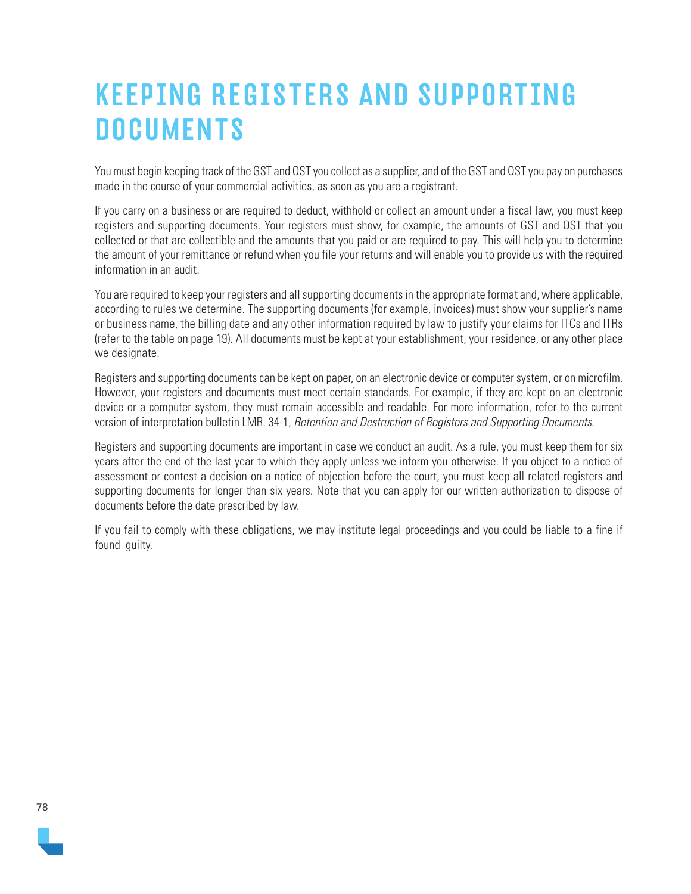# KEEPING REGISTERS AND SUPPORTING DOCUMENTS

You must begin keeping track of the GST and QST you collect as a supplier, and of the GST and QST you pay on purchases made in the course of your commercial activities, as soon as you are a registrant.

If you carry on a business or are required to deduct, withhold or collect an amount under a fiscal law, you must keep registers and supporting documents. Your registers must show, for example, the amounts of GST and QST that you collected or that are collectible and the amounts that you paid or are required to pay. This will help you to determine the amount of your remittance or refund when you file your returns and will enable you to provide us with the required information in an audit.

You are required to keep your registers and all supporting documents in the appropriate format and, where applicable, according to rules we determine. The supporting documents (for example, invoices) must show your supplier's name or business name, the billing date and any other information required by law to justify your claims for ITCs and ITRs (refer to the table on page 19). All documents must be kept at your establishment, your residence, or any other place we designate.

Registers and supporting documents can be kept on paper, on an electronic device or computer system, or on microfilm. However, your registers and documents must meet certain standards. For example, if they are kept on an electronic device or a computer system, they must remain accessible and readable. For more information, refer to the current version of interpretation bulletin LMR. 34-1, *Retention and Destruction of Registers and Supporting Documents*.

Registers and supporting documents are important in case we conduct an audit. As a rule, you must keep them for six years after the end of the last year to which they apply unless we inform you otherwise. If you object to a notice of assessment or contest a decision on a notice of objection before the court, you must keep all related registers and supporting documents for longer than six years. Note that you can apply for our written authorization to dispose of documents before the date prescribed by law.

If you fail to comply with these obligations, we may institute legal proceedings and you could be liable to a fine if found guilty.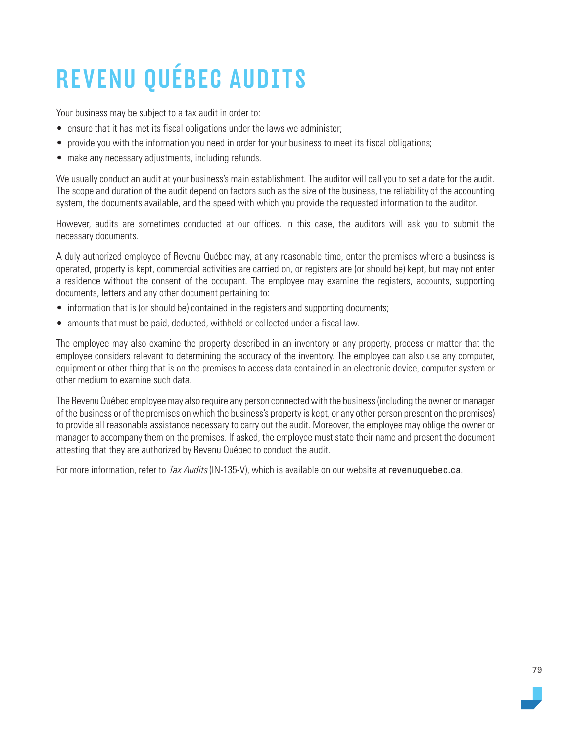# REVENU QUÉBEC AUDITS

Your business may be subject to a tax audit in order to:

- ensure that it has met its fiscal obligations under the laws we administer;
- provide you with the information you need in order for your business to meet its fiscal obligations;
- make any necessary adjustments, including refunds.

We usually conduct an audit at your business's main establishment. The auditor will call you to set a date for the audit. The scope and duration of the audit depend on factors such as the size of the business, the reliability of the accounting system, the documents available, and the speed with which you provide the requested information to the auditor.

However, audits are sometimes conducted at our offices. In this case, the auditors will ask you to submit the necessary documents.

A duly authorized employee of Revenu Québec may, at any reasonable time, enter the premises where a business is operated, property is kept, commercial activities are carried on, or registers are (or should be) kept, but may not enter a residence without the consent of the occupant. The employee may examine the registers, accounts, supporting documents, letters and any other document pertaining to:

- information that is (or should be) contained in the registers and supporting documents;
- amounts that must be paid, deducted, withheld or collected under a fiscal law.

The employee may also examine the property described in an inventory or any property, process or matter that the employee considers relevant to determining the accuracy of the inventory. The employee can also use any computer, equipment or other thing that is on the premises to access data contained in an electronic device, computer system or other medium to examine such data.

The Revenu Québec employee may also require any person connected with the business (including the owner or manager of the business or of the premises on which the business's property is kept, or any other person present on the premises) to provide all reasonable assistance necessary to carry out the audit. Moreover, the employee may oblige the owner or manager to accompany them on the premises. If asked, the employee must state their name and present the document attesting that they are authorized by Revenu Québec to conduct the audit.

For more information, refer to *Tax Audits* (IN-135-V), which is available on our website at revenuquebec.ca.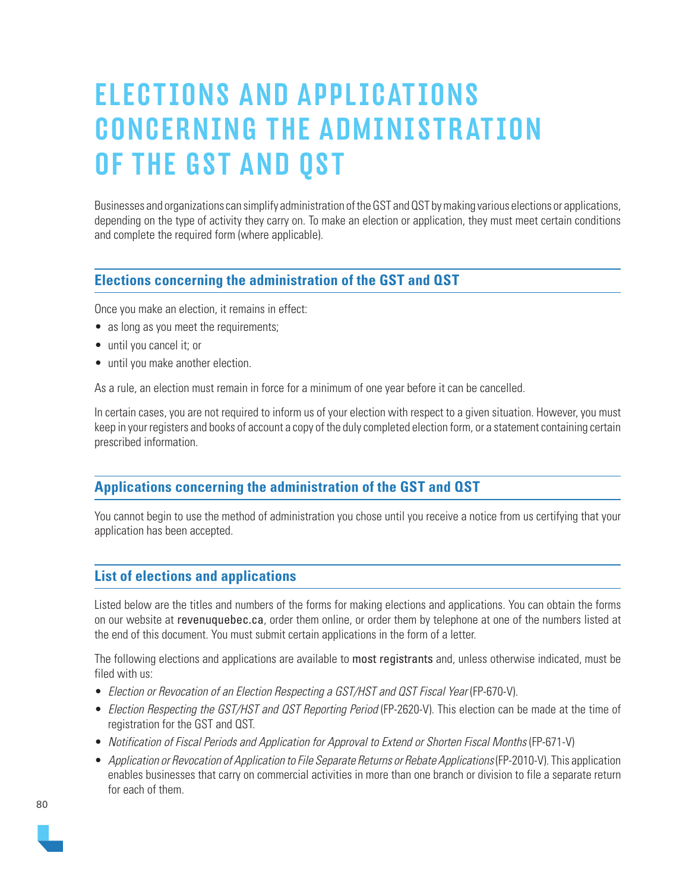# ELECTIONS AND APPLICATIONS CONCERNING THE ADMINISTRATION OF THE GST AND QST

Businesses and organizations can simplify administration of the GST and QST by making various elections or applications, depending on the type of activity they carry on. To make an election or application, they must meet certain conditions and complete the required form (where applicable).

## Elections concerning the administration of the GST and QST

Once you make an election, it remains in effect:

- as long as you meet the requirements;
- until you cancel it; or
- until you make another election.

As a rule, an election must remain in force for a minimum of one year before it can be cancelled.

In certain cases, you are not required to inform us of your election with respect to a given situation. However, you must keep in your registers and books of account a copy of the duly completed election form, or a statement containing certain prescribed information.

## Applications concerning the administration of the GST and QST

You cannot begin to use the method of administration you chose until you receive a notice from us certifying that your application has been accepted.

## List of elections and applications

Listed below are the titles and numbers of the forms for making elections and applications. You can obtain the forms on our website at revenuquebec.ca, order them online, or order them by telephone at one of the numbers listed at the end of this document. You must submit certain applications in the form of a letter.

The following elections and applications are available to most registrants and, unless otherwise indicated, must be filed with us:

- *Election or Revocation of an Election Respecting a GST/HST and QST Fiscal Year* (FP-670-V).
- *Election Respecting the GST/HST and QST Reporting Period* (FP-2620-V). This election can be made at the time of registration for the GST and QST.
- *Notification of Fiscal Periods and Application for Approval to Extend or Shorten Fiscal Months* (FP-671-V)
- *Application or Revocation of Application to File Separate Returns or Rebate Applications* (FP-2010-V). This application enables businesses that carry on commercial activities in more than one branch or division to file a separate return for each of them.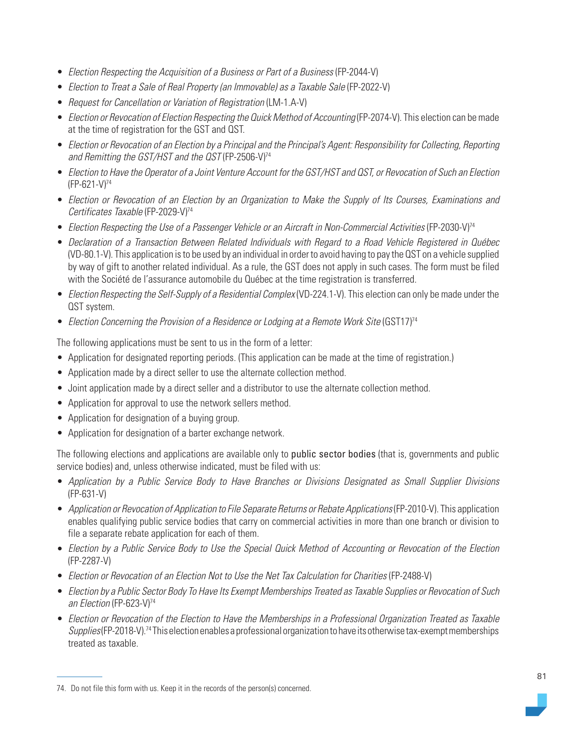- *Election Respecting the Acquisition of a Business or Part of a Business* (FP-2044-V)
- *Election to Treat a Sale of Real Property (an Immovable) as a Taxable Sale* (FP-2022-V)
- *Request for Cancellation or Variation of Registration* (LM-1.A-V)
- *Election or Revocation of Election Respecting the Quick Method of Accounting* (FP-2074-V). This election can be made at the time of registration for the GST and QST.
- *Election or Revocation of an Election by a Principal and the Principal's Agent: Responsibility for Collecting, Reporting and Remitting the GST/HST and the QST* (FP-2506-V)[74]
- *Election to Have the Operator of a Joint Venture Account for the GST/HST and QST, or Revocation of Such an Election* (FP-621-V)[74]
- *Election or Revocation of an Election by an Organization to Make the Supply of Its Courses, Examinations and Certificates Taxable* (FP-2029-V)[74]
- *Election Respecting the Use of a Passenger Vehicle or an Aircraft in Non-Commercial Activities* (FP-2030-V)[74]
- *Declaration of a Transaction Between Related Individuals with Regard to a Road Vehicle Registered in Québec* (VD-80.1-V). This application is to be used by an individual in order to avoid having to pay the QST on a vehicle supplied by way of gift to another related individual. As a rule, the GST does not apply in such cases. The form must be filed with the Société de l'assurance automobile du Québec at the time registration is transferred.
- *Election Respecting the Self-Supply of a Residential Complex* (VD-224.1-V). This election can only be made under the QST system.
- *Election Concerning the Provision of a Residence or Lodging at a Remote Work Site* (GST17)[74]

The following applications must be sent to us in the form of a letter:

- Application for designated reporting periods. (This application can be made at the time of registration.)
- Application made by a direct seller to use the alternate collection method.
- Joint application made by a direct seller and a distributor to use the alternate collection method.
- Application for approval to use the network sellers method.
- Application for designation of a buying group.
- Application for designation of a barter exchange network.

The following elections and applications are available only to public sector bodies (that is, governments and public service bodies) and, unless otherwise indicated, must be filed with us:

- *Application by a Public Service Body to Have Branches or Divisions Designated as Small Supplier Divisions* (FP-631-V)
- *Application or Revocation of Application to File Separate Returns or Rebate Applications* (FP-2010-V). This application enables qualifying public service bodies that carry on commercial activities in more than one branch or division to file a separate rebate application for each of them.
- *Election by a Public Service Body to Use the Special Quick Method of Accounting or Revocation of the Election* (FP-2287-V)
- *Election or Revocation of an Election Not to Use the Net Tax Calculation for Charities* (FP-2488-V)
- *Election by a Public Sector Body To Have Its Exempt Memberships Treated as Taxable Supplies or Revocation of Such an Election* (FP-623-V)[74]
- *Election or Revocation of the Election to Have the Memberships in a Professional Organization Treated as Taxable Supplies* (FP-2018-V).[74] This election enables a professional organization to have its otherwise tax-exempt memberships treated as taxable.

---

74. Do not file this form with us. Keep it in the records of the person(s) concerned.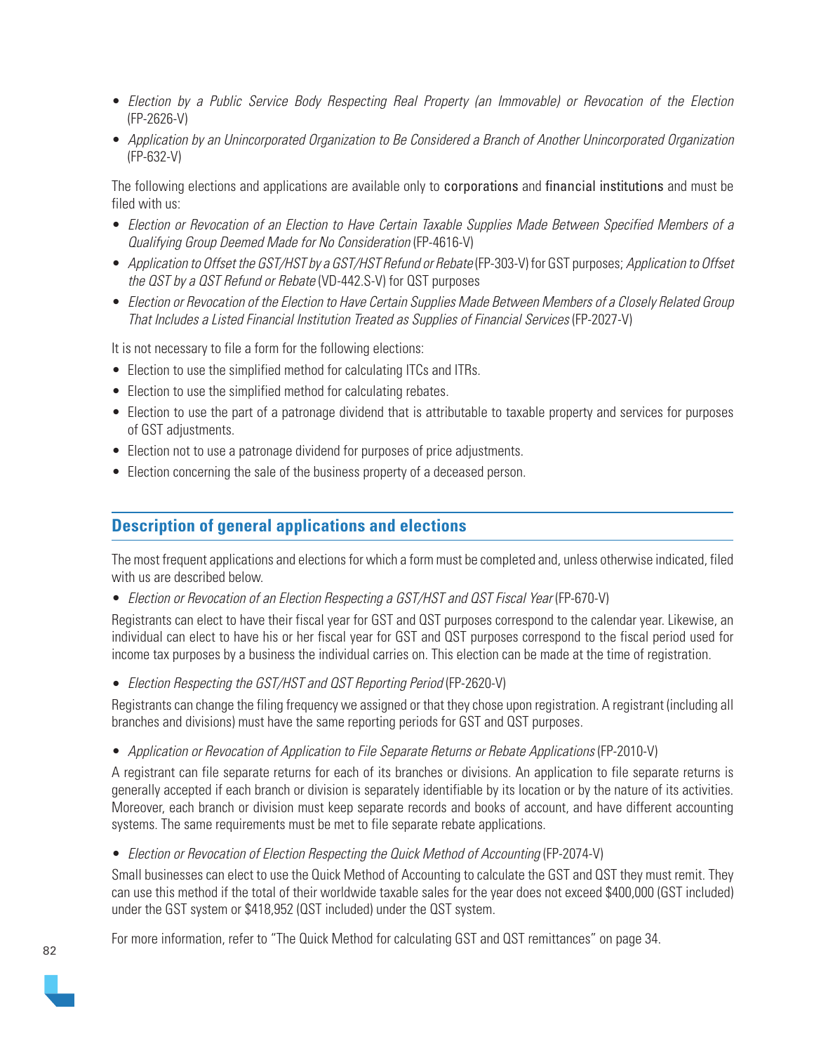- *Election by a Public Service Body Respecting Real Property (an Immovable) or Revocation of the Election* (FP-2626-V)
- *Application by an Unincorporated Organization to Be Considered a Branch of Another Unincorporated Organization* (FP-632-V)

The following elections and applications are available only to corporations and financial institutions and must be filed with us:

- *Election or Revocation of an Election to Have Certain Taxable Supplies Made Between Specified Members of a Qualifying Group Deemed Made for No Consideration* (FP-4616-V)
- *Application to Offset the GST/HST by a GST/HST Refund or Rebate* (FP-303-V) for GST purposes; *Application to Offset the QST by a QST Refund or Rebate* (VD-442.S-V) for QST purposes
- *Election or Revocation of the Election to Have Certain Supplies Made Between Members of a Closely Related Group That Includes a Listed Financial Institution Treated as Supplies of Financial Services* (FP-2027-V)

It is not necessary to file a form for the following elections:

- Election to use the simplified method for calculating ITCs and ITRs.
- Election to use the simplified method for calculating rebates.
- Election to use the part of a patronage dividend that is attributable to taxable property and services for purposes of GST adjustments.
- Election not to use a patronage dividend for purposes of price adjustments.
- Election concerning the sale of the business property of a deceased person.

## Description of general applications and elections

The most frequent applications and elections for which a form must be completed and, unless otherwise indicated, filed with us are described below.

- *Election or Revocation of an Election Respecting a GST/HST and QST Fiscal Year* (FP-670-V)

Registrants can elect to have their fiscal year for GST and QST purposes correspond to the calendar year. Likewise, an individual can elect to have his or her fiscal year for GST and QST purposes correspond to the fiscal period used for income tax purposes by a business the individual carries on. This election can be made at the time of registration.

- *Election Respecting the GST/HST and QST Reporting Period* (FP-2620-V)

Registrants can change the filing frequency we assigned or that they chose upon registration. A registrant (including all branches and divisions) must have the same reporting periods for GST and QST purposes.

- *Application or Revocation of Application to File Separate Returns or Rebate Applications* (FP-2010-V)

A registrant can file separate returns for each of its branches or divisions. An application to file separate returns is generally accepted if each branch or division is separately identifiable by its location or by the nature of its activities. Moreover, each branch or division must keep separate records and books of account, and have different accounting systems. The same requirements must be met to file separate rebate applications.

- *Election or Revocation of Election Respecting the Quick Method of Accounting* (FP-2074-V)

Small businesses can elect to use the Quick Method of Accounting to calculate the GST and QST they must remit. They can use this method if the total of their worldwide taxable sales for the year does not exceed $400,000 (GST included) under the GST system or $418,952 (QST included) under the QST system.

For more information, refer to "The Quick Method for calculating GST and QST remittances" on page 34.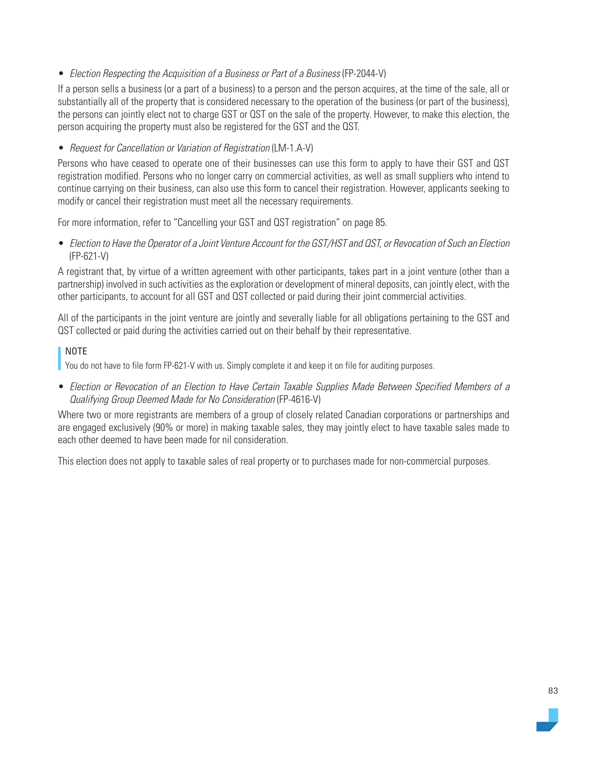- *Election Respecting the Acquisition of a Business or Part of a Business* (FP-2044-V)

If a person sells a business (or a part of a business) to a person and the person acquires, at the time of the sale, all or substantially all of the property that is considered necessary to the operation of the business (or part of the business), the persons can jointly elect not to charge GST or QST on the sale of the property. However, to make this election, the person acquiring the property must also be registered for the GST and the QST.

- *Request for Cancellation or Variation of Registration* (LM-1.A-V)

Persons who have ceased to operate one of their businesses can use this form to apply to have their GST and QST registration modified. Persons who no longer carry on commercial activities, as well as small suppliers who intend to continue carrying on their business, can also use this form to cancel their registration. However, applicants seeking to modify or cancel their registration must meet all the necessary requirements.

For more information, refer to "Cancelling your GST and QST registration" on page 85.

- *Election to Have the Operator of a Joint Venture Account for the GST/HST and QST, or Revocation of Such an Election* (FP-621-V)

A registrant that, by virtue of a written agreement with other participants, takes part in a joint venture (other than a partnership) involved in such activities as the exploration or development of mineral deposits, can jointly elect, with the other participants, to account for all GST and QST collected or paid during their joint commercial activities.

All of the participants in the joint venture are jointly and severally liable for all obligations pertaining to the GST and QST collected or paid during the activities carried out on their behalf by their representative.

> NOTE
> You do not have to file form FP-621-V with us. Simply complete it and keep it on file for auditing purposes.

- *Election or Revocation of an Election to Have Certain Taxable Supplies Made Between Specified Members of a Qualifying Group Deemed Made for No Consideration* (FP-4616-V)

Where two or more registrants are members of a group of closely related Canadian corporations or partnerships and are engaged exclusively (90% or more) in making taxable sales, they may jointly elect to have taxable sales made to each other deemed to have been made for nil consideration.

This election does not apply to taxable sales of real property or to purchases made for non-commercial purposes.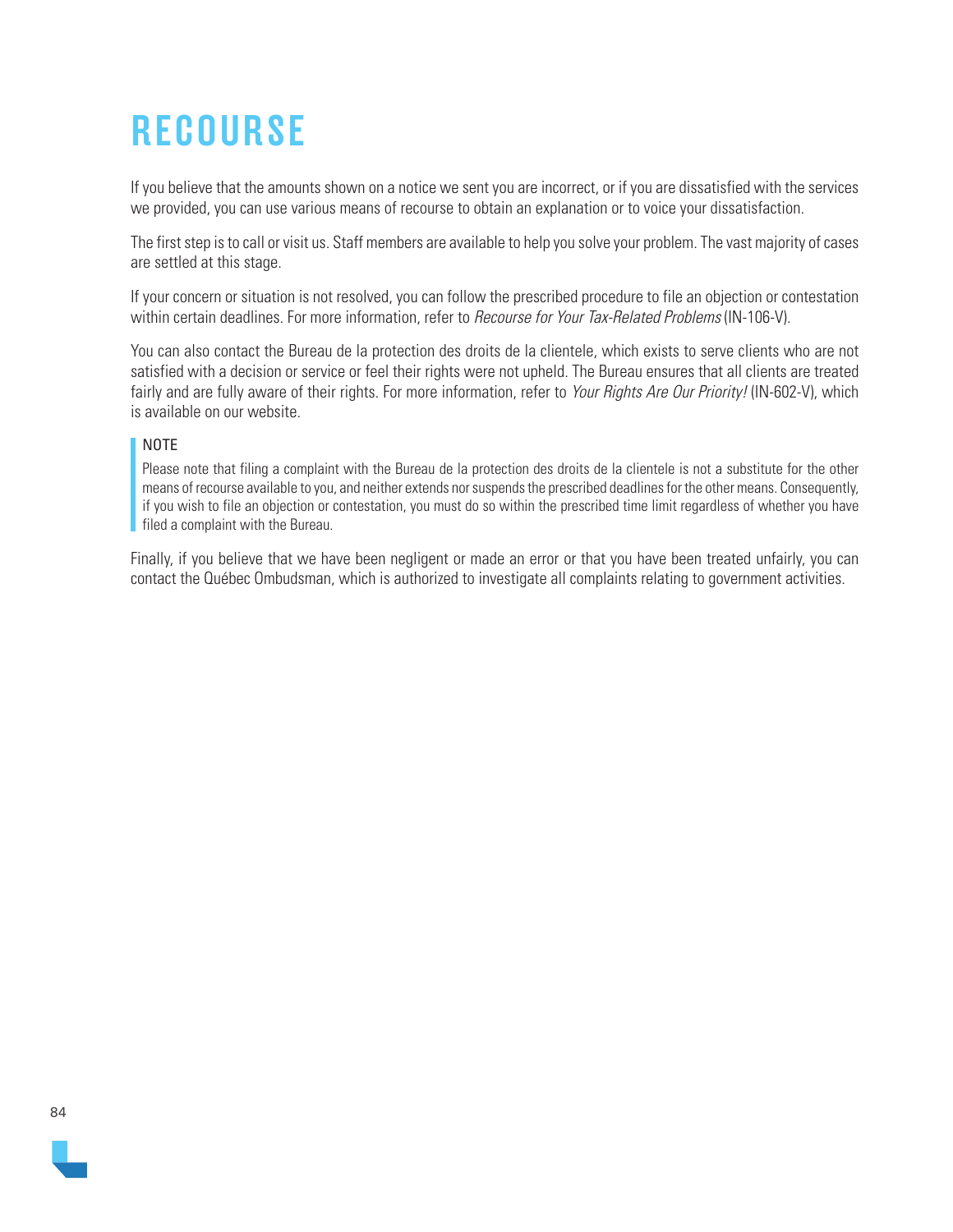# RECOURSE

If you believe that the amounts shown on a notice we sent you are incorrect, or if you are dissatisfied with the services we provided, you can use various means of recourse to obtain an explanation or to voice your dissatisfaction.

The first step is to call or visit us. Staff members are available to help you solve your problem. The vast majority of cases are settled at this stage.

If your concern or situation is not resolved, you can follow the prescribed procedure to file an objection or contestation within certain deadlines. For more information, refer to *Recourse for Your Tax-Related Problems* (IN-106-V).

You can also contact the Bureau de la protection des droits de la clientele, which exists to serve clients who are not satisfied with a decision or service or feel their rights were not upheld. The Bureau ensures that all clients are treated fairly and are fully aware of their rights. For more information, refer to *Your Rights Are Our Priority!* (IN-602-V), which is available on our website.

> NOTE
>
> Please note that filing a complaint with the Bureau de la protection des droits de la clientele is not a substitute for the other means of recourse available to you, and neither extends nor suspends the prescribed deadlines for the other means. Consequently, if you wish to file an objection or contestation, you must do so within the prescribed time limit regardless of whether you have filed a complaint with the Bureau.

Finally, if you believe that we have been negligent or made an error or that you have been treated unfairly, you can contact the Québec Ombudsman, which is authorized to investigate all complaints relating to government activities.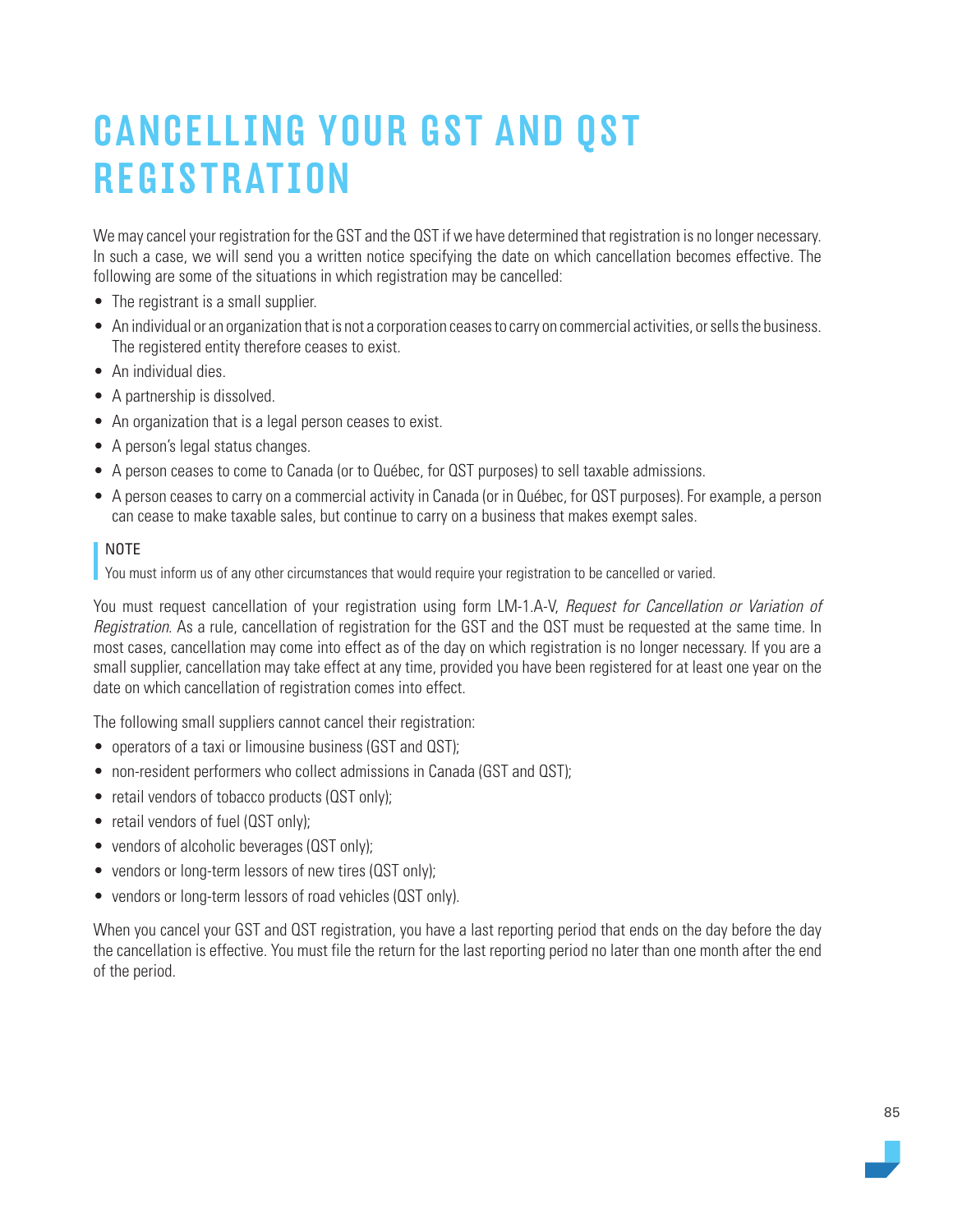# CANCELLING YOUR GST AND QST REGISTRATION

We may cancel your registration for the GST and the QST if we have determined that registration is no longer necessary. In such a case, we will send you a written notice specifying the date on which cancellation becomes effective. The following are some of the situations in which registration may be cancelled:

- The registrant is a small supplier.
- An individual or an organization that is not a corporation ceases to carry on commercial activities, or sells the business. The registered entity therefore ceases to exist.
- An individual dies.
- A partnership is dissolved.
- An organization that is a legal person ceases to exist.
- A person's legal status changes.
- A person ceases to come to Canada (or to Québec, for QST purposes) to sell taxable admissions.
- A person ceases to carry on a commercial activity in Canada (or in Québec, for QST purposes). For example, a person can cease to make taxable sales, but continue to carry on a business that makes exempt sales.

> NOTE
> You must inform us of any other circumstances that would require your registration to be cancelled or varied.

You must request cancellation of your registration using form LM-1.A-V, *Request for Cancellation or Variation of Registration*. As a rule, cancellation of registration for the GST and the QST must be requested at the same time. In most cases, cancellation may come into effect as of the day on which registration is no longer necessary. If you are a small supplier, cancellation may take effect at any time, provided you have been registered for at least one year on the date on which cancellation of registration comes into effect.

The following small suppliers cannot cancel their registration:

- operators of a taxi or limousine business (GST and QST);
- non-resident performers who collect admissions in Canada (GST and QST);
- retail vendors of tobacco products (QST only);
- retail vendors of fuel (QST only);
- vendors of alcoholic beverages (QST only);
- vendors or long-term lessors of new tires (QST only);
- vendors or long-term lessors of road vehicles (QST only).

When you cancel your GST and QST registration, you have a last reporting period that ends on the day before the day the cancellation is effective. You must file the return for the last reporting period no later than one month after the end of the period.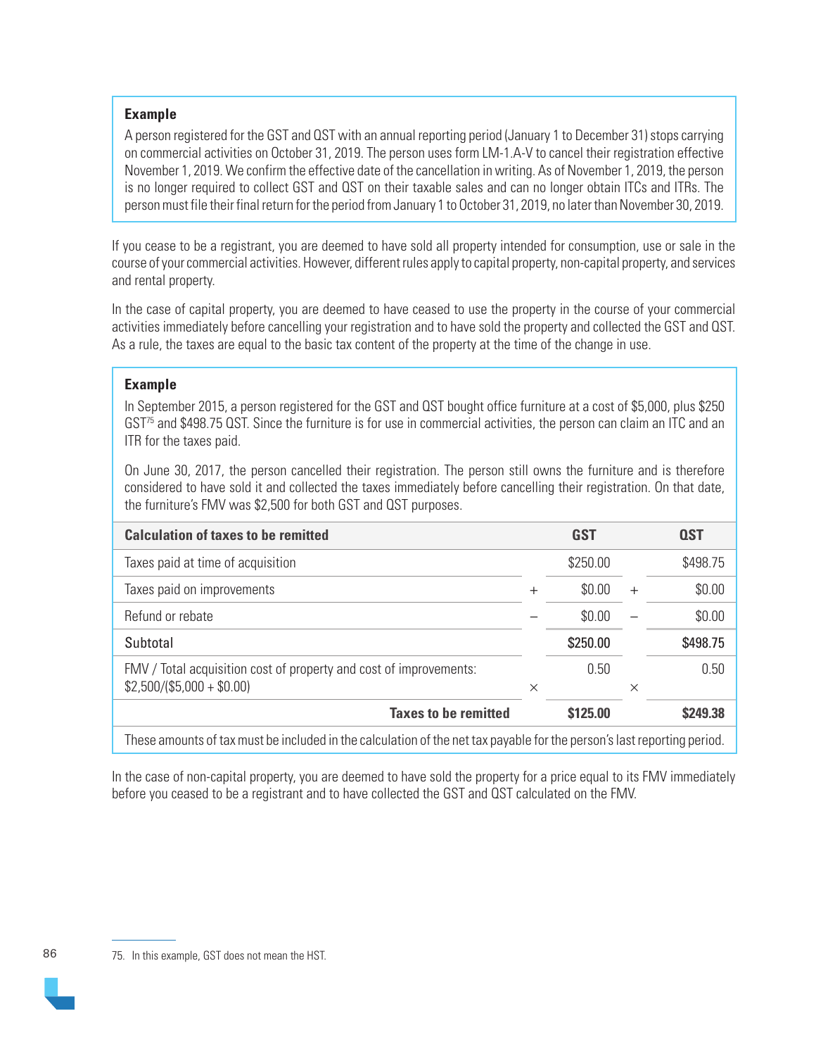**Example**

A person registered for the GST and QST with an annual reporting period (January 1 to December 31) stops carrying on commercial activities on October 31, 2019. The person uses form LM-1.A-V to cancel their registration effective November 1, 2019. We confirm the effective date of the cancellation in writing. As of November 1, 2019, the person is no longer required to collect GST and QST on their taxable sales and can no longer obtain ITCs and ITRs. The person must file their final return for the period from January 1 to October 31, 2019, no later than November 30, 2019.

If you cease to be a registrant, you are deemed to have sold all property intended for consumption, use or sale in the course of your commercial activities. However, different rules apply to capital property, non-capital property, and services and rental property.

In the case of capital property, you are deemed to have ceased to use the property in the course of your commercial activities immediately before cancelling your registration and to have sold the property and collected the GST and QST. As a rule, the taxes are equal to the basic tax content of the property at the time of the change in use.

**Example**

In September 2015, a person registered for the GST and QST bought office furniture at a cost of $5,000, plus $250 GST[75] and $498.75 QST. Since the furniture is for use in commercial activities, the person can claim an ITC and an ITR for the taxes paid.

On June 30, 2017, the person cancelled their registration. The person still owns the furniture and is therefore considered to have sold it and collected the taxes immediately before cancelling their registration. On that date, the furniture's FMV was $2,500 for both GST and QST purposes.

| Calculation of taxes to be remitted | | GST | | QST |
|---|---|---|---|---|
| Taxes paid at time of acquisition | | $250.00 | | $498.75 |
| Taxes paid on improvements | + | $0.00 | + | $0.00 |
| Refund or rebate | − | $0.00 | − | $0.00 |
| Subtotal | | **$250.00** | | **$498.75** |
| FMV / Total acquisition cost of property and cost of improvements: $2,500/($5,000 + $0.00) | × | 0.50 | × | 0.50 |
| **Taxes to be remitted** | | **$125.00** | | **$249.38** |

These amounts of tax must be included in the calculation of the net tax payable for the person's last reporting period.

In the case of non-capital property, you are deemed to have sold the property for a price equal to its FMV immediately before you ceased to be a registrant and to have collected the GST and QST calculated on the FMV.

75. In this example, GST does not mean the HST.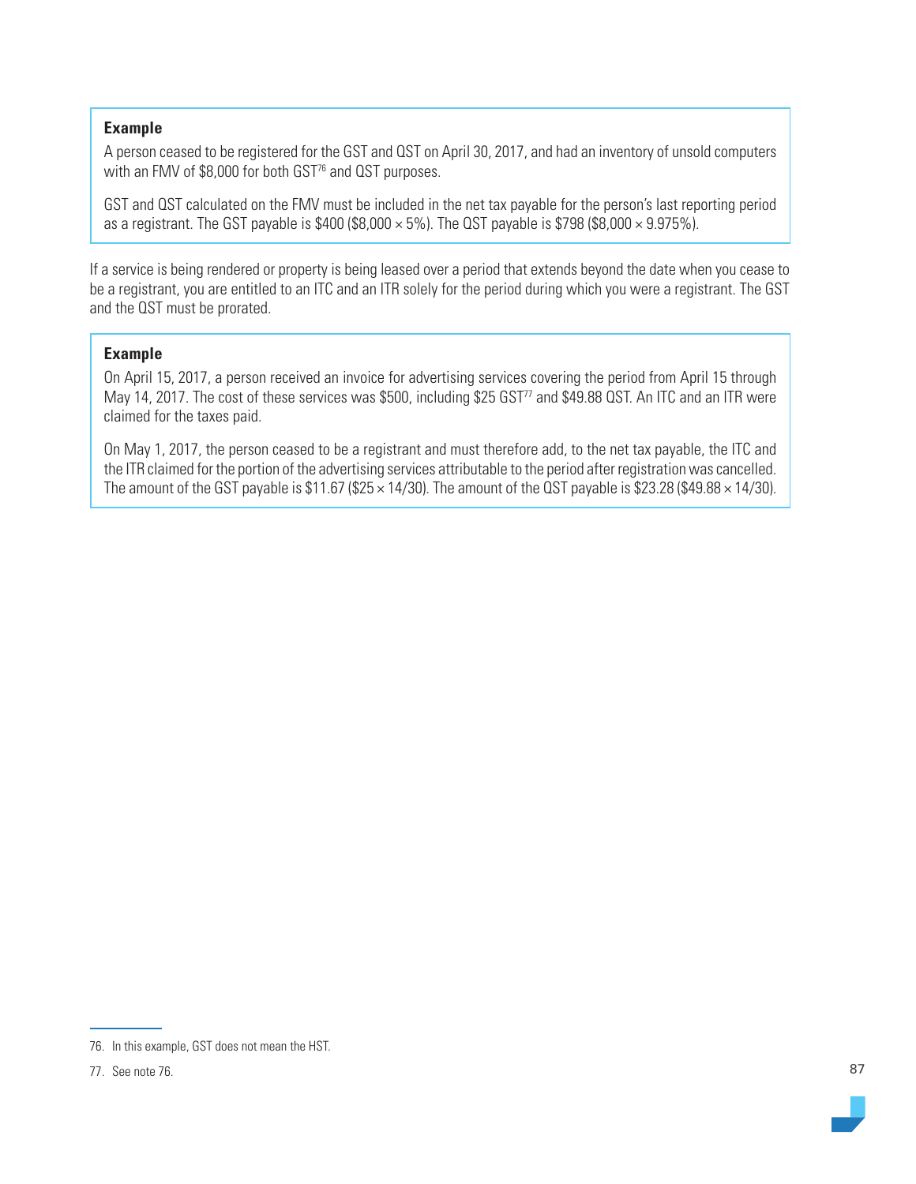> **Example**
>
> A person ceased to be registered for the GST and QST on April 30, 2017, and had an inventory of unsold computers with an FMV of $8,000 for both GST[76] and QST purposes.
>
> GST and QST calculated on the FMV must be included in the net tax payable for the person's last reporting period as a registrant. The GST payable is $400 ($8,000 × 5%). The QST payable is $798 ($8,000 × 9.975%).

If a service is being rendered or property is being leased over a period that extends beyond the date when you cease to be a registrant, you are entitled to an ITC and an ITR solely for the period during which you were a registrant. The GST and the QST must be prorated.

> **Example**
>
> On April 15, 2017, a person received an invoice for advertising services covering the period from April 15 through May 14, 2017. The cost of these services was $500, including $25 GST[77] and $49.88 QST. An ITC and an ITR were claimed for the taxes paid.
>
> On May 1, 2017, the person ceased to be a registrant and must therefore add, to the net tax payable, the ITC and the ITR claimed for the portion of the advertising services attributable to the period after registration was cancelled. The amount of the GST payable is $11.67 ($25 × 14/30). The amount of the QST payable is $23.28 ($49.88 × 14/30).

---

76. In this example, GST does not mean the HST.

77. See note 76.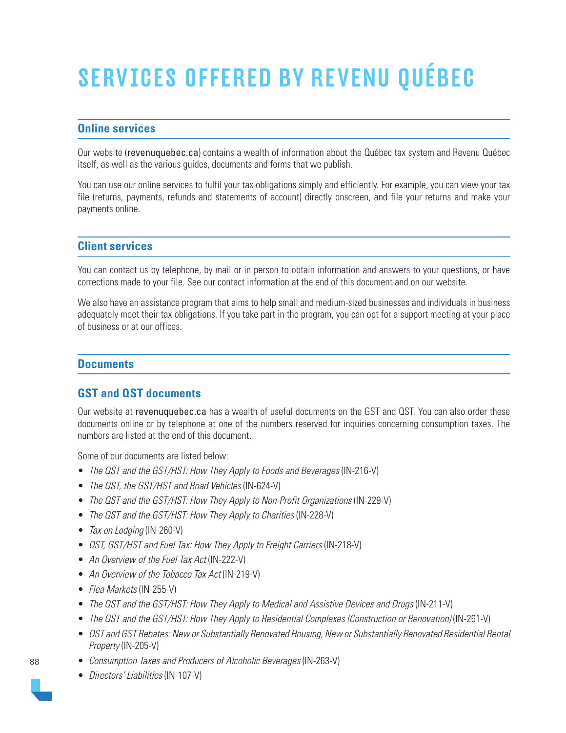# SERVICES OFFERED BY REVENU QUÉBEC

## Online services

Our website (revenuquebec.ca) contains a wealth of information about the Québec tax system and Revenu Québec itself, as well as the various guides, documents and forms that we publish.

You can use our online services to fulfil your tax obligations simply and efficiently. For example, you can view your tax file (returns, payments, refunds and statements of account) directly onscreen, and file your returns and make your payments online.

## Client services

You can contact us by telephone, by mail or in person to obtain information and answers to your questions, or have corrections made to your file. See our contact information at the end of this document and on our website.

We also have an assistance program that aims to help small and medium-sized businesses and individuals in business adequately meet their tax obligations. If you take part in the program, you can opt for a support meeting at your place of business or at our offices.

## Documents

### GST and QST documents

Our website at revenuquebec.ca has a wealth of useful documents on the GST and QST. You can also order these documents online or by telephone at one of the numbers reserved for inquiries concerning consumption taxes. The numbers are listed at the end of this document.

Some of our documents are listed below:

- *The QST and the GST/HST: How They Apply to Foods and Beverages* (IN-216-V)
- *The QST, the GST/HST and Road Vehicles* (IN-624-V)
- *The QST and the GST/HST: How They Apply to Non-Profit Organizations* (IN-229-V)
- *The QST and the GST/HST: How They Apply to Charities* (IN-228-V)
- *Tax on Lodging* (IN-260-V)
- *QST, GST/HST and Fuel Tax: How They Apply to Freight Carriers* (IN-218-V)
- *An Overview of the Fuel Tax Act* (IN-222-V)
- *An Overview of the Tobacco Tax Act* (IN-219-V)
- *Flea Markets* (IN-255-V)
- *The QST and the GST/HST: How They Apply to Medical and Assistive Devices and Drugs* (IN-211-V)
- *The QST and the GST/HST: How They Apply to Residential Complexes (Construction or Renovation)* (IN-261-V)
- *QST and GST Rebates: New or Substantially Renovated Housing, New or Substantially Renovated Residential Rental Property* (IN-205-V)
- *Consumption Taxes and Producers of Alcoholic Beverages* (IN-263-V)
- *Directors' Liabilities* (IN-107-V)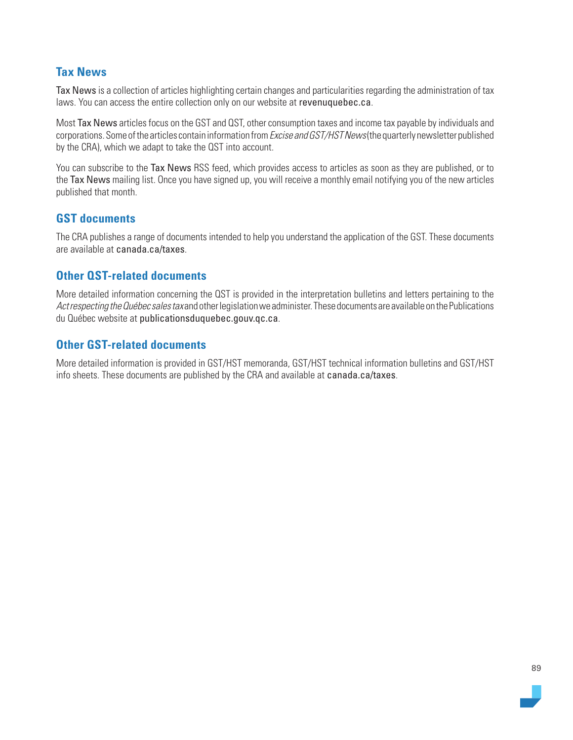## Tax News

Tax News is a collection of articles highlighting certain changes and particularities regarding the administration of tax laws. You can access the entire collection only on our website at revenuquebec.ca.

Most Tax News articles focus on the GST and QST, other consumption taxes and income tax payable by individuals and corporations. Some of the articles contain information from *Excise and GST/HST News* (the quarterly newsletter published by the CRA), which we adapt to take the QST into account.

You can subscribe to the Tax News RSS feed, which provides access to articles as soon as they are published, or to the Tax News mailing list. Once you have signed up, you will receive a monthly email notifying you of the new articles published that month.

## GST documents

The CRA publishes a range of documents intended to help you understand the application of the GST. These documents are available at canada.ca/taxes.

## Other QST-related documents

More detailed information concerning the QST is provided in the interpretation bulletins and letters pertaining to the *Act respecting the Québec sales tax* and other legislation we administer. These documents are available on the Publications du Québec website at publicationsduquebec.gouv.qc.ca.

## Other GST-related documents

More detailed information is provided in GST/HST memoranda, GST/HST technical information bulletins and GST/HST info sheets. These documents are published by the CRA and available at canada.ca/taxes.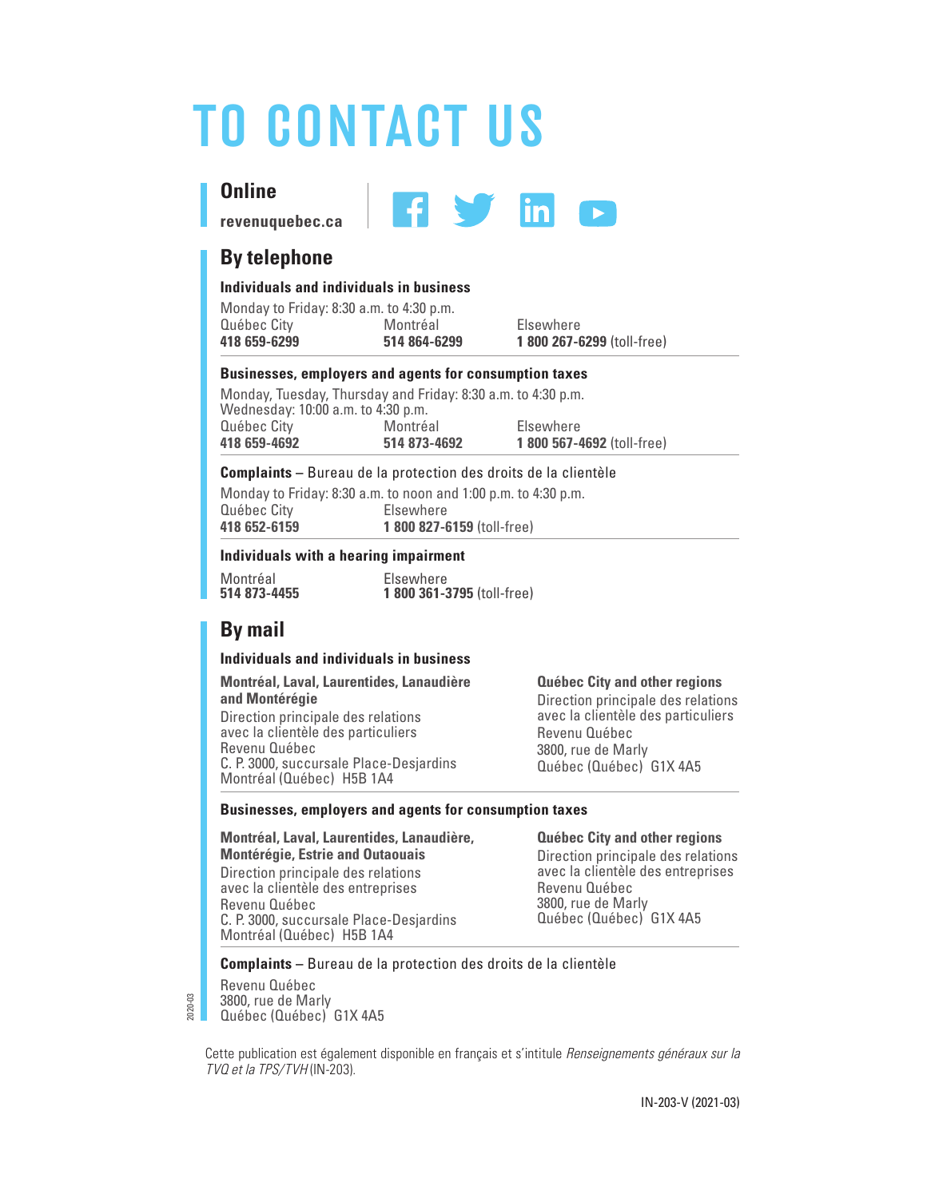# TO CONTACT US

## Online

**revenuquebec.ca**

## By telephone

**Individuals and individuals in business**

Monday to Friday: 8:30 a.m. to 4:30 p.m.

| Québec City | Montréal | Elsewhere |
|---|---|---|
| **418 659-6299** | **514 864-6299** | **1 800 267-6299** (toll-free) |

**Businesses, employers and agents for consumption taxes**

Monday, Tuesday, Thursday and Friday: 8:30 a.m. to 4:30 p.m.
Wednesday: 10:00 a.m. to 4:30 p.m.

| Québec City | Montréal | Elsewhere |
|---|---|---|
| **418 659-4692** | **514 873-4692** | **1 800 567-4692** (toll-free) |

**Complaints** – Bureau de la protection des droits de la clientèle

Monday to Friday: 8:30 a.m. to noon and 1:00 p.m. to 4:30 p.m.

| Québec City | Elsewhere |
|---|---|
| **418 652-6159** | **1 800 827-6159** (toll-free) |

**Individuals with a hearing impairment**

| Montréal | Elsewhere |
|---|---|
| **514 873-4455** | **1 800 361-3795** (toll-free) |

## By mail

**Individuals and individuals in business**

**Montréal, Laval, Laurentides, Lanaudière and Montérégie**
Direction principale des relations avec la clientèle des particuliers
Revenu Québec
C. P. 3000, succursale Place-Desjardins
Montréal (Québec) H5B 1A4

**Québec City and other regions**
Direction principale des relations avec la clientèle des particuliers
Revenu Québec
3800, rue de Marly
Québec (Québec) G1X 4A5

**Businesses, employers and agents for consumption taxes**

**Montréal, Laval, Laurentides, Lanaudière, Montérégie, Estrie and Outaouais**
Direction principale des relations avec la clientèle des entreprises
Revenu Québec
C. P. 3000, succursale Place-Desjardins
Montréal (Québec) H5B 1A4

**Québec City and other regions**
Direction principale des relations avec la clientèle des entreprises
Revenu Québec
3800, rue de Marly
Québec (Québec) G1X 4A5

**Complaints** – Bureau de la protection des droits de la clientèle

Revenu Québec
3800, rue de Marly
Québec (Québec) G1X 4A5

2020-03

Cette publication est également disponible en français et s'intitule *Renseignements généraux sur la TVQ et la TPS/TVH* (IN-203).

IN-203-V (2021-03)